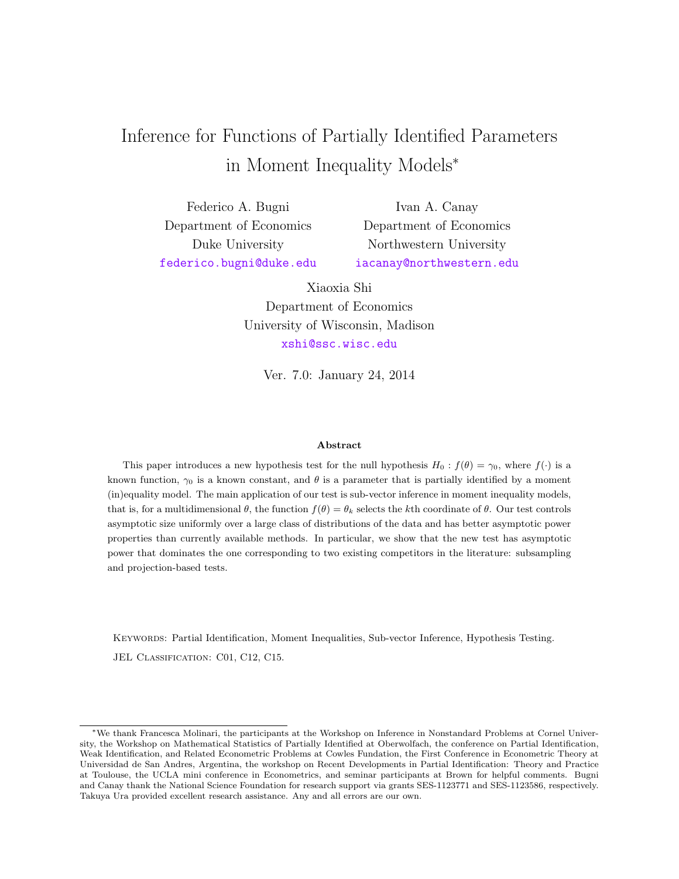# Inference for Functions of Partially Identified Parameters in Moment Inequality Models*

Federico A. Bugni
Department of Economics
Duke University
federico.bugni@duke.edu

Ivan A. Canay
Department of Economics
Northwestern University
iacanay@northwestern.edu

Xiaoxia Shi
Department of Economics
University of Wisconsin, Madison
xshi@ssc.wisc.edu

Ver. 7.0: January 24, 2014

### Abstract

This paper introduces a new hypothesis test for the null hypothesis $H_0 : f(\theta) = \gamma_0$, where $f(\cdot)$ is a known function, $\gamma_0$ is a known constant, and $\theta$ is a parameter that is partially identified by a moment (in)equality model. The main application of our test is sub-vector inference in moment inequality models, that is, for a multidimensional $\theta$, the function $f(\theta) = \theta_k$ selects the $k$th coordinate of $\theta$. Our test controls asymptotic size uniformly over a large class of distributions of the data and has better asymptotic power properties than currently available methods. In particular, we show that the new test has asymptotic power that dominates the one corresponding to two existing competitors in the literature: subsampling and projection-based tests.

Keywords: Partial Identification, Moment Inequalities, Sub-vector Inference, Hypothesis Testing.

JEL Classification: C01, C12, C15.

---

*We thank Francesca Molinari, the participants at the Workshop on Inference in Nonstandard Problems at Cornel University, the Workshop on Mathematical Statistics of Partially Identified at Oberwolfach, the conference on Partial Identification, Weak Identification, and Related Econometric Problems at Cowles Fundation, the First Conference in Econometric Theory at Universidad de San Andres, Argentina, the workshop on Recent Developments in Partial Identification: Theory and Practice at Toulouse, the UCLA mini conference in Econometrics, and seminar participants at Brown for helpful comments. Bugni and Canay thank the National Science Foundation for research support via grants SES-1123771 and SES-1123586, respectively. Takuya Ura provided excellent research assistance. Any and all errors are our own.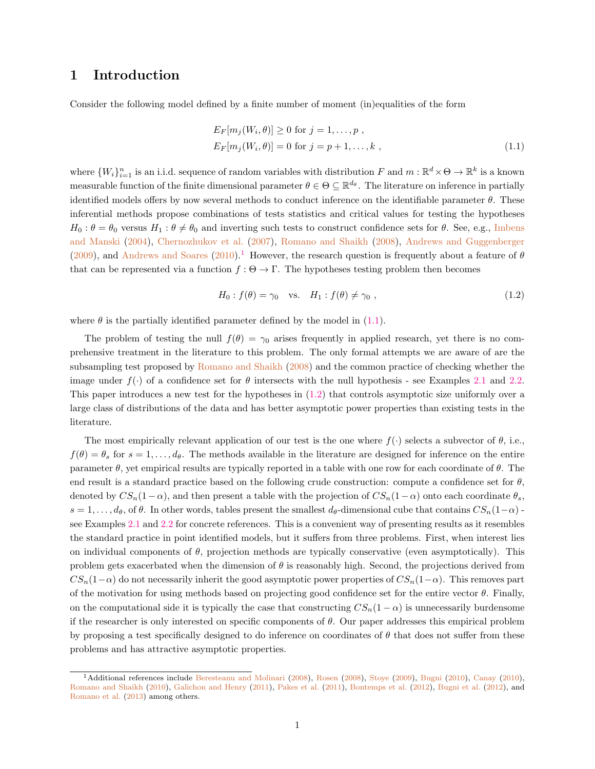# 1 Introduction

Consider the following model defined by a finite number of moment (in)equalities of the form

$$
\begin{aligned}
E_F[m_j(W_i,\theta)] &\geq 0 \text{ for } j = 1,\ldots,p\ , \\
E_F[m_j(W_i,\theta)] &= 0 \text{ for } j = p+1,\ldots,k\ ,
\end{aligned} \tag{1.1}
$$

where $\{W_i\}_{i=1}^n$ is an i.i.d. sequence of random variables with distribution $F$ and $m : \mathbb{R}^d \times \Theta \to \mathbb{R}^k$ is a known measurable function of the finite dimensional parameter $\theta \in \Theta \subseteq \mathbb{R}^{d_\theta}$. The literature on inference in partially identified models offers by now several methods to conduct inference on the identifiable parameter $\theta$. These inferential methods propose combinations of tests statistics and critical values for testing the hypotheses $H_0 : \theta = \theta_0$ versus $H_1 : \theta \neq \theta_0$ and inverting such tests to construct confidence sets for $\theta$. See, e.g., Imbens and Manski (2004), Chernozhukov et al. (2007), Romano and Shaikh (2008), Andrews and Guggenberger (2009), and Andrews and Soares (2010).[1] However, the research question is frequently about a feature of $\theta$ that can be represented via a function $f : \Theta \to \Gamma$. The hypotheses testing problem then becomes

$$
H_0 : f(\theta) = \gamma_0 \quad \text{vs.} \quad H_1 : f(\theta) \neq \gamma_0\ , \tag{1.2}
$$

where $\theta$ is the partially identified parameter defined by the model in (1.1).

The problem of testing the null $f(\theta) = \gamma_0$ arises frequently in applied research, yet there is no comprehensive treatment in the literature to this problem. The only formal attempts we are aware of are the subsampling test proposed by Romano and Shaikh (2008) and the common practice of checking whether the image under $f(\cdot)$ of a confidence set for $\theta$ intersects with the null hypothesis - see Examples 2.1 and 2.2. This paper introduces a new test for the hypotheses in (1.2) that controls asymptotic size uniformly over a large class of distributions of the data and has better asymptotic power properties than existing tests in the literature.

The most empirically relevant application of our test is the one where $f(\cdot)$ selects a subvector of $\theta$, i.e., $f(\theta) = \theta_s$ for $s = 1,\ldots,d_\theta$. The methods available in the literature are designed for inference on the entire parameter $\theta$, yet empirical results are typically reported in a table with one row for each coordinate of $\theta$. The end result is a standard practice based on the following crude construction: compute a confidence set for $\theta$, denoted by $CS_n(1-\alpha)$, and then present a table with the projection of $CS_n(1-\alpha)$ onto each coordinate $\theta_s$, $s = 1,\ldots,d_\theta$, of $\theta$. In other words, tables present the smallest $d_\theta$-dimensional cube that contains $CS_n(1-\alpha)$ - see Examples 2.1 and 2.2 for concrete references. This is a convenient way of presenting results as it resembles the standard practice in point identified models, but it suffers from three problems. First, when interest lies on individual components of $\theta$, projection methods are typically conservative (even asymptotically). This problem gets exacerbated when the dimension of $\theta$ is reasonably high. Second, the projections derived from $CS_n(1-\alpha)$ do not necessarily inherit the good asymptotic power properties of $CS_n(1-\alpha)$. This removes part of the motivation for using methods based on projecting good confidence set for the entire vector $\theta$. Finally, on the computational side it is typically the case that constructing $CS_n(1-\alpha)$ is unnecessarily burdensome if the researcher is only interested on specific components of $\theta$. Our paper addresses this empirical problem by proposing a test specifically designed to do inference on coordinates of $\theta$ that does not suffer from these problems and has attractive asymptotic properties.

[1] Additional references include Beresteanu and Molinari (2008), Rosen (2008), Stoye (2009), Bugni (2010), Canay (2010), Romano and Shaikh (2010), Galichon and Henry (2011), Pakes et al. (2011), Bontemps et al. (2012), Bugni et al. (2012), and Romano et al. (2013) among others.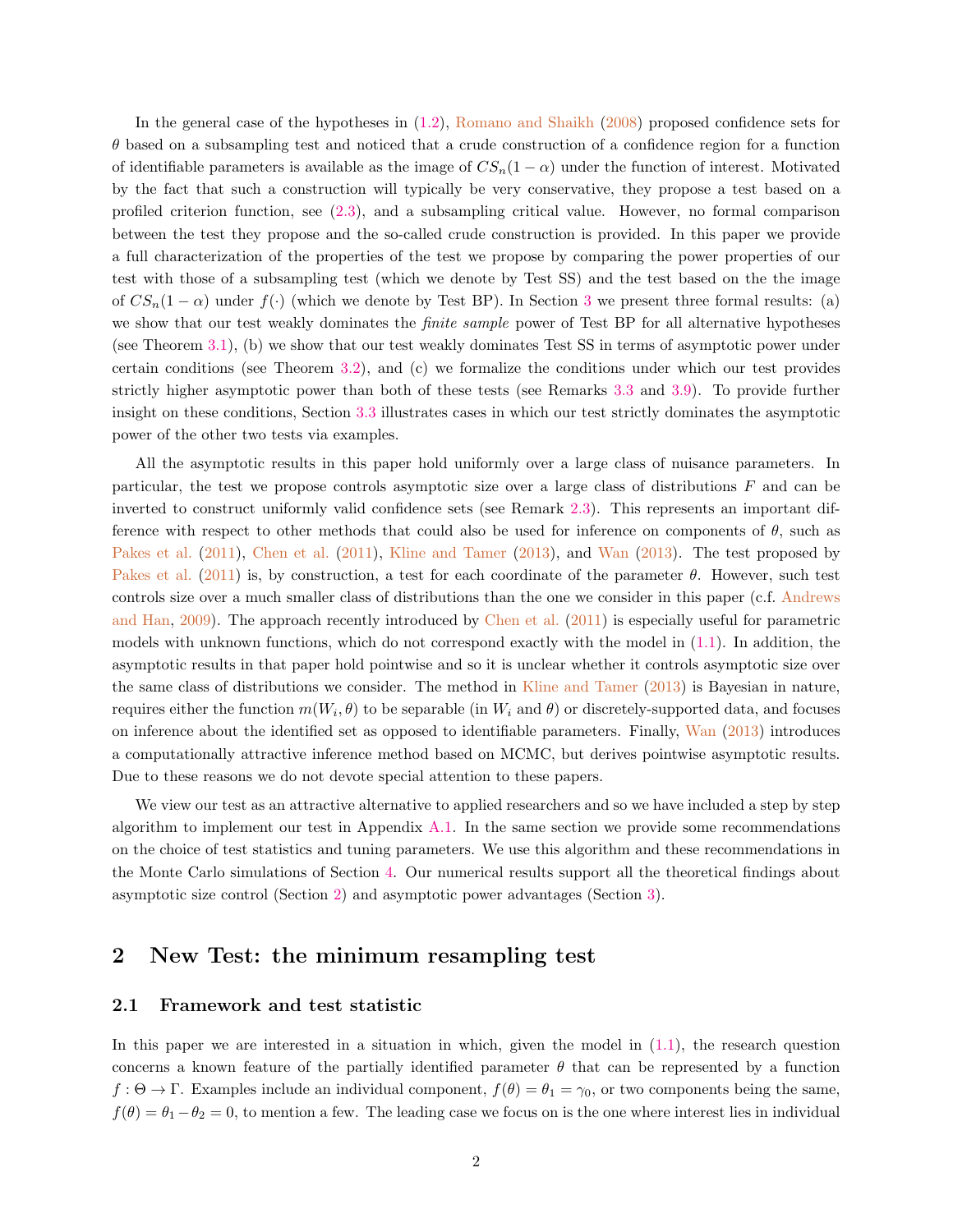In the general case of the hypotheses in (1.2), Romano and Shaikh (2008) proposed confidence sets for $\theta$ based on a subsampling test and noticed that a crude construction of a confidence region for a function of identifiable parameters is available as the image of $CS_n(1-\alpha)$ under the function of interest. Motivated by the fact that such a construction will typically be very conservative, they propose a test based on a profiled criterion function, see (2.3), and a subsampling critical value. However, no formal comparison between the test they propose and the so-called crude construction is provided. In this paper we provide a full characterization of the properties of the test we propose by comparing the power properties of our test with those of a subsampling test (which we denote by Test SS) and the test based on the the image of $CS_n(1-\alpha)$ under $f(\cdot)$ (which we denote by Test BP). In Section 3 we present three formal results: (a) we show that our test weakly dominates the *finite sample* power of Test BP for all alternative hypotheses (see Theorem 3.1), (b) we show that our test weakly dominates Test SS in terms of asymptotic power under certain conditions (see Theorem 3.2), and (c) we formalize the conditions under which our test provides strictly higher asymptotic power than both of these tests (see Remarks 3.3 and 3.9). To provide further insight on these conditions, Section 3.3 illustrates cases in which our test strictly dominates the asymptotic power of the other two tests via examples.

All the asymptotic results in this paper hold uniformly over a large class of nuisance parameters. In particular, the test we propose controls asymptotic size over a large class of distributions $F$ and can be inverted to construct uniformly valid confidence sets (see Remark 2.3). This represents an important difference with respect to other methods that could also be used for inference on components of $\theta$, such as Pakes et al. (2011), Chen et al. (2011), Kline and Tamer (2013), and Wan (2013). The test proposed by Pakes et al. (2011) is, by construction, a test for each coordinate of the parameter $\theta$. However, such test controls size over a much smaller class of distributions than the one we consider in this paper (c.f. Andrews and Han, 2009). The approach recently introduced by Chen et al. (2011) is especially useful for parametric models with unknown functions, which do not correspond exactly with the model in (1.1). In addition, the asymptotic results in that paper hold pointwise and so it is unclear whether it controls asymptotic size over the same class of distributions we consider. The method in Kline and Tamer (2013) is Bayesian in nature, requires either the function $m(W_i, \theta)$ to be separable (in $W_i$ and $\theta$) or discretely-supported data, and focuses on inference about the identified set as opposed to identifiable parameters. Finally, Wan (2013) introduces a computationally attractive inference method based on MCMC, but derives pointwise asymptotic results. Due to these reasons we do not devote special attention to these papers.

We view our test as an attractive alternative to applied researchers and so we have included a step by step algorithm to implement our test in Appendix A.1. In the same section we provide some recommendations on the choice of test statistics and tuning parameters. We use this algorithm and these recommendations in the Monte Carlo simulations of Section 4. Our numerical results support all the theoretical findings about asymptotic size control (Section 2) and asymptotic power advantages (Section 3).

## 2 New Test: the minimum resampling test

### 2.1 Framework and test statistic

In this paper we are interested in a situation in which, given the model in (1.1), the research question concerns a known feature of the partially identified parameter $\theta$ that can be represented by a function $f : \Theta \to \Gamma$. Examples include an individual component, $f(\theta) = \theta_1 = \gamma_0$, or two components being the same, $f(\theta) = \theta_1 - \theta_2 = 0$, to mention a few. The leading case we focus on is the one where interest lies in individual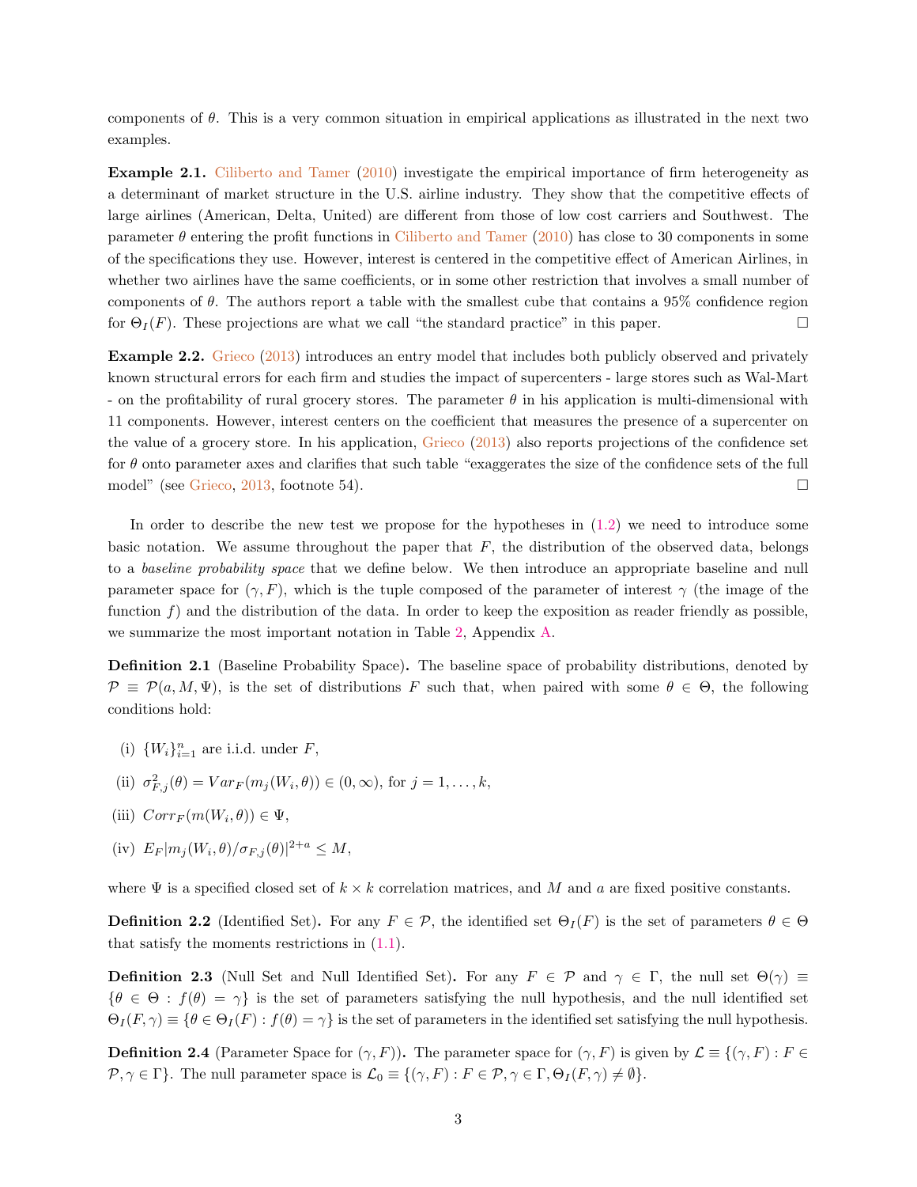components of $\theta$. This is a very common situation in empirical applications as illustrated in the next two examples.

**Example 2.1.** Ciliberto and Tamer (2010) investigate the empirical importance of firm heterogeneity as a determinant of market structure in the U.S. airline industry. They show that the competitive effects of large airlines (American, Delta, United) are different from those of low cost carriers and Southwest. The parameter $\theta$ entering the profit functions in Ciliberto and Tamer (2010) has close to 30 components in some of the specifications they use. However, interest is centered in the competitive effect of American Airlines, in whether two airlines have the same coefficients, or in some other restriction that involves a small number of components of $\theta$. The authors report a table with the smallest cube that contains a 95% confidence region for $\Theta_I(F)$. These projections are what we call "the standard practice" in this paper. □

**Example 2.2.** Grieco (2013) introduces an entry model that includes both publicly observed and privately known structural errors for each firm and studies the impact of supercenters - large stores such as Wal-Mart - on the profitability of rural grocery stores. The parameter $\theta$ in his application is multi-dimensional with 11 components. However, interest centers on the coefficient that measures the presence of a supercenter on the value of a grocery store. In his application, Grieco (2013) also reports projections of the confidence set for $\theta$ onto parameter axes and clarifies that such table "exaggerates the size of the confidence sets of the full model" (see Grieco, 2013, footnote 54). □

In order to describe the new test we propose for the hypotheses in (1.2) we need to introduce some basic notation. We assume throughout the paper that $F$, the distribution of the observed data, belongs to a *baseline probability space* that we define below. We then introduce an appropriate baseline and null parameter space for $(\gamma, F)$, which is the tuple composed of the parameter of interest $\gamma$ (the image of the function $f$) and the distribution of the data. In order to keep the exposition as reader friendly as possible, we summarize the most important notation in Table 2, Appendix A.

**Definition 2.1** (Baseline Probability Space)**.** The baseline space of probability distributions, denoted by $\mathcal{P} \equiv \mathcal{P}(a, M, \Psi)$, is the set of distributions $F$ such that, when paired with some $\theta \in \Theta$, the following conditions hold:

(i) $\{W_i\}_{i=1}^n$ are i.i.d. under $F$,

(ii) $\sigma^2_{F,j}(\theta) = Var_F(m_j(W_i, \theta)) \in (0, \infty)$, for $j = 1, \ldots, k$,

(iii) $Corr_F(m(W_i, \theta)) \in \Psi$,

(iv) $E_F|m_j(W_i, \theta)/\sigma_{F,j}(\theta)|^{2+a} \leq M$,

where $\Psi$ is a specified closed set of $k \times k$ correlation matrices, and $M$ and $a$ are fixed positive constants.

**Definition 2.2** (Identified Set)**.** For any $F \in \mathcal{P}$, the identified set $\Theta_I(F)$ is the set of parameters $\theta \in \Theta$ that satisfy the moments restrictions in (1.1).

**Definition 2.3** (Null Set and Null Identified Set)**.** For any $F \in \mathcal{P}$ and $\gamma \in \Gamma$, the null set $\Theta(\gamma) \equiv \{\theta \in \Theta : f(\theta) = \gamma\}$ is the set of parameters satisfying the null hypothesis, and the null identified set $\Theta_I(F, \gamma) \equiv \{\theta \in \Theta_I(F) : f(\theta) = \gamma\}$ is the set of parameters in the identified set satisfying the null hypothesis.

**Definition 2.4** (Parameter Space for $(\gamma, F)$)**.** The parameter space for $(\gamma, F)$ is given by $\mathcal{L} \equiv \{(\gamma, F) : F \in \mathcal{P}, \gamma \in \Gamma\}$. The null parameter space is $\mathcal{L}_0 \equiv \{(\gamma, F) : F \in \mathcal{P}, \gamma \in \Gamma, \Theta_I(F, \gamma) \neq \emptyset\}$.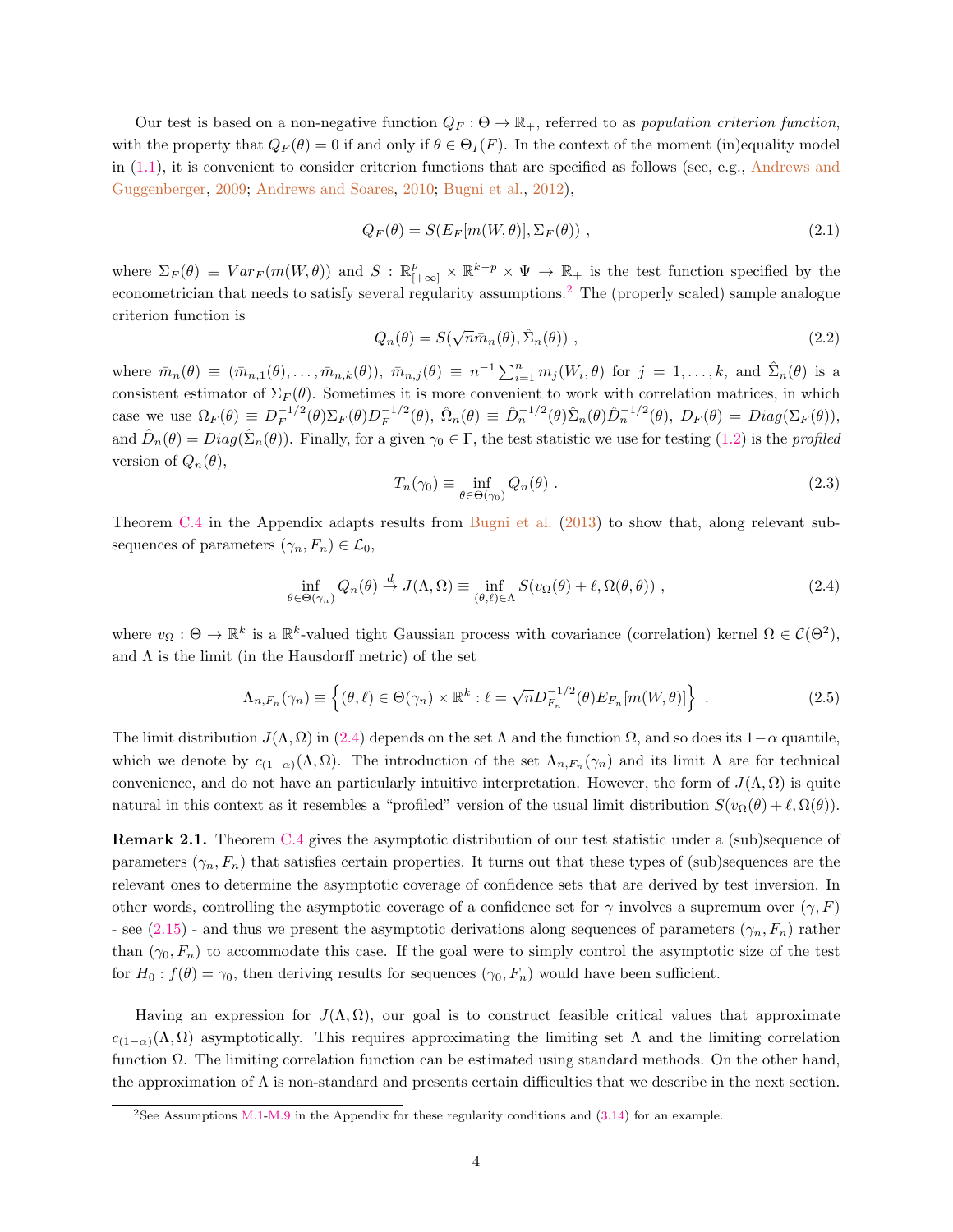Our test is based on a non-negative function $Q_F : \Theta \to \mathbb{R}_+$, referred to as *population criterion function*, with the property that $Q_F(\theta) = 0$ if and only if $\theta \in \Theta_I(F)$. In the context of the moment (in)equality model in (1.1), it is convenient to consider criterion functions that are specified as follows (see, e.g., Andrews and Guggenberger, 2009; Andrews and Soares, 2010; Bugni et al., 2012),

$$Q_F(\theta) = S(E_F[m(W,\theta)], \Sigma_F(\theta)) \ , \tag{2.1}$$

where $\Sigma_F(\theta) \equiv Var_F(m(W,\theta))$ and $S : \mathbb{R}^p_{[+\infty]} \times \mathbb{R}^{k-p} \times \Psi \to \mathbb{R}_+$ is the test function specified by the econometrician that needs to satisfy several regularity assumptions.[2] The (properly scaled) sample analogue criterion function is

$$Q_n(\theta) = S(\sqrt{n}\bar{m}_n(\theta), \hat{\Sigma}_n(\theta)) \ , \tag{2.2}$$

where $\bar{m}_n(\theta) \equiv (\bar{m}_{n,1}(\theta), \ldots, \bar{m}_{n,k}(\theta))$, $\bar{m}_{n,j}(\theta) \equiv n^{-1}\sum_{i=1}^n m_j(W_i,\theta)$ for $j = 1, \ldots, k$, and $\hat{\Sigma}_n(\theta)$ is a consistent estimator of $\Sigma_F(\theta)$. Sometimes it is more convenient to work with correlation matrices, in which case we use $\Omega_F(\theta) \equiv D_F^{-1/2}(\theta)\Sigma_F(\theta)D_F^{-1/2}(\theta)$, $\hat{\Omega}_n(\theta) \equiv \hat{D}_n^{-1/2}(\theta)\hat{\Sigma}_n(\theta)\hat{D}_n^{-1/2}(\theta)$, $D_F(\theta) = Diag(\Sigma_F(\theta))$, and $\hat{D}_n(\theta) = Diag(\hat{\Sigma}_n(\theta))$. Finally, for a given $\gamma_0 \in \Gamma$, the test statistic we use for testing (1.2) is the *profiled* version of $Q_n(\theta)$,

$$T_n(\gamma_0) \equiv \inf_{\theta \in \Theta(\gamma_0)} Q_n(\theta) \ . \tag{2.3}$$

Theorem C.4 in the Appendix adapts results from Bugni et al. (2013) to show that, along relevant subsequences of parameters $(\gamma_n, F_n) \in \mathcal{L}_0$,

$$\inf_{\theta \in \Theta(\gamma_n)} Q_n(\theta) \xrightarrow{d} J(\Lambda, \Omega) \equiv \inf_{(\theta,\ell) \in \Lambda} S(v_\Omega(\theta) + \ell, \Omega(\theta,\theta)) \ , \tag{2.4}$$

where $v_\Omega : \Theta \to \mathbb{R}^k$ is a $\mathbb{R}^k$-valued tight Gaussian process with covariance (correlation) kernel $\Omega \in \mathcal{C}(\Theta^2)$, and $\Lambda$ is the limit (in the Hausdorff metric) of the set

$$\Lambda_{n,F_n}(\gamma_n) \equiv \left\{(\theta,\ell) \in \Theta(\gamma_n) \times \mathbb{R}^k : \ell = \sqrt{n}D_{F_n}^{-1/2}(\theta)E_{F_n}[m(W,\theta)]\right\} \ . \tag{2.5}$$

The limit distribution $J(\Lambda, \Omega)$ in (2.4) depends on the set $\Lambda$ and the function $\Omega$, and so does its $1-\alpha$ quantile, which we denote by $c_{(1-\alpha)}(\Lambda, \Omega)$. The introduction of the set $\Lambda_{n,F_n}(\gamma_n)$ and its limit $\Lambda$ are for technical convenience, and do not have an particularly intuitive interpretation. However, the form of $J(\Lambda, \Omega)$ is quite natural in this context as it resembles a "profiled" version of the usual limit distribution $S(v_\Omega(\theta) + \ell, \Omega(\theta))$.

**Remark 2.1.** Theorem C.4 gives the asymptotic distribution of our test statistic under a (sub)sequence of parameters $(\gamma_n, F_n)$ that satisfies certain properties. It turns out that these types of (sub)sequences are the relevant ones to determine the asymptotic coverage of confidence sets that are derived by test inversion. In other words, controlling the asymptotic coverage of a confidence set for $\gamma$ involves a supremum over $(\gamma, F)$ - see (2.15) - and thus we present the asymptotic derivations along sequences of parameters $(\gamma_n, F_n)$ rather than $(\gamma_0, F_n)$ to accommodate this case. If the goal were to simply control the asymptotic size of the test for $H_0 : f(\theta) = \gamma_0$, then deriving results for sequences $(\gamma_0, F_n)$ would have been sufficient.

Having an expression for $J(\Lambda, \Omega)$, our goal is to construct feasible critical values that approximate $c_{(1-\alpha)}(\Lambda, \Omega)$ asymptotically. This requires approximating the limiting set $\Lambda$ and the limiting correlation function $\Omega$. The limiting correlation function can be estimated using standard methods. On the other hand, the approximation of $\Lambda$ is non-standard and presents certain difficulties that we describe in the next section.

---

[2] See Assumptions M.1-M.9 in the Appendix for these regularity conditions and (3.14) for an example.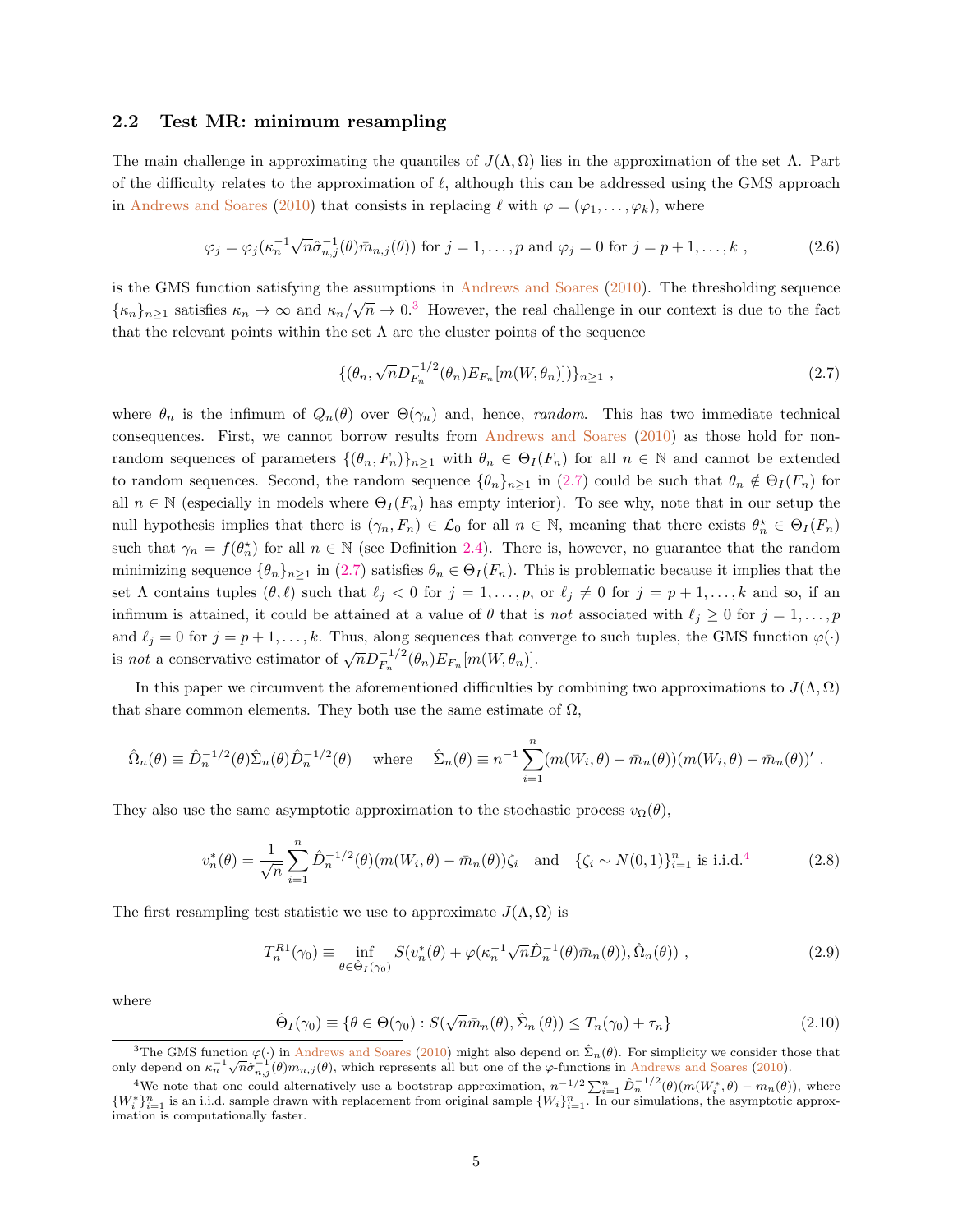### 2.2 Test MR: minimum resampling

The main challenge in approximating the quantiles of $J(\Lambda, \Omega)$ lies in the approximation of the set $\Lambda$. Part of the difficulty relates to the approximation of $\ell$, although this can be addressed using the GMS approach in Andrews and Soares (2010) that consists in replacing $\ell$ with $\varphi = (\varphi_1, \ldots, \varphi_k)$, where

$$\varphi_j = \varphi_j(\kappa_n^{-1}\sqrt{n}\hat{\sigma}_{n,j}^{-1}(\theta)\bar{m}_{n,j}(\theta)) \text{ for } j = 1, \ldots, p \text{ and } \varphi_j = 0 \text{ for } j = p+1, \ldots, k \ , \tag{2.6}$$

is the GMS function satisfying the assumptions in Andrews and Soares (2010). The thresholding sequence $\{\kappa_n\}_{n \geq 1}$ satisfies $\kappa_n \to \infty$ and $\kappa_n / \sqrt{n} \to 0$.[3] However, the real challenge in our context is due to the fact that the relevant points within the set $\Lambda$ are the cluster points of the sequence

$$\{(\theta_n, \sqrt{n}D_{F_n}^{-1/2}(\theta_n)E_{F_n}[m(W, \theta_n)])\}_{n \geq 1} \ , \tag{2.7}$$

where $\theta_n$ is the infimum of $Q_n(\theta)$ over $\Theta(\gamma_n)$ and, hence, *random*. This has two immediate technical consequences. First, we cannot borrow results from Andrews and Soares (2010) as those hold for non-random sequences of parameters $\{(\theta_n, F_n)\}_{n \geq 1}$ with $\theta_n \in \Theta_I(F_n)$ for all $n \in \mathbb{N}$ and cannot be extended to random sequences. Second, the random sequence $\{\theta_n\}_{n \geq 1}$ in (2.7) could be such that $\theta_n \notin \Theta_I(F_n)$ for all $n \in \mathbb{N}$ (especially in models where $\Theta_I(F_n)$ has empty interior). To see why, note that in our setup the null hypothesis implies that there is $(\gamma_n, F_n) \in \mathcal{L}_0$ for all $n \in \mathbb{N}$, meaning that there exists $\theta_n^\star \in \Theta_I(F_n)$ such that $\gamma_n = f(\theta_n^\star)$ for all $n \in \mathbb{N}$ (see Definition 2.4). There is, however, no guarantee that the random minimizing sequence $\{\theta_n\}_{n \geq 1}$ in (2.7) satisfies $\theta_n \in \Theta_I(F_n)$. This is problematic because it implies that the set $\Lambda$ contains tuples $(\theta, \ell)$ such that $\ell_j < 0$ for $j = 1, \ldots, p$, or $\ell_j \neq 0$ for $j = p+1, \ldots, k$ and so, if an infimum is attained, it could be attained at a value of $\theta$ that is *not* associated with $\ell_j \geq 0$ for $j = 1, \ldots, p$ and $\ell_j = 0$ for $j = p+1, \ldots, k$. Thus, along sequences that converge to such tuples, the GMS function $\varphi(\cdot)$ is *not* a conservative estimator of $\sqrt{n}D_{F_n}^{-1/2}(\theta_n)E_{F_n}[m(W, \theta_n)]$.

In this paper we circumvent the aforementioned difficulties by combining two approximations to $J(\Lambda, \Omega)$ that share common elements. They both use the same estimate of $\Omega$,

$$\hat{\Omega}_n(\theta) \equiv \hat{D}_n^{-1/2}(\theta)\hat{\Sigma}_n(\theta)\hat{D}_n^{-1/2}(\theta) \quad \text{ where } \quad \hat{\Sigma}_n(\theta) \equiv n^{-1}\sum_{i=1}^{n}(m(W_i, \theta) - \bar{m}_n(\theta))(m(W_i, \theta) - \bar{m}_n(\theta))' \ .$$

They also use the same asymptotic approximation to the stochastic process $v_\Omega(\theta)$,

$$v_n^*(\theta) = \frac{1}{\sqrt{n}}\sum_{i=1}^{n}\hat{D}_n^{-1/2}(\theta)(m(W_i, \theta) - \bar{m}_n(\theta))\zeta_i \quad \text{and} \quad \{\zeta_i \sim N(0,1)\}_{i=1}^n \text{ is i.i.d.}^4 \tag{2.8}$$

The first resampling test statistic we use to approximate $J(\Lambda, \Omega)$ is

$$T_n^{R1}(\gamma_0) \equiv \inf_{\theta \in \hat{\Theta}_I(\gamma_0)} S(v_n^*(\theta) + \varphi(\kappa_n^{-1}\sqrt{n}\hat{D}_n^{-1}(\theta)\bar{m}_n(\theta)), \hat{\Omega}_n(\theta)) \ , \tag{2.9}$$

where

$$\hat{\Theta}_I(\gamma_0) \equiv \{\theta \in \Theta(\gamma_0) : S(\sqrt{n}\bar{m}_n(\theta), \hat{\Sigma}_n(\theta)) \leq T_n(\gamma_0) + \tau_n\} \tag{2.10}$$

---

[3] The GMS function $\varphi(\cdot)$ in Andrews and Soares (2010) might also depend on $\hat{\Sigma}_n(\theta)$. For simplicity we consider those that only depend on $\kappa_n^{-1}\sqrt{n}\hat{\sigma}_{n,j}^{-1}(\theta)\bar{m}_{n,j}(\theta)$, which represents all but one of the $\varphi$-functions in Andrews and Soares (2010).

[4] We note that one could alternatively use a bootstrap approximation, $n^{-1/2}\sum_{i=1}^{n}\hat{D}_n^{-1/2}(\theta)(m(W_i^*, \theta) - \bar{m}_n(\theta))$, where $\{W_i^*\}_{i=1}^n$ is an i.i.d. sample drawn with replacement from original sample $\{W_i\}_{i=1}^n$. In our simulations, the asymptotic approximation is computationally faster.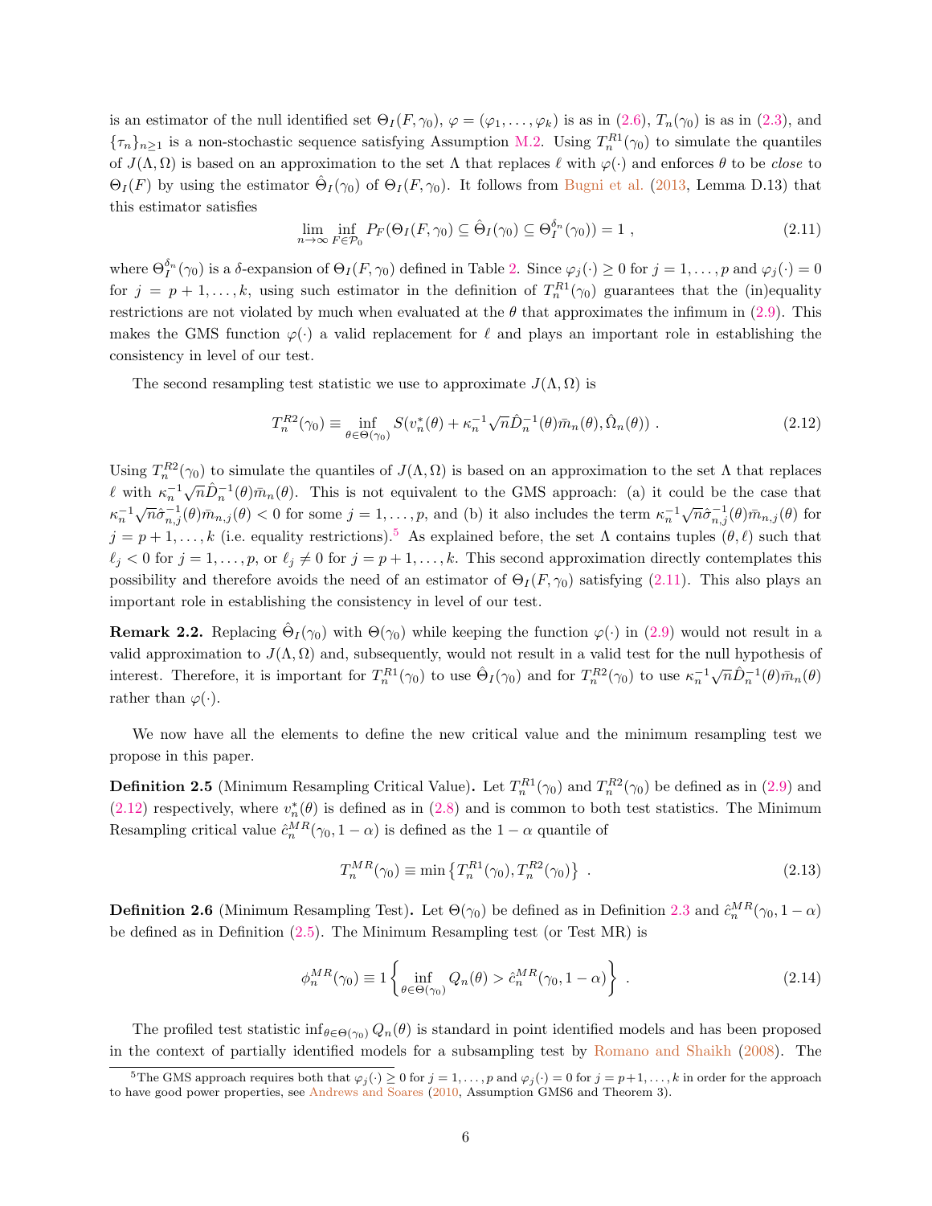is an estimator of the null identified set $\Theta_I(F,\gamma_0)$, $\varphi = (\varphi_1,\ldots,\varphi_k)$ is as in (2.6), $T_n(\gamma_0)$ is as in (2.3), and $\{\tau_n\}_{n\geq 1}$ is a non-stochastic sequence satisfying Assumption M.2. Using $T_n^{R1}(\gamma_0)$ to simulate the quantiles of $J(\Lambda,\Omega)$ is based on an approximation to the set $\Lambda$ that replaces $\ell$ with $\varphi(\cdot)$ and enforces $\theta$ to be *close* to $\Theta_I(F)$ by using the estimator $\hat{\Theta}_I(\gamma_0)$ of $\Theta_I(F,\gamma_0)$. It follows from Bugni et al. (2013, Lemma D.13) that this estimator satisfies

$$\lim_{n\to\infty} \inf_{F\in\mathcal{P}_0} P_F(\Theta_I(F,\gamma_0) \subseteq \hat{\Theta}_I(\gamma_0) \subseteq \Theta_I^{\delta_n}(\gamma_0)) = 1 \ , \tag{2.11}$$

where $\Theta_I^{\delta_n}(\gamma_0)$ is a $\delta$-expansion of $\Theta_I(F,\gamma_0)$ defined in Table 2. Since $\varphi_j(\cdot)\geq 0$ for $j=1,\ldots,p$ and $\varphi_j(\cdot)=0$ for $j=p+1,\ldots,k$, using such estimator in the definition of $T_n^{R1}(\gamma_0)$ guarantees that the (in)equality restrictions are not violated by much when evaluated at the $\theta$ that approximates the infimum in (2.9). This makes the GMS function $\varphi(\cdot)$ a valid replacement for $\ell$ and plays an important role in establishing the consistency in level of our test.

The second resampling test statistic we use to approximate $J(\Lambda,\Omega)$ is

$$T_n^{R2}(\gamma_0) \equiv \inf_{\theta\in\Theta(\gamma_0)} S(v_n^*(\theta) + \kappa_n^{-1}\sqrt{n}\hat{D}_n^{-1}(\theta)\bar{m}_n(\theta), \hat{\Omega}_n(\theta)) \ . \tag{2.12}$$

Using $T_n^{R2}(\gamma_0)$ to simulate the quantiles of $J(\Lambda,\Omega)$ is based on an approximation to the set $\Lambda$ that replaces $\ell$ with $\kappa_n^{-1}\sqrt{n}\hat{D}_n^{-1}(\theta)\bar{m}_n(\theta)$. This is not equivalent to the GMS approach: (a) it could be the case that $\kappa_n^{-1}\sqrt{n}\hat{\sigma}_{n,j}^{-1}(\theta)\bar{m}_{n,j}(\theta) < 0$ for some $j=1,\ldots,p$, and (b) it also includes the term $\kappa_n^{-1}\sqrt{n}\hat{\sigma}_{n,j}^{-1}(\theta)\bar{m}_{n,j}(\theta)$ for $j=p+1,\ldots,k$ (i.e. equality restrictions).[5] As explained before, the set $\Lambda$ contains tuples $(\theta,\ell)$ such that $\ell_j<0$ for $j=1,\ldots,p$, or $\ell_j\neq 0$ for $j=p+1,\ldots,k$. This second approximation directly contemplates this possibility and therefore avoids the need of an estimator of $\Theta_I(F,\gamma_0)$ satisfying (2.11). This also plays an important role in establishing the consistency in level of our test.

**Remark 2.2.** Replacing $\hat{\Theta}_I(\gamma_0)$ with $\Theta(\gamma_0)$ while keeping the function $\varphi(\cdot)$ in (2.9) would not result in a valid approximation to $J(\Lambda,\Omega)$ and, subsequently, would not result in a valid test for the null hypothesis of interest. Therefore, it is important for $T_n^{R1}(\gamma_0)$ to use $\hat{\Theta}_I(\gamma_0)$ and for $T_n^{R2}(\gamma_0)$ to use $\kappa_n^{-1}\sqrt{n}\hat{D}_n^{-1}(\theta)\bar{m}_n(\theta)$ rather than $\varphi(\cdot)$.

We now have all the elements to define the new critical value and the minimum resampling test we propose in this paper.

**Definition 2.5** (Minimum Resampling Critical Value)**.** Let $T_n^{R1}(\gamma_0)$ and $T_n^{R2}(\gamma_0)$ be defined as in (2.9) and (2.12) respectively, where $v_n^*(\theta)$ is defined as in (2.8) and is common to both test statistics. The Minimum Resampling critical value $\hat{c}_n^{MR}(\gamma_0,1-\alpha)$ is defined as the $1-\alpha$ quantile of

$$T_n^{MR}(\gamma_0) \equiv \min\left\{T_n^{R1}(\gamma_0), T_n^{R2}(\gamma_0)\right\} \ . \tag{2.13}$$

**Definition 2.6** (Minimum Resampling Test)**.** Let $\Theta(\gamma_0)$ be defined as in Definition 2.3 and $\hat{c}_n^{MR}(\gamma_0,1-\alpha)$ be defined as in Definition (2.5). The Minimum Resampling test (or Test MR) is

$$\phi_n^{MR}(\gamma_0) \equiv 1\left\{\inf_{\theta\in\Theta(\gamma_0)} Q_n(\theta) > \hat{c}_n^{MR}(\gamma_0,1-\alpha)\right\} \ . \tag{2.14}$$

The profiled test statistic $\inf_{\theta\in\Theta(\gamma_0)} Q_n(\theta)$ is standard in point identified models and has been proposed in the context of partially identified models for a subsampling test by Romano and Shaikh (2008). The

[5] The GMS approach requires both that $\varphi_j(\cdot)\geq 0$ for $j=1,\ldots,p$ and $\varphi_j(\cdot)=0$ for $j=p+1,\ldots,k$ in order for the approach to have good power properties, see Andrews and Soares (2010, Assumption GMS6 and Theorem 3).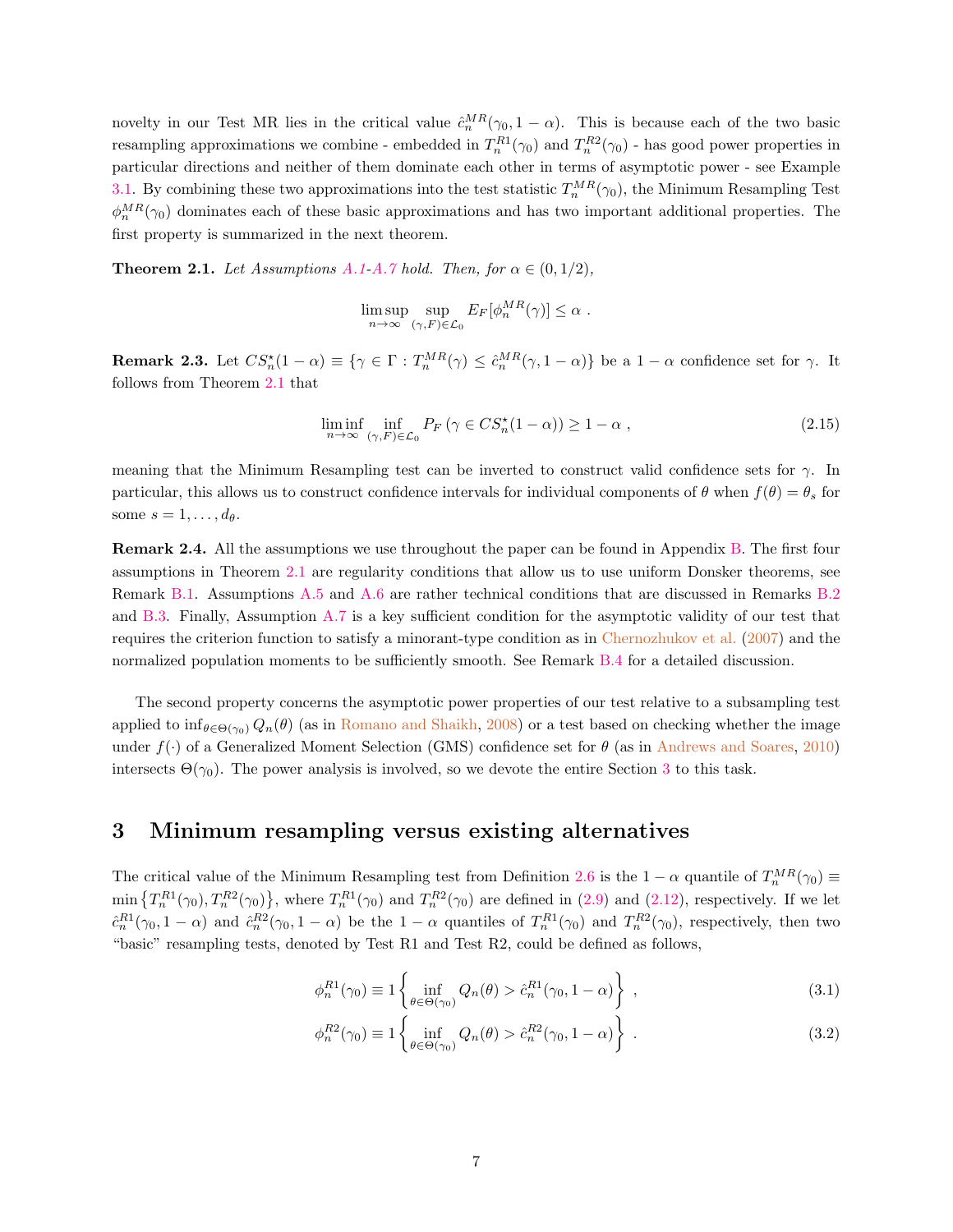novelty in our Test MR lies in the critical value $\hat{c}_n^{MR}(\gamma_0, 1-\alpha)$. This is because each of the two basic resampling approximations we combine - embedded in $T_n^{R1}(\gamma_0)$ and $T_n^{R2}(\gamma_0)$ - has good power properties in particular directions and neither of them dominate each other in terms of asymptotic power - see Example 3.1. By combining these two approximations into the test statistic $T_n^{MR}(\gamma_0)$, the Minimum Resampling Test $\phi_n^{MR}(\gamma_0)$ dominates each of these basic approximations and has two important additional properties. The first property is summarized in the next theorem.

**Theorem 2.1.** *Let Assumptions A.1-A.7 hold. Then, for $\alpha \in (0, 1/2)$,*

$$\limsup_{n\to\infty} \sup_{(\gamma,F)\in\mathcal{L}_0} E_F[\phi_n^{MR}(\gamma)] \leq \alpha \ .$$

**Remark 2.3.** Let $CS_n^\star(1-\alpha) \equiv \{\gamma \in \Gamma : T_n^{MR}(\gamma) \leq \hat{c}_n^{MR}(\gamma, 1-\alpha)\}$ be a $1-\alpha$ confidence set for $\gamma$. It follows from Theorem 2.1 that

$$\liminf_{n\to\infty} \inf_{(\gamma,F)\in\mathcal{L}_0} P_F\left(\gamma \in CS_n^\star(1-\alpha)\right) \geq 1-\alpha \ , \tag{2.15}$$

meaning that the Minimum Resampling test can be inverted to construct valid confidence sets for $\gamma$. In particular, this allows us to construct confidence intervals for individual components of $\theta$ when $f(\theta) = \theta_s$ for some $s = 1, \ldots, d_\theta$.

**Remark 2.4.** All the assumptions we use throughout the paper can be found in Appendix B. The first four assumptions in Theorem 2.1 are regularity conditions that allow us to use uniform Donsker theorems, see Remark B.1. Assumptions A.5 and A.6 are rather technical conditions that are discussed in Remarks B.2 and B.3. Finally, Assumption A.7 is a key sufficient condition for the asymptotic validity of our test that requires the criterion function to satisfy a minorant-type condition as in Chernozhukov et al. (2007) and the normalized population moments to be sufficiently smooth. See Remark B.4 for a detailed discussion.

The second property concerns the asymptotic power properties of our test relative to a subsampling test applied to $\inf_{\theta\in\Theta(\gamma_0)} Q_n(\theta)$ (as in Romano and Shaikh, 2008) or a test based on checking whether the image under $f(\cdot)$ of a Generalized Moment Selection (GMS) confidence set for $\theta$ (as in Andrews and Soares, 2010) intersects $\Theta(\gamma_0)$. The power analysis is involved, so we devote the entire Section 3 to this task.

# 3 Minimum resampling versus existing alternatives

The critical value of the Minimum Resampling test from Definition 2.6 is the $1-\alpha$ quantile of $T_n^{MR}(\gamma_0) \equiv \min\left\{T_n^{R1}(\gamma_0), T_n^{R2}(\gamma_0)\right\}$, where $T_n^{R1}(\gamma_0)$ and $T_n^{R2}(\gamma_0)$ are defined in (2.9) and (2.12), respectively. If we let $\hat{c}_n^{R1}(\gamma_0, 1-\alpha)$ and $\hat{c}_n^{R2}(\gamma_0, 1-\alpha)$ be the $1-\alpha$ quantiles of $T_n^{R1}(\gamma_0)$ and $T_n^{R2}(\gamma_0)$, respectively, then two "basic" resampling tests, denoted by Test R1 and Test R2, could be defined as follows,

$$\phi_n^{R1}(\gamma_0) \equiv 1\left\{\inf_{\theta\in\Theta(\gamma_0)} Q_n(\theta) > \hat{c}_n^{R1}(\gamma_0, 1-\alpha)\right\} \ , \tag{3.1}$$

$$\phi_n^{R2}(\gamma_0) \equiv 1\left\{\inf_{\theta\in\Theta(\gamma_0)} Q_n(\theta) > \hat{c}_n^{R2}(\gamma_0, 1-\alpha)\right\} \ . \tag{3.2}$$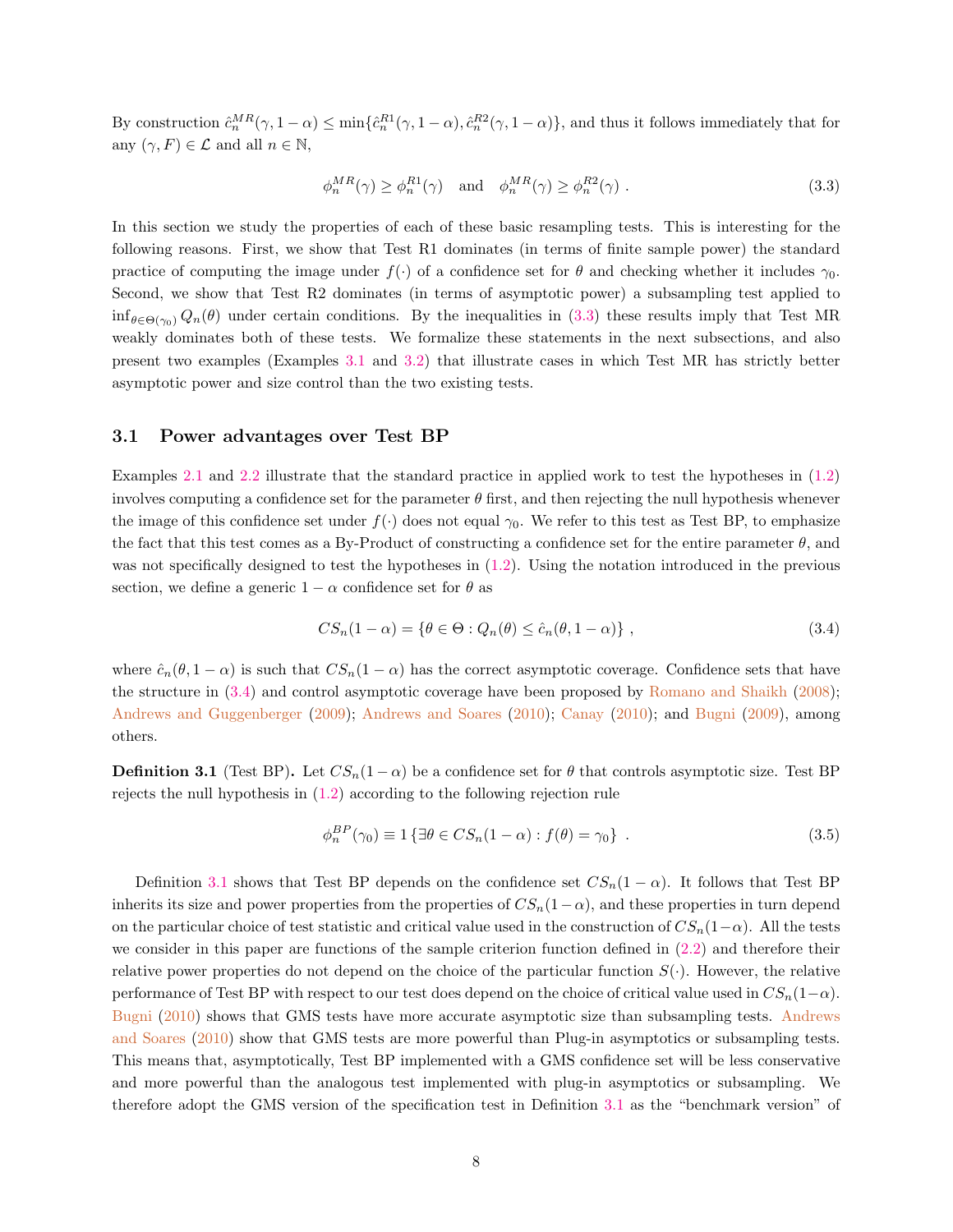By construction $\hat{c}_n^{MR}(\gamma, 1-\alpha) \leq \min\{\hat{c}_n^{R1}(\gamma, 1-\alpha), \hat{c}_n^{R2}(\gamma, 1-\alpha)\}$, and thus it follows immediately that for any $(\gamma, F) \in \mathcal{L}$ and all $n \in \mathbb{N}$,

$$\phi_n^{MR}(\gamma) \geq \phi_n^{R1}(\gamma) \quad \text{and} \quad \phi_n^{MR}(\gamma) \geq \phi_n^{R2}(\gamma) \ . \tag{3.3}$$

In this section we study the properties of each of these basic resampling tests. This is interesting for the following reasons. First, we show that Test R1 dominates (in terms of finite sample power) the standard practice of computing the image under $f(\cdot)$ of a confidence set for $\theta$ and checking whether it includes $\gamma_0$. Second, we show that Test R2 dominates (in terms of asymptotic power) a subsampling test applied to $\inf_{\theta \in \Theta(\gamma_0)} Q_n(\theta)$ under certain conditions. By the inequalities in (3.3) these results imply that Test MR weakly dominates both of these tests. We formalize these statements in the next subsections, and also present two examples (Examples 3.1 and 3.2) that illustrate cases in which Test MR has strictly better asymptotic power and size control than the two existing tests.

## 3.1 Power advantages over Test BP

Examples 2.1 and 2.2 illustrate that the standard practice in applied work to test the hypotheses in (1.2) involves computing a confidence set for the parameter $\theta$ first, and then rejecting the null hypothesis whenever the image of this confidence set under $f(\cdot)$ does not equal $\gamma_0$. We refer to this test as Test BP, to emphasize the fact that this test comes as a By-Product of constructing a confidence set for the entire parameter $\theta$, and was not specifically designed to test the hypotheses in (1.2). Using the notation introduced in the previous section, we define a generic $1-\alpha$ confidence set for $\theta$ as

$$CS_n(1-\alpha) = \{\theta \in \Theta : Q_n(\theta) \leq \hat{c}_n(\theta, 1-\alpha)\} \ , \tag{3.4}$$

where $\hat{c}_n(\theta, 1-\alpha)$ is such that $CS_n(1-\alpha)$ has the correct asymptotic coverage. Confidence sets that have the structure in (3.4) and control asymptotic coverage have been proposed by Romano and Shaikh (2008); Andrews and Guggenberger (2009); Andrews and Soares (2010); Canay (2010); and Bugni (2009), among others.

**Definition 3.1** (Test BP)**.** Let $CS_n(1-\alpha)$ be a confidence set for $\theta$ that controls asymptotic size. Test BP rejects the null hypothesis in (1.2) according to the following rejection rule

$$\phi_n^{BP}(\gamma_0) \equiv 1\{\nexists \theta \in CS_n(1-\alpha) : f(\theta) = \gamma_0\} \ . \tag{3.5}$$

Definition 3.1 shows that Test BP depends on the confidence set $CS_n(1-\alpha)$. It follows that Test BP inherits its size and power properties from the properties of $CS_n(1-\alpha)$, and these properties in turn depend on the particular choice of test statistic and critical value used in the construction of $CS_n(1-\alpha)$. All the tests we consider in this paper are functions of the sample criterion function defined in (2.2) and therefore their relative power properties do not depend on the choice of the particular function $S(\cdot)$. However, the relative performance of Test BP with respect to our test does depend on the choice of critical value used in $CS_n(1-\alpha)$. Bugni (2010) shows that GMS tests have more accurate asymptotic size than subsampling tests. Andrews and Soares (2010) show that GMS tests are more powerful than Plug-in asymptotics or subsampling tests. This means that, asymptotically, Test BP implemented with a GMS confidence set will be less conservative and more powerful than the analogous test implemented with plug-in asymptotics or subsampling. We therefore adopt the GMS version of the specification test in Definition 3.1 as the "benchmark version" of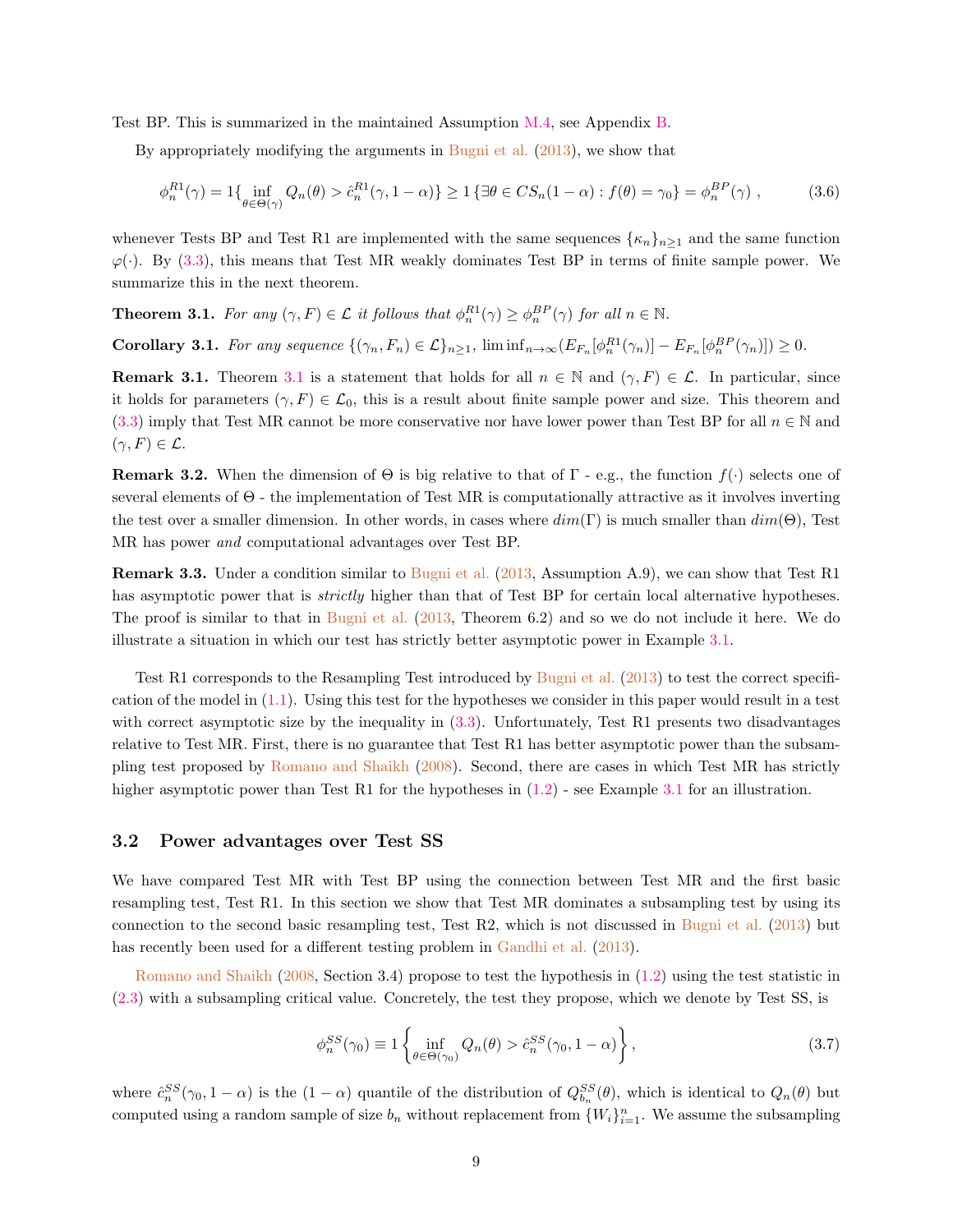Test BP. This is summarized in the maintained Assumption M.4, see Appendix B.

By appropriately modifying the arguments in Bugni et al. (2013), we show that

$$\phi_n^{R1}(\gamma) = 1\{\inf_{\theta\in\Theta(\gamma)} Q_n(\theta) > \hat{c}_n^{R1}(\gamma, 1-\alpha)\} \geq 1\{\exists\theta \in CS_n(1-\alpha) : f(\theta) = \gamma_0\} = \phi_n^{BP}(\gamma)\ , \tag{3.6}$$

whenever Tests BP and Test R1 are implemented with the same sequences $\{\kappa_n\}_{n\geq 1}$ and the same function $\varphi(\cdot)$. By (3.3), this means that Test MR weakly dominates Test BP in terms of finite sample power. We summarize this in the next theorem.

**Theorem 3.1.** *For any $(\gamma, F) \in \mathcal{L}$ it follows that $\phi_n^{R1}(\gamma) \geq \phi_n^{BP}(\gamma)$ for all $n \in \mathbb{N}$.*

**Corollary 3.1.** *For any sequence $\{(\gamma_n, F_n) \in \mathcal{L}\}_{n\geq 1}$, $\liminf_{n\to\infty}(E_{F_n}[\phi_n^{R1}(\gamma_n)] - E_{F_n}[\phi_n^{BP}(\gamma_n)]) \geq 0$.*

**Remark 3.1.** Theorem 3.1 is a statement that holds for all $n \in \mathbb{N}$ and $(\gamma, F) \in \mathcal{L}$. In particular, since it holds for parameters $(\gamma, F) \in \mathcal{L}_0$, this is a result about finite sample power and size. This theorem and (3.3) imply that Test MR cannot be more conservative nor have lower power than Test BP for all $n \in \mathbb{N}$ and $(\gamma, F) \in \mathcal{L}$.

**Remark 3.2.** When the dimension of $\Theta$ is big relative to that of $\Gamma$ - e.g., the function $f(\cdot)$ selects one of several elements of $\Theta$ - the implementation of Test MR is computationally attractive as it involves inverting the test over a smaller dimension. In other words, in cases where $dim(\Gamma)$ is much smaller than $dim(\Theta)$, Test MR has power *and* computational advantages over Test BP.

**Remark 3.3.** Under a condition similar to Bugni et al. (2013, Assumption A.9), we can show that Test R1 has asymptotic power that is *strictly* higher than that of Test BP for certain local alternative hypotheses. The proof is similar to that in Bugni et al. (2013, Theorem 6.2) and so we do not include it here. We do illustrate a situation in which our test has strictly better asymptotic power in Example 3.1.

Test R1 corresponds to the Resampling Test introduced by Bugni et al. (2013) to test the correct specification of the model in (1.1). Using this test for the hypotheses we consider in this paper would result in a test with correct asymptotic size by the inequality in (3.3). Unfortunately, Test R1 presents two disadvantages relative to Test MR. First, there is no guarantee that Test R1 has better asymptotic power than the subsampling test proposed by Romano and Shaikh (2008). Second, there are cases in which Test MR has strictly higher asymptotic power than Test R1 for the hypotheses in (1.2) - see Example 3.1 for an illustration.

## 3.2 Power advantages over Test SS

We have compared Test MR with Test BP using the connection between Test MR and the first basic resampling test, Test R1. In this section we show that Test MR dominates a subsampling test by using its connection to the second basic resampling test, Test R2, which is not discussed in Bugni et al. (2013) but has recently been used for a different testing problem in Gandhi et al. (2013).

Romano and Shaikh (2008, Section 3.4) propose to test the hypothesis in (1.2) using the test statistic in (2.3) with a subsampling critical value. Concretely, the test they propose, which we denote by Test SS, is

$$\phi_n^{SS}(\gamma_0) \equiv 1\left\{\inf_{\theta\in\Theta(\gamma_0)} Q_n(\theta) > \hat{c}_n^{SS}(\gamma_0, 1-\alpha)\right\}, \tag{3.7}$$

where $\hat{c}_n^{SS}(\gamma_0, 1-\alpha)$ is the $(1-\alpha)$ quantile of the distribution of $Q_{b_n}^{SS}(\theta)$, which is identical to $Q_n(\theta)$ but computed using a random sample of size $b_n$ without replacement from $\{W_i\}_{i=1}^n$. We assume the subsampling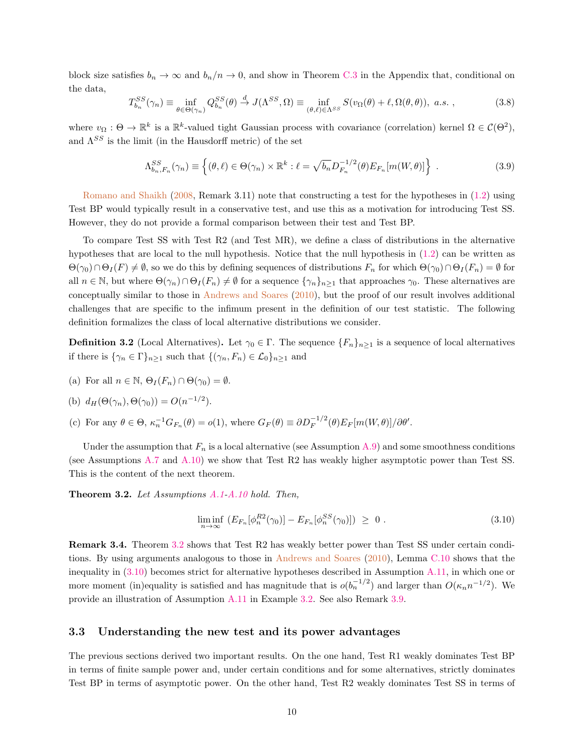block size satisfies $b_n \to \infty$ and $b_n/n \to 0$, and show in Theorem C.3 in the Appendix that, conditional on the data,

$$T^{SS}_{b_n}(\gamma_n) \equiv \inf_{\theta \in \Theta(\gamma_n)} Q^{SS}_{b_n}(\theta) \xrightarrow{d} J(\Lambda^{SS}, \Omega) \equiv \inf_{(\theta,\ell) \in \Lambda^{SS}} S(v_\Omega(\theta) + \ell, \Omega(\theta, \theta)), \ a.s. \ , \tag{3.8}$$

where $v_\Omega : \Theta \to \mathbb{R}^k$ is a $\mathbb{R}^k$-valued tight Gaussian process with covariance (correlation) kernel $\Omega \in \mathcal{C}(\Theta^2)$, and $\Lambda^{SS}$ is the limit (in the Hausdorff metric) of the set

$$\Lambda^{SS}_{b_n, F_n}(\gamma_n) \equiv \left\{ (\theta, \ell) \in \Theta(\gamma_n) \times \mathbb{R}^k : \ell = \sqrt{b_n} D^{-1/2}_{F_n}(\theta) E_{F_n}[m(W, \theta)] \right\} \ . \tag{3.9}$$

Romano and Shaikh (2008, Remark 3.11) note that constructing a test for the hypotheses in (1.2) using Test BP would typically result in a conservative test, and use this as a motivation for introducing Test SS. However, they do not provide a formal comparison between their test and Test BP.

To compare Test SS with Test R2 (and Test MR), we define a class of distributions in the alternative hypotheses that are local to the null hypothesis. Notice that the null hypothesis in (1.2) can be written as $\Theta(\gamma_0) \cap \Theta_I(F) \neq \emptyset$, so we do this by defining sequences of distributions $F_n$ for which $\Theta(\gamma_0) \cap \Theta_I(F_n) = \emptyset$ for all $n \in \mathbb{N}$, but where $\Theta(\gamma_n) \cap \Theta_I(F_n) \neq \emptyset$ for a sequence $\{\gamma_n\}_{n \geq 1}$ that approaches $\gamma_0$. These alternatives are conceptually similar to those in Andrews and Soares (2010), but the proof of our result involves additional challenges that are specific to the infimum present in the definition of our test statistic. The following definition formalizes the class of local alternative distributions we consider.

**Definition 3.2** (Local Alternatives)**.** Let $\gamma_0 \in \Gamma$. The sequence $\{F_n\}_{n \geq 1}$ is a sequence of local alternatives if there is $\{\gamma_n \in \Gamma\}_{n \geq 1}$ such that $\{(\gamma_n, F_n) \in \mathcal{L}_0\}_{n \geq 1}$ and

(a) For all $n \in \mathbb{N}$, $\Theta_I(F_n) \cap \Theta(\gamma_0) = \emptyset$.

(b) $d_H(\Theta(\gamma_n), \Theta(\gamma_0)) = O(n^{-1/2})$.

(c) For any $\theta \in \Theta$, $\kappa_n^{-1} G_{F_n}(\theta) = o(1)$, where $G_F(\theta) \equiv \partial D_F^{-1/2}(\theta) E_F[m(W, \theta)]/\partial \theta'$.

Under the assumption that $F_n$ is a local alternative (see Assumption A.9) and some smoothness conditions (see Assumptions A.7 and A.10) we show that Test R2 has weakly higher asymptotic power than Test SS. This is the content of the next theorem.

**Theorem 3.2.** *Let Assumptions A.1-A.10 hold. Then,*

$$\liminf_{n \to \infty} \ (E_{F_n}[\phi^{R2}_n(\gamma_0)] - E_{F_n}[\phi^{SS}_n(\gamma_0)]) \ \geq \ 0 \ . \tag{3.10}$$

**Remark 3.4.** Theorem 3.2 shows that Test R2 has weakly better power than Test SS under certain conditions. By using arguments analogous to those in Andrews and Soares (2010), Lemma C.10 shows that the inequality in (3.10) becomes strict for alternative hypotheses described in Assumption A.11, in which one or more moment (in)equality is satisfied and has magnitude that is $o(b_n^{-1/2})$ and larger than $O(\kappa_n n^{-1/2})$. We provide an illustration of Assumption A.11 in Example 3.2. See also Remark 3.9.

### 3.3 Understanding the new test and its power advantages

The previous sections derived two important results. On the one hand, Test R1 weakly dominates Test BP in terms of finite sample power and, under certain conditions and for some alternatives, strictly dominates Test BP in terms of asymptotic power. On the other hand, Test R2 weakly dominates Test SS in terms of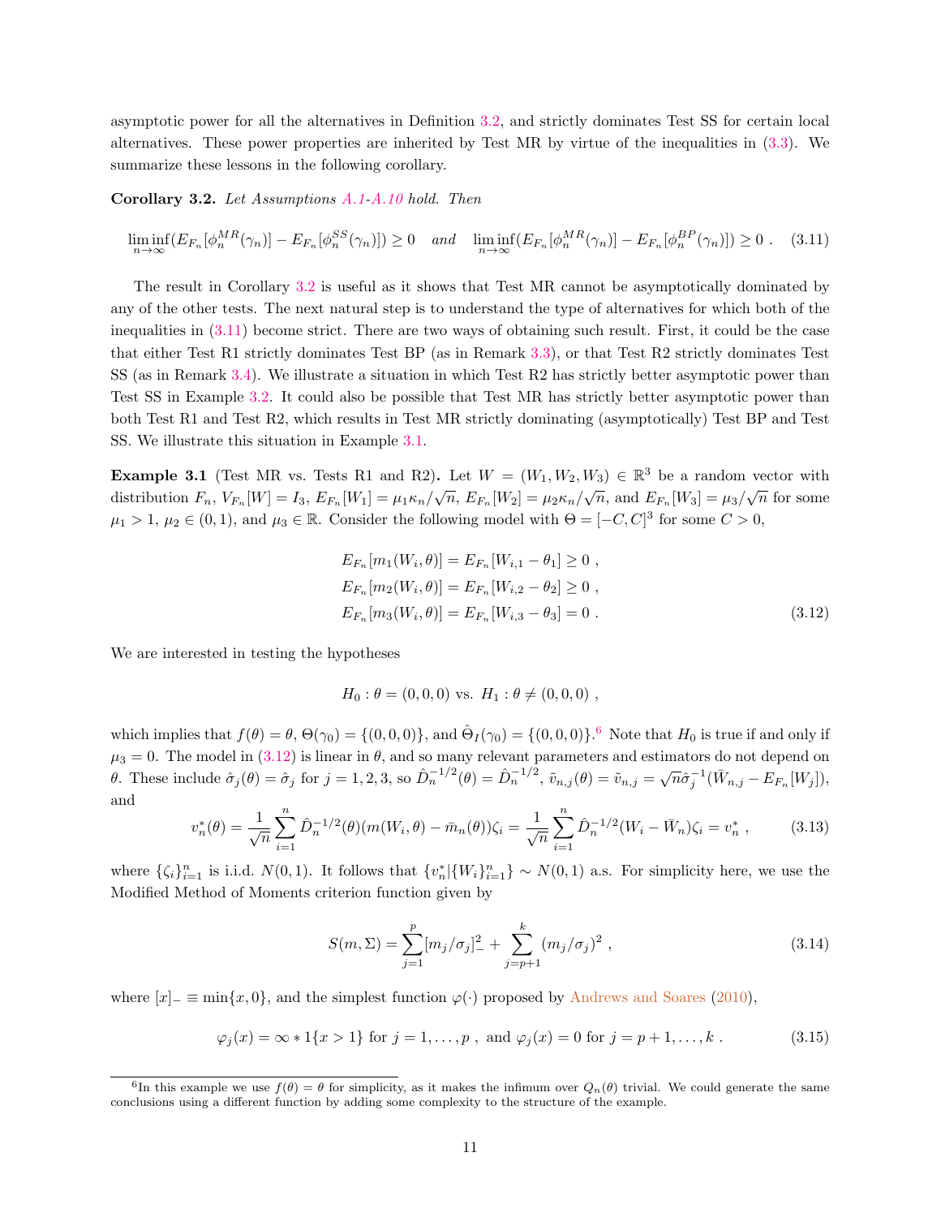asymptotic power for all the alternatives in Definition 3.2, and strictly dominates Test SS for certain local alternatives. These power properties are inherited by Test MR by virtue of the inequalities in (3.3). We summarize these lessons in the following corollary.

**Corollary 3.2.** *Let Assumptions A.1-A.10 hold. Then*

$$\liminf_{n\to\infty}(E_{F_n}[\phi_n^{MR}(\gamma_n)] - E_{F_n}[\phi_n^{SS}(\gamma_n)]) \geq 0 \quad \text{and} \quad \liminf_{n\to\infty}(E_{F_n}[\phi_n^{MR}(\gamma_n)] - E_{F_n}[\phi_n^{BP}(\gamma_n)]) \geq 0 \ . \tag{3.11}$$

The result in Corollary 3.2 is useful as it shows that Test MR cannot be asymptotically dominated by any of the other tests. The next natural step is to understand the type of alternatives for which both of the inequalities in (3.11) become strict. There are two ways of obtaining such result. First, it could be the case that either Test R1 strictly dominates Test BP (as in Remark 3.3), or that Test R2 strictly dominates Test SS (as in Remark 3.4). We illustrate a situation in which Test R2 has strictly better asymptotic power than Test SS in Example 3.2. It could also be possible that Test MR has strictly better asymptotic power than both Test R1 and Test R2, which results in Test MR strictly dominating (asymptotically) Test BP and Test SS. We illustrate this situation in Example 3.1.

**Example 3.1** (Test MR vs. Tests R1 and R2)**.** Let $W = (W_1, W_2, W_3) \in \mathbb{R}^3$ be a random vector with distribution $F_n$, $V_{F_n}[W] = I_3$, $E_{F_n}[W_1] = \mu_1\kappa_n/\sqrt{n}$, $E_{F_n}[W_2] = \mu_2\kappa_n/\sqrt{n}$, and $E_{F_n}[W_3] = \mu_3/\sqrt{n}$ for some $\mu_1 > 1$, $\mu_2 \in (0, 1)$, and $\mu_3 \in \mathbb{R}$. Consider the following model with $\Theta = [-C, C]^3$ for some $C > 0$,

$$\begin{aligned}
E_{F_n}[m_1(W_i, \theta)] &= E_{F_n}[W_{i,1} - \theta_1] \geq 0 \ , \\
E_{F_n}[m_2(W_i, \theta)] &= E_{F_n}[W_{i,2} - \theta_2] \geq 0 \ , \\
E_{F_n}[m_3(W_i, \theta)] &= E_{F_n}[W_{i,3} - \theta_3] = 0 \ .
\end{aligned} \tag{3.12}$$

We are interested in testing the hypotheses

$$H_0 : \theta = (0, 0, 0) \text{ vs. } H_1 : \theta \neq (0, 0, 0) \ ,$$

which implies that $f(\theta) = \theta$, $\Theta(\gamma_0) = \{(0, 0, 0)\}$, and $\hat{\Theta}_I(\gamma_0) = \{(0, 0, 0)\}$.[6] Note that $H_0$ is true if and only if $\mu_3 = 0$. The model in (3.12) is linear in $\theta$, and so many relevant parameters and estimators do not depend on $\theta$. These include $\hat{\sigma}_j(\theta) = \hat{\sigma}_j$ for $j = 1, 2, 3$, so $\hat{D}_n^{-1/2}(\theta) = \hat{D}_n^{-1/2}$, $\tilde{v}_{n,j}(\theta) = \tilde{v}_{n,j} = \sqrt{n}\hat{\sigma}_j^{-1}(\bar{W}_{n,j} - E_{F_n}[W_j])$, and

$$v_n^*(\theta) = \frac{1}{\sqrt{n}}\sum_{i=1}^n \hat{D}_n^{-1/2}(\theta)(m(W_i, \theta) - \bar{m}_n(\theta))\zeta_i = \frac{1}{\sqrt{n}}\sum_{i=1}^n \hat{D}_n^{-1/2}(W_i - \bar{W}_n)\zeta_i = v_n^* \ , \tag{3.13}$$

where $\{\zeta_i\}_{i=1}^n$ is i.i.d. $N(0, 1)$. It follows that $\{v_n^* | \{W_i\}_{i=1}^n\} \sim N(0, 1)$ a.s. For simplicity here, we use the Modified Method of Moments criterion function given by

$$S(m, \Sigma) = \sum_{j=1}^p [m_j/\sigma_j]_-^2 + \sum_{j=p+1}^k (m_j/\sigma_j)^2 \ , \tag{3.14}$$

where $[x]_- \equiv \min\{x, 0\}$, and the simplest function $\varphi(\cdot)$ proposed by Andrews and Soares (2010),

$$\varphi_j(x) = \infty * 1\{x > 1\} \text{ for } j = 1, \ldots, p \ , \text{ and } \varphi_j(x) = 0 \text{ for } j = p + 1, \ldots, k \ . \tag{3.15}$$

[6] In this example we use $f(\theta) = \theta$ for simplicity, as it makes the infimum over $Q_n(\theta)$ trivial. We could generate the same conclusions using a different function by adding some complexity to the structure of the example.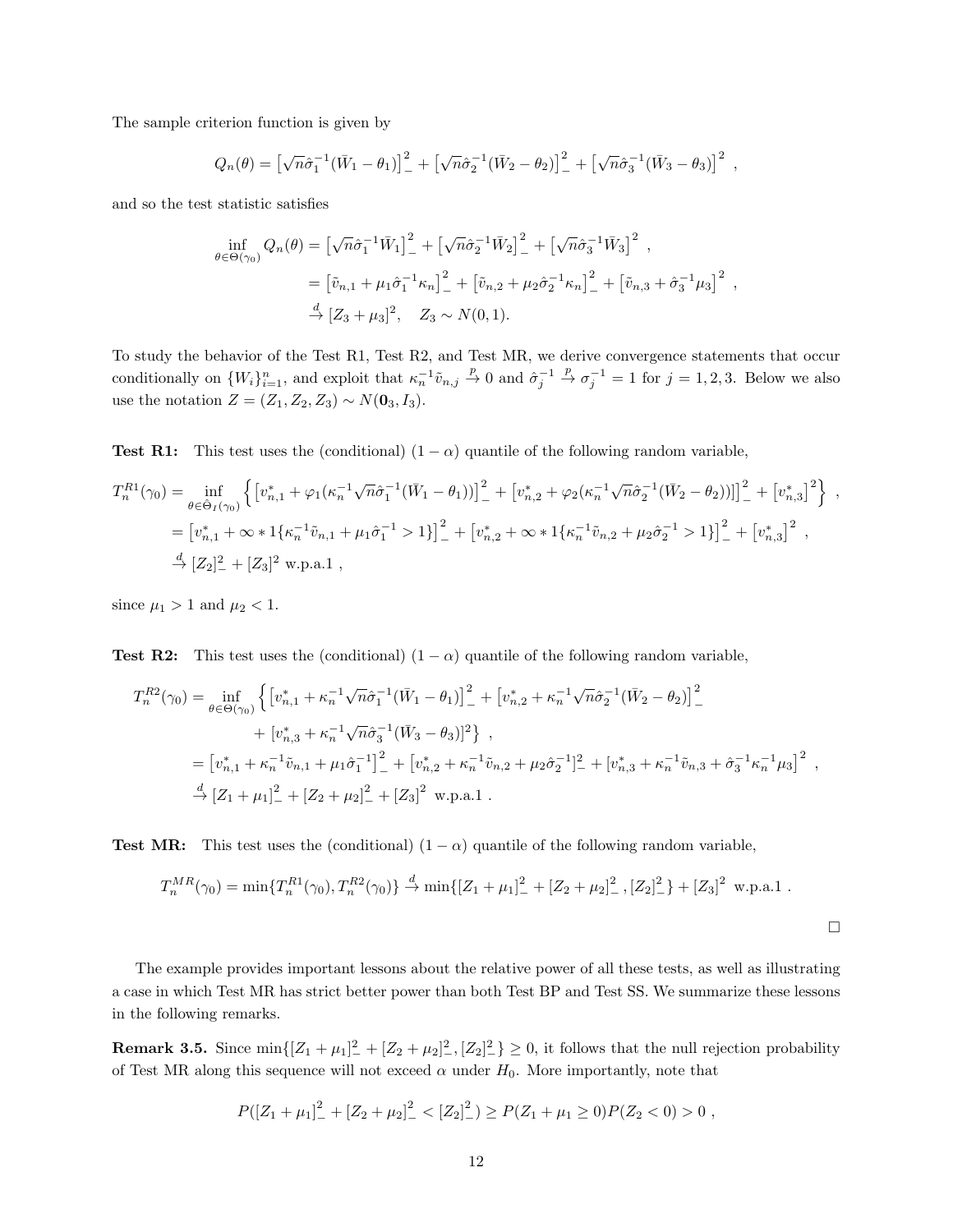The sample criterion function is given by

$$Q_n(\theta) = \left[\sqrt{n}\hat{\sigma}_1^{-1}(\bar{W}_1 - \theta_1)\right]_-^2 + \left[\sqrt{n}\hat{\sigma}_2^{-1}(\bar{W}_2 - \theta_2)\right]_-^2 + \left[\sqrt{n}\hat{\sigma}_3^{-1}(\bar{W}_3 - \theta_3)\right]^2 ,$$

and so the test statistic satisfies

$$\begin{aligned}
\inf_{\theta \in \Theta(\gamma_0)} Q_n(\theta) &= \left[\sqrt{n}\hat{\sigma}_1^{-1}\bar{W}_1\right]_-^2 + \left[\sqrt{n}\hat{\sigma}_2^{-1}\bar{W}_2\right]_-^2 + \left[\sqrt{n}\hat{\sigma}_3^{-1}\bar{W}_3\right]^2 , \\
&= \left[\tilde{v}_{n,1} + \mu_1\hat{\sigma}_1^{-1}\kappa_n\right]_-^2 + \left[\tilde{v}_{n,2} + \mu_2\hat{\sigma}_2^{-1}\kappa_n\right]_-^2 + \left[\tilde{v}_{n,3} + \hat{\sigma}_3^{-1}\mu_3\right]^2 , \\
&\xrightarrow{d} [Z_3 + \mu_3]^2, \quad Z_3 \sim N(0,1).
\end{aligned}$$

To study the behavior of the Test R1, Test R2, and Test MR, we derive convergence statements that occur conditionally on $\{W_i\}_{i=1}^n$, and exploit that $\kappa_n^{-1}\tilde{v}_{n,j} \xrightarrow{p} 0$ and $\hat{\sigma}_j^{-1} \xrightarrow{p} \sigma_j^{-1} = 1$ for $j = 1, 2, 3$. Below we also use the notation $Z = (Z_1, Z_2, Z_3) \sim N(\mathbf{0}_3, I_3)$.

**Test R1:** This test uses the (conditional) $(1-\alpha)$ quantile of the following random variable,

$$\begin{aligned}
T_n^{R1}(\gamma_0) &= \inf_{\theta \in \hat{\Theta}_I(\gamma_0)} \left\{ \left[v_{n,1}^* + \varphi_1(\kappa_n^{-1}\sqrt{n}\hat{\sigma}_1^{-1}(\bar{W}_1 - \theta_1))\right]_-^2 + \left[v_{n,2}^* + \varphi_2(\kappa_n^{-1}\sqrt{n}\hat{\sigma}_2^{-1}(\bar{W}_2 - \theta_2))\right]_-^2 + \left[v_{n,3}^*\right]^2 \right\} , \\
&= \left[v_{n,1}^* + \infty * 1\{\kappa_n^{-1}\tilde{v}_{n,1} + \mu_1\hat{\sigma}_1^{-1} > 1\}\right]_-^2 + \left[v_{n,2}^* + \infty * 1\{\kappa_n^{-1}\tilde{v}_{n,2} + \mu_2\hat{\sigma}_2^{-1} > 1\}\right]_-^2 + \left[v_{n,3}^*\right]^2 , \\
&\xrightarrow{d} [Z_2]_-^2 + [Z_3]^2 \text{ w.p.a.1} ,
\end{aligned}$$

since $\mu_1 > 1$ and $\mu_2 < 1$.

**Test R2:** This test uses the (conditional) $(1-\alpha)$ quantile of the following random variable,

$$\begin{aligned}
T_n^{R2}(\gamma_0) = \inf_{\theta \in \Theta(\gamma_0)} &\Big\{ \left[v_{n,1}^* + \kappa_n^{-1}\sqrt{n}\hat{\sigma}_1^{-1}(\bar{W}_1 - \theta_1)\right]_-^2 + \left[v_{n,2}^* + \kappa_n^{-1}\sqrt{n}\hat{\sigma}_2^{-1}(\bar{W}_2 - \theta_2)\right]_-^2 \\
&+ \left[v_{n,3}^* + \kappa_n^{-1}\sqrt{n}\hat{\sigma}_3^{-1}(\bar{W}_3 - \theta_3)\right]^2 \Big\} , \\
= &\left[v_{n,1}^* + \kappa_n^{-1}\tilde{v}_{n,1} + \mu_1\hat{\sigma}_1^{-1}\right]_-^2 + \left[v_{n,2}^* + \kappa_n^{-1}\tilde{v}_{n,2} + \mu_2\hat{\sigma}_2^{-1}\right]_-^2 + \left[v_{n,3}^* + \kappa_n^{-1}\tilde{v}_{n,3} + \hat{\sigma}_3^{-1}\kappa_n^{-1}\mu_3\right]^2 , \\
\xrightarrow{d} &\left[Z_1 + \mu_1\right]_-^2 + \left[Z_2 + \mu_2\right]_-^2 + \left[Z_3\right]^2 \text{ w.p.a.1} .
\end{aligned}$$

**Test MR:** This test uses the (conditional) $(1-\alpha)$ quantile of the following random variable,

$$T_n^{MR}(\gamma_0) = \min\{T_n^{R1}(\gamma_0), T_n^{R2}(\gamma_0)\} \xrightarrow{d} \min\{[Z_1 + \mu_1]_-^2 + [Z_2 + \mu_2]_-^2, [Z_2]_-^2\} + [Z_3]^2 \text{ w.p.a.1} .$$

□

The example provides important lessons about the relative power of all these tests, as well as illustrating a case in which Test MR has strict better power than both Test BP and Test SS. We summarize these lessons in the following remarks.

**Remark 3.5.** Since $\min\{[Z_1 + \mu_1]_-^2 + [Z_2 + \mu_2]_-^2, [Z_2]_-^2\} \geq 0$, it follows that the null rejection probability of Test MR along this sequence will not exceed $\alpha$ under $H_0$. More importantly, note that

$$P([Z_1 + \mu_1]_-^2 + [Z_2 + \mu_2]_-^2 < [Z_2]_-^2) \geq P(Z_1 + \mu_1 \geq 0)P(Z_2 < 0) > 0 ,$$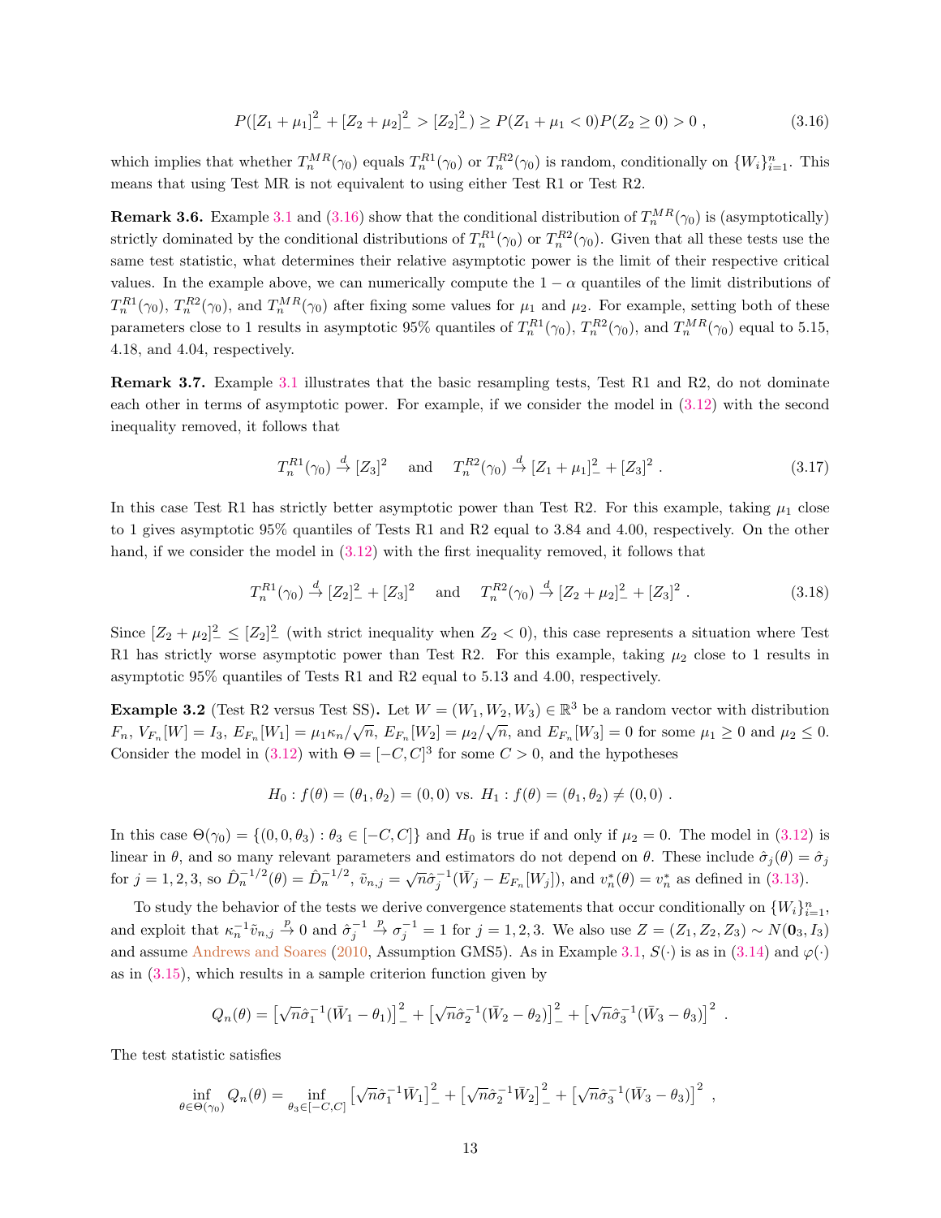$$P([Z_1 + \mu_1]_-^2 + [Z_2 + \mu_2]_-^2 > [Z_2]_-^2) \geq P(Z_1 + \mu_1 < 0)P(Z_2 \geq 0) > 0 \ , \tag{3.16}$$

which implies that whether $T_n^{MR}(\gamma_0)$ equals $T_n^{R1}(\gamma_0)$ or $T_n^{R2}(\gamma_0)$ is random, conditionally on $\{W_i\}_{i=1}^n$. This means that using Test MR is not equivalent to using either Test R1 or Test R2.

**Remark 3.6.** Example 3.1 and (3.16) show that the conditional distribution of $T_n^{MR}(\gamma_0)$ is (asymptotically) strictly dominated by the conditional distributions of $T_n^{R1}(\gamma_0)$ or $T_n^{R2}(\gamma_0)$. Given that all these tests use the same test statistic, what determines their relative asymptotic power is the limit of their respective critical values. In the example above, we can numerically compute the $1-\alpha$ quantiles of the limit distributions of $T_n^{R1}(\gamma_0)$, $T_n^{R2}(\gamma_0)$, and $T_n^{MR}(\gamma_0)$ after fixing some values for $\mu_1$ and $\mu_2$. For example, setting both of these parameters close to 1 results in asymptotic 95% quantiles of $T_n^{R1}(\gamma_0)$, $T_n^{R2}(\gamma_0)$, and $T_n^{MR}(\gamma_0)$ equal to 5.15, 4.18, and 4.04, respectively.

**Remark 3.7.** Example 3.1 illustrates that the basic resampling tests, Test R1 and R2, do not dominate each other in terms of asymptotic power. For example, if we consider the model in (3.12) with the second inequality removed, it follows that

$$T_n^{R1}(\gamma_0) \xrightarrow{d} [Z_3]^2 \quad \text{and} \quad T_n^{R2}(\gamma_0) \xrightarrow{d} [Z_1 + \mu_1]_-^2 + [Z_3]^2 \ . \tag{3.17}$$

In this case Test R1 has strictly better asymptotic power than Test R2. For this example, taking $\mu_1$ close to 1 gives asymptotic 95% quantiles of Tests R1 and R2 equal to 3.84 and 4.00, respectively. On the other hand, if we consider the model in (3.12) with the first inequality removed, it follows that

$$T_n^{R1}(\gamma_0) \xrightarrow{d} [Z_2]_-^2 + [Z_3]^2 \quad \text{and} \quad T_n^{R2}(\gamma_0) \xrightarrow{d} [Z_2 + \mu_2]_-^2 + [Z_3]^2 \ . \tag{3.18}$$

Since $[Z_2 + \mu_2]_-^2 \leq [Z_2]_-^2$ (with strict inequality when $Z_2 < 0$), this case represents a situation where Test R1 has strictly worse asymptotic power than Test R2. For this example, taking $\mu_2$ close to 1 results in asymptotic 95% quantiles of Tests R1 and R2 equal to 5.13 and 4.00, respectively.

**Example 3.2** (Test R2 versus Test SS)**.** Let $W = (W_1, W_2, W_3) \in \mathbb{R}^3$ be a random vector with distribution $F_n$, $V_{F_n}[W] = I_3$, $E_{F_n}[W_1] = \mu_1 \kappa_n/\sqrt{n}$, $E_{F_n}[W_2] = \mu_2/\sqrt{n}$, and $E_{F_n}[W_3] = 0$ for some $\mu_1 \geq 0$ and $\mu_2 \leq 0$. Consider the model in (3.12) with $\Theta = [-C, C]^3$ for some $C > 0$, and the hypotheses

$$H_0 : f(\theta) = (\theta_1, \theta_2) = (0,0) \text{ vs. } H_1 : f(\theta) = (\theta_1, \theta_2) \neq (0,0) \ .$$

In this case $\Theta(\gamma_0) = \{(0,0,\theta_3) : \theta_3 \in [-C, C]\}$ and $H_0$ is true if and only if $\mu_2 = 0$. The model in (3.12) is linear in $\theta$, and so many relevant parameters and estimators do not depend on $\theta$. These include $\hat{\sigma}_j(\theta) = \hat{\sigma}_j$ for $j = 1,2,3$, so $\hat{D}_n^{-1/2}(\theta) = \hat{D}_n^{-1/2}$, $\tilde{v}_{n,j} = \sqrt{n}\hat{\sigma}_j^{-1}(\bar{W}_j - E_{F_n}[W_j])$, and $v_n^*(\theta) = v_n^*$ as defined in (3.13).

To study the behavior of the tests we derive convergence statements that occur conditionally on $\{W_i\}_{i=1}^n$, and exploit that $\kappa_n^{-1}\tilde{v}_{n,j} \xrightarrow{p} 0$ and $\hat{\sigma}_j^{-1} \xrightarrow{p} \sigma_j^{-1} = 1$ for $j = 1,2,3$. We also use $Z = (Z_1, Z_2, Z_3) \sim N(\mathbf{0}_3, I_3)$ and assume Andrews and Soares (2010, Assumption GMS5). As in Example 3.1, $S(\cdot)$ is as in (3.14) and $\varphi(\cdot)$ as in (3.15), which results in a sample criterion function given by

$$Q_n(\theta) = \left[\sqrt{n}\hat{\sigma}_1^{-1}(\bar{W}_1 - \theta_1)\right]_-^2 + \left[\sqrt{n}\hat{\sigma}_2^{-1}(\bar{W}_2 - \theta_2)\right]_-^2 + \left[\sqrt{n}\hat{\sigma}_3^{-1}(\bar{W}_3 - \theta_3)\right]^2 \ .$$

The test statistic satisfies

$$\inf_{\theta \in \Theta(\gamma_0)} Q_n(\theta) = \inf_{\theta_3 \in [-C,C]} \left[\sqrt{n}\hat{\sigma}_1^{-1}\bar{W}_1\right]_-^2 + \left[\sqrt{n}\hat{\sigma}_2^{-1}\bar{W}_2\right]_-^2 + \left[\sqrt{n}\hat{\sigma}_3^{-1}(\bar{W}_3 - \theta_3)\right]^2 \ ,$$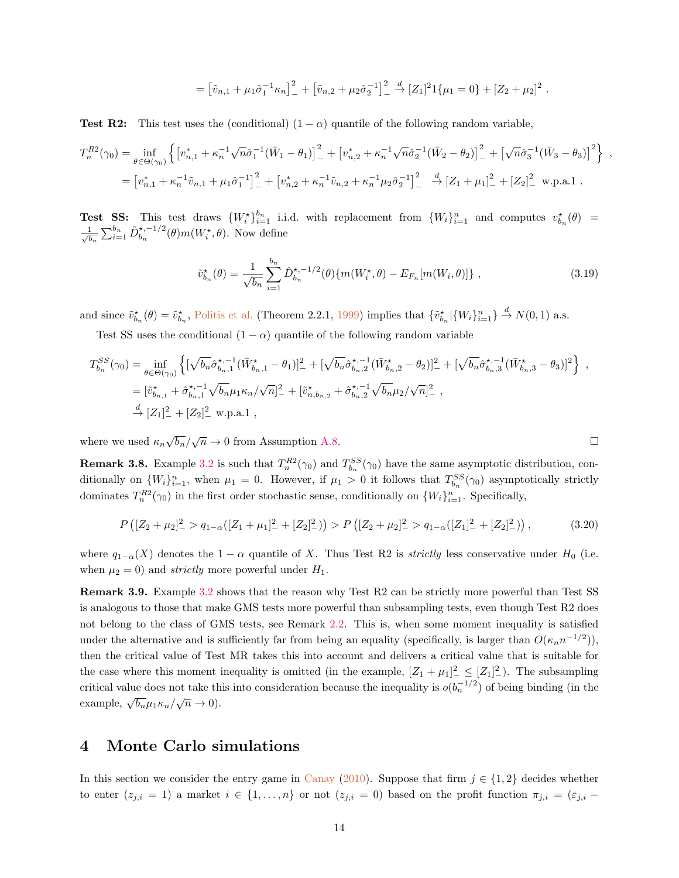$$= \left[\tilde{v}_{n,1} + \mu_1 \hat{\sigma}_1^{-1} \kappa_n\right]_-^2 + \left[\tilde{v}_{n,2} + \mu_2 \hat{\sigma}_2^{-1}\right]_-^2 \xrightarrow{d} [Z_1]^2 1\{\mu_1 = 0\} + [Z_2 + \mu_2]^2 \ .$$

**Test R2:** This test uses the (conditional) $(1-\alpha)$ quantile of the following random variable,

$$T_n^{R2}(\gamma_0) = \inf_{\theta \in \Theta(\gamma_0)} \left\{ \left[v_{n,1}^* + \kappa_n^{-1} \sqrt{n} \hat{\sigma}_1^{-1}(\bar{W}_1 - \theta_1)\right]_-^2 + \left[v_{n,2}^* + \kappa_n^{-1} \sqrt{n} \hat{\sigma}_2^{-1}(\bar{W}_2 - \theta_2)\right]_-^2 + \left[\sqrt{n} \hat{\sigma}_3^{-1}(\bar{W}_3 - \theta_3)\right]^2 \right\} \ ,$$
$$= \left[v_{n,1}^* + \kappa_n^{-1} \tilde{v}_{n,1} + \mu_1 \hat{\sigma}_1^{-1}\right]_-^2 + \left[v_{n,2}^* + \kappa_n^{-1} \tilde{v}_{n,2} + \kappa_n^{-1} \mu_2 \hat{\sigma}_2^{-1}\right]_-^2 \xrightarrow{d} [Z_1 + \mu_1]_-^2 + [Z_2]_-^2 \ \text{w.p.a.1} \ .$$

**Test SS:** This test draws $\{W_i^\star\}_{i=1}^{b_n}$ i.i.d. with replacement from $\{W_i\}_{i=1}^n$ and computes $v_{b_n}^\star(\theta) = \frac{1}{\sqrt{b_n}} \sum_{i=1}^{b_n} \hat{D}_{b_n}^{\star,-1/2}(\theta) m(W_i^\star, \theta)$. Now define

$$\tilde{v}_{b_n}^\star(\theta) = \frac{1}{\sqrt{b_n}} \sum_{i=1}^{b_n} \hat{D}_{b_n}^{\star,-1/2}(\theta) \{m(W_i^\star, \theta) - E_{F_n}[m(W_i, \theta)]\} \ , \tag{3.19}$$

and since $\tilde{v}_{b_n}^\star(\theta) = \tilde{v}_{b_n}^\star$, Politis et al. (Theorem 2.2.1, 1999) implies that $\{\tilde{v}_{b_n}^\star | \{W_i\}_{i=1}^n\} \xrightarrow{d} N(0,1)$ a.s.

Test SS uses the conditional $(1-\alpha)$ quantile of the following random variable

$$T_{b_n}^{SS}(\gamma_0) = \inf_{\theta \in \Theta(\gamma_0)} \left\{ [\sqrt{b_n} \hat{\sigma}_{b_n,1}^{\star,-1}(\bar{W}_{b_n,1}^\star - \theta_1)]_-^2 + [\sqrt{b_n} \hat{\sigma}_{b_n,2}^{\star,-1}(\bar{W}_{b_n,2}^\star - \theta_2)]_-^2 + [\sqrt{b_n} \hat{\sigma}_{b_n,3}^{\star,-1}(\bar{W}_{b_n,3}^\star - \theta_3)]^2 \right\} \ ,$$
$$= [\tilde{v}_{b_n,1}^\star + \hat{\sigma}_{b_n,1}^{\star,-1} \sqrt{b_n} \mu_1 \kappa_n / \sqrt{n}]_-^2 + [\tilde{v}_{n,b_n,2}^\star + \hat{\sigma}_{b_n,2}^{\star,-1} \sqrt{b_n} \mu_2 / \sqrt{n}]_-^2 \ ,$$
$$\xrightarrow{d} [Z_1]_-^2 + [Z_2]_-^2 \ \text{w.p.a.1} \ ,$$

where we used $\kappa_n \sqrt{b_n}/\sqrt{n} \to 0$ from Assumption A.8. □

**Remark 3.8.** Example 3.2 is such that $T_n^{R2}(\gamma_0)$ and $T_{b_n}^{SS}(\gamma_0)$ have the same asymptotic distribution, conditionally on $\{W_i\}_{i=1}^n$, when $\mu_1 = 0$. However, if $\mu_1 > 0$ it follows that $T_{b_n}^{SS}(\gamma_0)$ asymptotically strictly dominates $T_n^{R2}(\gamma_0)$ in the first order stochastic sense, conditionally on $\{W_i\}_{i=1}^n$. Specifically,

$$P\left([Z_2 + \mu_2]_-^2 > q_{1-\alpha}([Z_1 + \mu_1]_-^2 + [Z_2]_-^2)\right) > P\left([Z_2 + \mu_2]_-^2 > q_{1-\alpha}([Z_1]_-^2 + [Z_2]_-^2)\right) , \tag{3.20}$$

where $q_{1-\alpha}(X)$ denotes the $1-\alpha$ quantile of $X$. Thus Test R2 is *strictly* less conservative under $H_0$ (i.e. when $\mu_2 = 0$) and *strictly* more powerful under $H_1$.

**Remark 3.9.** Example 3.2 shows that the reason why Test R2 can be strictly more powerful than Test SS is analogous to those that make GMS tests more powerful than subsampling tests, even though Test R2 does not belong to the class of GMS tests, see Remark 2.2. This is, when some moment inequality is satisfied under the alternative and is sufficiently far from being an equality (specifically, is larger than $O(\kappa_n n^{-1/2})$), then the critical value of Test MR takes this into account and delivers a critical value that is suitable for the case where this moment inequality is omitted (in the example, $[Z_1 + \mu_1]_-^2 \leq [Z_1]_-^2$). The subsampling critical value does not take this into consideration because the inequality is $o(b_n^{-1/2})$ of being binding (in the example, $\sqrt{b_n} \mu_1 \kappa_n / \sqrt{n} \to 0$).

# 4 Monte Carlo simulations

In this section we consider the entry game in Canay (2010). Suppose that firm $j \in \{1, 2\}$ decides whether to enter ($z_{j,i} = 1$) a market $i \in \{1, \ldots, n\}$ or not ($z_{j,i} = 0$) based on the profit function $\pi_{j,i} = (\varepsilon_{j,i} -$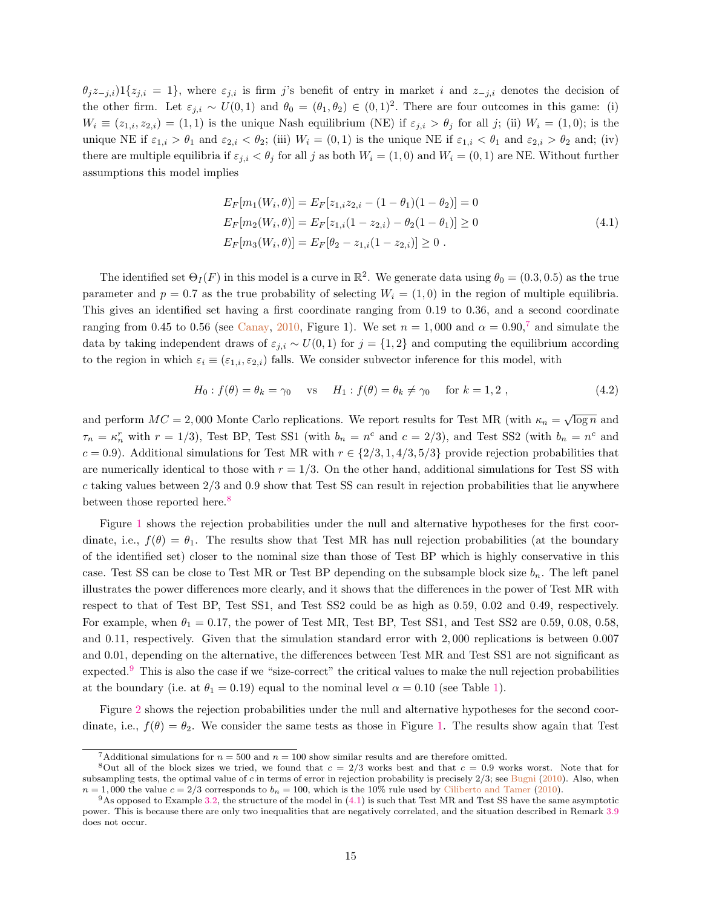$\theta_j z_{-j,i})1\{z_{j,i} = 1\}$, where $\varepsilon_{j,i}$ is firm $j$'s benefit of entry in market $i$ and $z_{-j,i}$ denotes the decision of the other firm. Let $\varepsilon_{j,i} \sim U(0,1)$ and $\theta_0 = (\theta_1, \theta_2) \in (0,1)^2$. There are four outcomes in this game: (i) $W_i \equiv (z_{1,i}, z_{2,i}) = (1,1)$ is the unique Nash equilibrium (NE) if $\varepsilon_{j,i} > \theta_j$ for all $j$; (ii) $W_i = (1,0)$; is the unique NE if $\varepsilon_{1,i} > \theta_1$ and $\varepsilon_{2,i} < \theta_2$; (iii) $W_i = (0,1)$ is the unique NE if $\varepsilon_{1,i} < \theta_1$ and $\varepsilon_{2,i} > \theta_2$ and; (iv) there are multiple equilibria if $\varepsilon_{j,i} < \theta_j$ for all $j$ as both $W_i = (1,0)$ and $W_i = (0,1)$ are NE. Without further assumptions this model implies

$$
\begin{aligned}
E_F[m_1(W_i,\theta)] &= E_F[z_{1,i}z_{2,i} - (1-\theta_1)(1-\theta_2)] = 0 \\
E_F[m_2(W_i,\theta)] &= E_F[z_{1,i}(1-z_{2,i}) - \theta_2(1-\theta_1)] \geq 0 \\
E_F[m_3(W_i,\theta)] &= E_F[\theta_2 - z_{1,i}(1-z_{2,i})] \geq 0 \ .
\end{aligned}
\tag{4.1}
$$

The identified set $\Theta_I(F)$ in this model is a curve in $\mathbb{R}^2$. We generate data using $\theta_0 = (0.3, 0.5)$ as the true parameter and $p = 0.7$ as the true probability of selecting $W_i = (1,0)$ in the region of multiple equilibria. This gives an identified set having a first coordinate ranging from 0.19 to 0.36, and a second coordinate ranging from 0.45 to 0.56 (see Canay, 2010, Figure 1). We set $n = 1{,}000$ and $\alpha = 0.90$,[7] and simulate the data by taking independent draws of $\varepsilon_{j,i} \sim U(0,1)$ for $j = \{1,2\}$ and computing the equilibrium according to the region in which $\varepsilon_i \equiv (\varepsilon_{1,i}, \varepsilon_{2,i})$ falls. We consider subvector inference for this model, with

$$
H_0 : f(\theta) = \theta_k = \gamma_0 \quad \text{ vs } \quad H_1 : f(\theta) = \theta_k \neq \gamma_0 \quad \text{ for } k = 1,2 \ ,
\tag{4.2}
$$

and perform $MC = 2{,}000$ Monte Carlo replications. We report results for Test MR (with $\kappa_n = \sqrt{\log n}$ and $\tau_n = \kappa_n^r$ with $r = 1/3$), Test BP, Test SS1 (with $b_n = n^c$ and $c = 2/3$), and Test SS2 (with $b_n = n^c$ and $c = 0.9$). Additional simulations for Test MR with $r \in \{2/3, 1, 4/3, 5/3\}$ provide rejection probabilities that are numerically identical to those with $r = 1/3$. On the other hand, additional simulations for Test SS with $c$ taking values between $2/3$ and $0.9$ show that Test SS can result in rejection probabilities that lie anywhere between those reported here.[8]

Figure 1 shows the rejection probabilities under the null and alternative hypotheses for the first coordinate, i.e., $f(\theta) = \theta_1$. The results show that Test MR has null rejection probabilities (at the boundary of the identified set) closer to the nominal size than those of Test BP which is highly conservative in this case. Test SS can be close to Test MR or Test BP depending on the subsample block size $b_n$. The left panel illustrates the power differences more clearly, and it shows that the differences in the power of Test MR with respect to that of Test BP, Test SS1, and Test SS2 could be as high as 0.59, 0.02 and 0.49, respectively. For example, when $\theta_1 = 0.17$, the power of Test MR, Test BP, Test SS1, and Test SS2 are 0.59, 0.08, 0.58, and 0.11, respectively. Given that the simulation standard error with 2,000 replications is between 0.007 and 0.01, depending on the alternative, the differences between Test MR and Test SS1 are not significant as expected.[9] This is also the case if we "size-correct" the critical values to make the null rejection probabilities at the boundary (i.e. at $\theta_1 = 0.19$) equal to the nominal level $\alpha = 0.10$ (see Table 1).

Figure 2 shows the rejection probabilities under the null and alternative hypotheses for the second coordinate, i.e., $f(\theta) = \theta_2$. We consider the same tests as those in Figure 1. The results show again that Test

[7] Additional simulations for $n = 500$ and $n = 100$ show similar results and are therefore omitted.

[8] Out all of the block sizes we tried, we found that $c = 2/3$ works best and that $c = 0.9$ works worst. Note that for subsampling tests, the optimal value of $c$ in terms of error in rejection probability is precisely $2/3$; see Bugni (2010). Also, when $n = 1{,}000$ the value $c = 2/3$ corresponds to $b_n = 100$, which is the 10% rule used by Ciliberto and Tamer (2010).

[9] As opposed to Example 3.2, the structure of the model in (4.1) is such that Test MR and Test SS have the same asymptotic power. This is because there are only two inequalities that are negatively correlated, and the situation described in Remark 3.9 does not occur.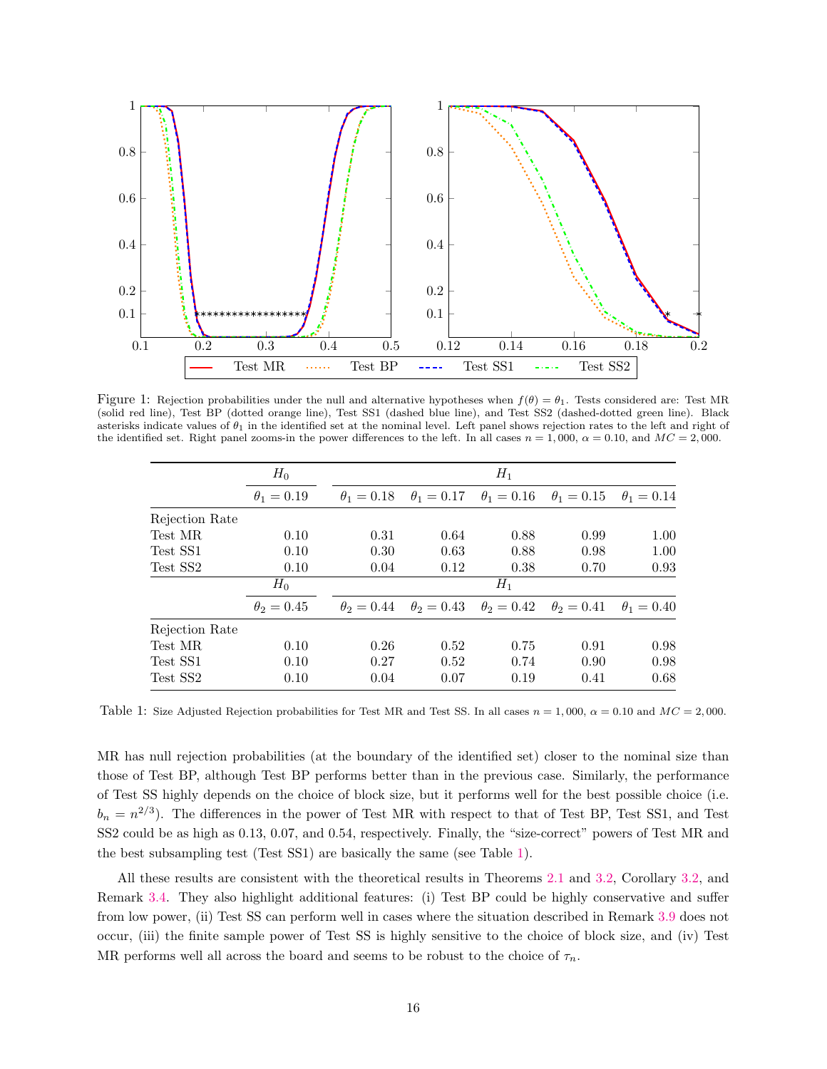Figure 1: Rejection probabilities under the null and alternative hypotheses when $f(\theta) = \theta_1$. Tests considered are: Test MR (solid red line), Test BP (dotted orange line), Test SS1 (dashed blue line), and Test SS2 (dashed-dotted green line). Black asterisks indicate values of $\theta_1$ in the identified set at the nominal level. Left panel shows rejection rates to the left and right of the identified set. Right panel zooms-in the power differences to the left. In all cases $n = 1,000$, $\alpha = 0.10$, and $MC = 2,000$.

| | $H_0$ | $H_1$ | | | | |
|---|---|---|---|---|---|---|
| | $\theta_1 = 0.19$ | $\theta_1 = 0.18$ | $\theta_1 = 0.17$ | $\theta_1 = 0.16$ | $\theta_1 = 0.15$ | $\theta_1 = 0.14$ |
| Rejection Rate | | | | | | |
| Test MR | 0.10 | 0.31 | 0.64 | 0.88 | 0.99 | 1.00 |
| Test SS1 | 0.10 | 0.30 | 0.63 | 0.88 | 0.98 | 1.00 |
| Test SS2 | 0.10 | 0.04 | 0.12 | 0.38 | 0.70 | 0.93 |
| | $H_0$ | $H_1$ | | | | |
| | $\theta_2 = 0.45$ | $\theta_2 = 0.44$ | $\theta_2 = 0.43$ | $\theta_2 = 0.42$ | $\theta_2 = 0.41$ | $\theta_1 = 0.40$ |
| Rejection Rate | | | | | | |
| Test MR | 0.10 | 0.26 | 0.52 | 0.75 | 0.91 | 0.98 |
| Test SS1 | 0.10 | 0.27 | 0.52 | 0.74 | 0.90 | 0.98 |
| Test SS2 | 0.10 | 0.04 | 0.07 | 0.19 | 0.41 | 0.68 |

Table 1: Size Adjusted Rejection probabilities for Test MR and Test SS. In all cases $n = 1,000$, $\alpha = 0.10$ and $MC = 2,000$.

MR has null rejection probabilities (at the boundary of the identified set) closer to the nominal size than those of Test BP, although Test BP performs better than in the previous case. Similarly, the performance of Test SS highly depends on the choice of block size, but it performs well for the best possible choice (i.e. $b_n = n^{2/3}$). The differences in the power of Test MR with respect to that of Test BP, Test SS1, and Test SS2 could be as high as 0.13, 0.07, and 0.54, respectively. Finally, the "size-correct" powers of Test MR and the best subsampling test (Test SS1) are basically the same (see Table 1).

All these results are consistent with the theoretical results in Theorems 2.1 and 3.2, Corollary 3.2, and Remark 3.4. They also highlight additional features: (i) Test BP could be highly conservative and suffer from low power, (ii) Test SS can perform well in cases where the situation described in Remark 3.9 does not occur, (iii) the finite sample power of Test SS is highly sensitive to the choice of block size, and (iv) Test MR performs well all across the board and seems to be robust to the choice of $\tau_n$.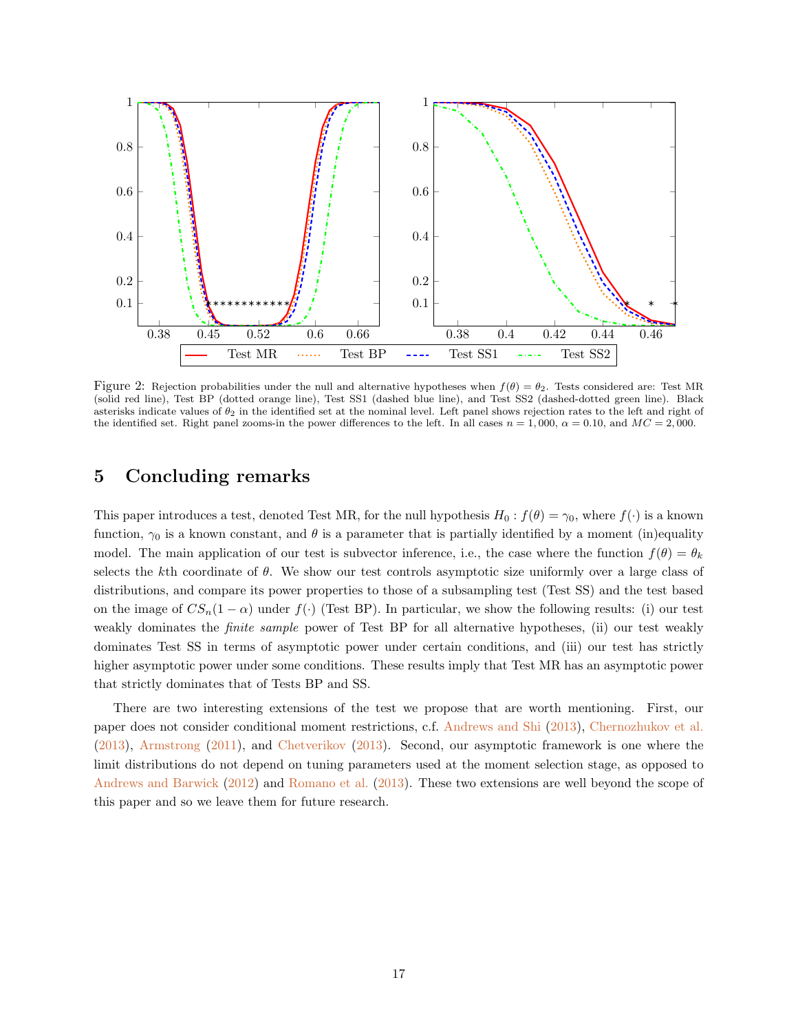Figure 2: Rejection probabilities under the null and alternative hypotheses when $f(\theta) = \theta_2$. Tests considered are: Test MR (solid red line), Test BP (dotted orange line), Test SS1 (dashed blue line), and Test SS2 (dashed-dotted green line). Black asterisks indicate values of $\theta_2$ in the identified set at the nominal level. Left panel shows rejection rates to the left and right of the identified set. Right panel zooms-in the power differences to the left. In all cases $n = 1,000$, $\alpha = 0.10$, and $MC = 2,000$.

## 5 Concluding remarks

This paper introduces a test, denoted Test MR, for the null hypothesis $H_0 : f(\theta) = \gamma_0$, where $f(\cdot)$ is a known function, $\gamma_0$ is a known constant, and $\theta$ is a parameter that is partially identified by a moment (in)equality model. The main application of our test is subvector inference, i.e., the case where the function $f(\theta) = \theta_k$ selects the $k$th coordinate of $\theta$. We show our test controls asymptotic size uniformly over a large class of distributions, and compare its power properties to those of a subsampling test (Test SS) and the test based on the image of $CS_n(1 - \alpha)$ under $f(\cdot)$ (Test BP). In particular, we show the following results: (i) our test weakly dominates the *finite sample* power of Test BP for all alternative hypotheses, (ii) our test weakly dominates Test SS in terms of asymptotic power under certain conditions, and (iii) our test has strictly higher asymptotic power under some conditions. These results imply that Test MR has an asymptotic power that strictly dominates that of Tests BP and SS.

There are two interesting extensions of the test we propose that are worth mentioning. First, our paper does not consider conditional moment restrictions, c.f. Andrews and Shi (2013), Chernozhukov et al. (2013), Armstrong (2011), and Chetverikov (2013). Second, our asymptotic framework is one where the limit distributions do not depend on tuning parameters used at the moment selection stage, as opposed to Andrews and Barwick (2012) and Romano et al. (2013). These two extensions are well beyond the scope of this paper and so we leave them for future research.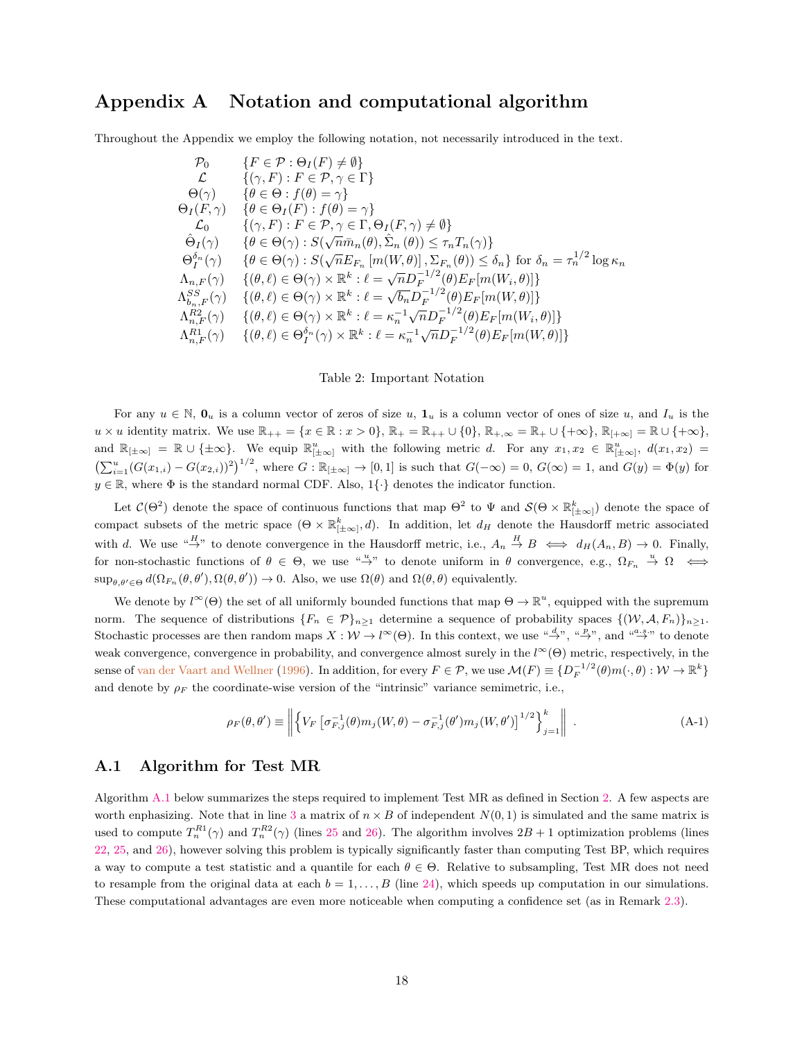# Appendix A Notation and computational algorithm

Throughout the Appendix we employ the following notation, not necessarily introduced in the text.

| | |
|---|---|
| $\mathcal{P}_0$ | $\{F \in \mathcal{P} : \Theta_I(F) \neq \emptyset\}$ |
| $\mathcal{L}$ | $\{(\gamma, F) : F \in \mathcal{P}, \gamma \in \Gamma\}$ |
| $\Theta(\gamma)$ | $\{\theta \in \Theta : f(\theta) = \gamma\}$ |
| $\Theta_I(F,\gamma)$ | $\{\theta \in \Theta_I(F) : f(\theta) = \gamma\}$ |
| $\mathcal{L}_0$ | $\{(\gamma, F) : F \in \mathcal{P}, \gamma \in \Gamma, \Theta_I(F,\gamma) \neq \emptyset\}$ |
| $\hat{\Theta}_I(\gamma)$ | $\{\theta \in \Theta(\gamma) : S(\sqrt{n}\bar{m}_n(\theta), \hat{\Sigma}_n(\theta)) \leq \tau_n T_n(\gamma)\}$ |
| $\Theta_I^{\delta_n}(\gamma)$ | $\{\theta \in \Theta(\gamma) : S(\sqrt{n}E_{F_n}[m(W,\theta)], \Sigma_{F_n}(\theta)) \leq \delta_n\}$ for $\delta_n = \tau_n^{1/2}\log\kappa_n$ |
| $\Lambda_{n,F}(\gamma)$ | $\{(\theta,\ell) \in \Theta(\gamma) \times \mathbb{R}^k : \ell = \sqrt{n}D_F^{-1/2}(\theta)E_F[m(W_i,\theta)]\}$ |
| $\Lambda_{b_n,F}^{SS}(\gamma)$ | $\{(\theta,\ell) \in \Theta(\gamma) \times \mathbb{R}^k : \ell = \sqrt{b_n}D_F^{-1/2}(\theta)E_F[m(W,\theta)]\}$ |
| $\Lambda_{n,F}^{R2}(\gamma)$ | $\{(\theta,\ell) \in \Theta(\gamma) \times \mathbb{R}^k : \ell = \kappa_n^{-1}\sqrt{n}D_F^{-1/2}(\theta)E_F[m(W_i,\theta)]\}$ |
| $\Lambda_{n,F}^{R1}(\gamma)$ | $\{(\theta,\ell) \in \Theta_I^{\delta_n}(\gamma) \times \mathbb{R}^k : \ell = \kappa_n^{-1}\sqrt{n}D_F^{-1/2}(\theta)E_F[m(W,\theta)]\}$ |

Table 2: Important Notation

For any $u \in \mathbb{N}$, $\mathbf{0}_u$ is a column vector of zeros of size $u$, $\mathbf{1}_u$ is a column vector of ones of size $u$, and $I_u$ is the $u \times u$ identity matrix. We use $\mathbb{R}_{++} = \{x \in \mathbb{R} : x > 0\}$, $\mathbb{R}_+ = \mathbb{R}_{++} \cup \{0\}$, $\mathbb{R}_{+,\infty} = \mathbb{R}_+ \cup \{+\infty\}$, $\mathbb{R}_{[+\infty]} = \mathbb{R} \cup \{+\infty\}$, and $\mathbb{R}_{[\pm\infty]} = \mathbb{R} \cup \{\pm\infty\}$. We equip $\mathbb{R}^u_{[\pm\infty]}$ with the following metric $d$. For any $x_1, x_2 \in \mathbb{R}^u_{[\pm\infty]}$, $d(x_1,x_2) = \left(\sum_{i=1}^u (G(x_{1,i}) - G(x_{2,i}))^2\right)^{1/2}$, where $G : \mathbb{R}_{[\pm\infty]} \to [0,1]$ is such that $G(-\infty) = 0$, $G(\infty) = 1$, and $G(y) = \Phi(y)$ for $y \in \mathbb{R}$, where $\Phi$ is the standard normal CDF. Also, $1\{\cdot\}$ denotes the indicator function.

Let $\mathcal{C}(\Theta^2)$ denote the space of continuous functions that map $\Theta^2$ to $\Psi$ and $\mathcal{S}(\Theta \times \mathbb{R}^k_{[\pm\infty]})$ denote the space of compact subsets of the metric space $(\Theta \times \mathbb{R}^k_{[\pm\infty]}, d)$. In addition, let $d_H$ denote the Hausdorff metric associated with $d$. We use "$\overset{H}{\to}$" to denote convergence in the Hausdorff metric, i.e., $A_n \overset{H}{\to} B \iff d_H(A_n, B) \to 0$. Finally, for non-stochastic functions of $\theta \in \Theta$, we use "$\overset{u}{\to}$" to denote uniform in $\theta$ convergence, e.g., $\Omega_{F_n} \overset{u}{\to} \Omega \iff \sup_{\theta,\theta' \in \Theta} d(\Omega_{F_n}(\theta,\theta'), \Omega(\theta,\theta')) \to 0$. Also, we use $\Omega(\theta)$ and $\Omega(\theta,\theta)$ equivalently.

We denote by $l^\infty(\Theta)$ the set of all uniformly bounded functions that map $\Theta \to \mathbb{R}^u$, equipped with the supremum norm. The sequence of distributions $\{F_n \in \mathcal{P}\}_{n \geq 1}$ determine a sequence of probability spaces $\{(\mathcal{W}, \mathcal{A}, F_n)\}_{n\geq 1}$. Stochastic processes are then random maps $X : \mathcal{W} \to l^\infty(\Theta)$. In this context, we use "$\overset{d}{\to}$", "$\overset{p}{\to}$", and "$\overset{a.s.}{\to}$" to denote weak convergence, convergence in probability, and convergence almost surely in the $l^\infty(\Theta)$ metric, respectively, in the sense of van der Vaart and Wellner (1996). In addition, for every $F \in \mathcal{P}$, we use $\mathcal{M}(F) \equiv \{D_F^{-1/2}(\theta)m(\cdot,\theta) : \mathcal{W} \to \mathbb{R}^k\}$ and denote by $\rho_F$ the coordinate-wise version of the "intrinsic" variance semimetric, i.e.,

$$\rho_F(\theta,\theta') \equiv \left\| \left\{ V_F\left[\sigma_{F,j}^{-1}(\theta)m_j(W,\theta) - \sigma_{F,j}^{-1}(\theta')m_j(W,\theta')\right]^{1/2} \right\}_{j=1}^k \right\| . \tag{A-1}$$

## A.1 Algorithm for Test MR

Algorithm A.1 below summarizes the steps required to implement Test MR as defined in Section 2. A few aspects are worth enphasizing. Note that in line 3 a matrix of $n \times B$ of independent $N(0,1)$ is simulated and the same matrix is used to compute $T_n^{R1}(\gamma)$ and $T_n^{R2}(\gamma)$ (lines 25 and 26). The algorithm involves $2B+1$ optimization problems (lines 22, 25, and 26), however solving this problem is typically significantly faster than computing Test BP, which requires a way to compute a test statistic and a quantile for each $\theta \in \Theta$. Relative to subsampling, Test MR does not need to resample from the original data at each $b = 1, \ldots, B$ (line 24), which speeds up computation in our simulations. These computational advantages are even more noticeable when computing a confidence set (as in Remark 2.3).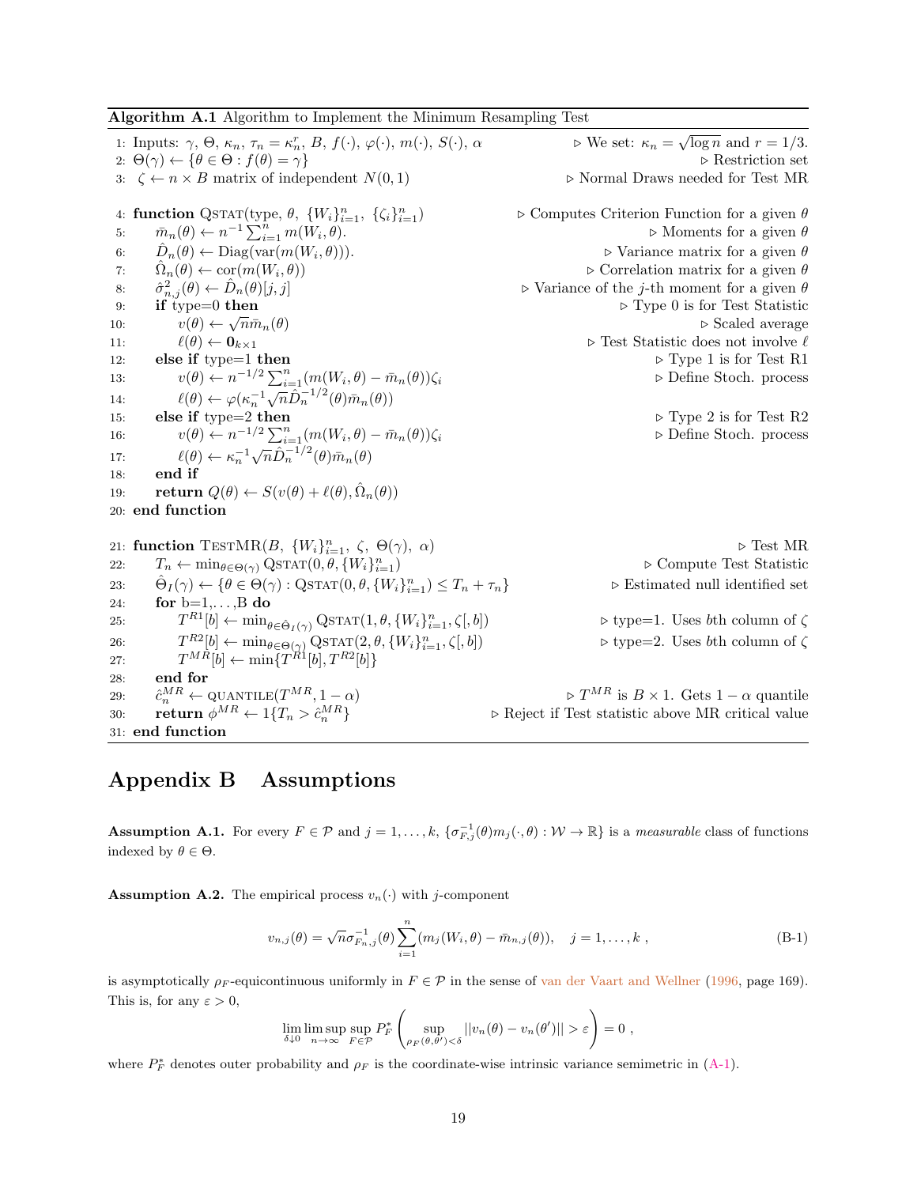**Algorithm A.1** Algorithm to Implement the Minimum Resampling Test

```
1: Inputs: γ, Θ, κ_n, τ_n = κ_n^r, B, f(·), φ(·), m(·), S(·), α        ▷ We set: κ_n = √(log n) and r = 1/3.
2: Θ(γ) ← {θ ∈ Θ : f(θ) = γ}                                            ▷ Restriction set
3: ζ ← n × B matrix of independent N(0,1)                                ▷ Normal Draws needed for Test MR

4: function QSTAT(type, θ, {W_i}_{i=1}^n, {ζ_i}_{i=1}^n)                 ▷ Computes Criterion Function for a given θ
5:     m̄_n(θ) ← n^{-1} Σ_{i=1}^n m(W_i, θ).                              ▷ Moments for a given θ
6:     D̂_n(θ) ← Diag(var(m(W_i, θ))).                                    ▷ Variance matrix for a given θ
7:     Ω̂_n(θ) ← cor(m(W_i, θ))                                           ▷ Correlation matrix for a given θ
8:     σ̂²_{n,j}(θ) ← D̂_n(θ)[j, j]                                        ▷ Variance of the j-th moment for a given θ
9:     if type=0 then                                                     ▷ Type 0 is for Test Statistic
10:        v(θ) ← √n m̄_n(θ)                                              ▷ Scaled average
11:        ℓ(θ) ← 0_{k×1}                                                 ▷ Test Statistic does not involve ℓ
12:    else if type=1 then                                                ▷ Type 1 is for Test R1
13:        v(θ) ← n^{-1/2} Σ_{i=1}^n (m(W_i, θ) − m̄_n(θ))ζ_i             ▷ Define Stoch. process
14:        ℓ(θ) ← φ(κ_n^{-1} √n D̂_n^{-1/2}(θ) m̄_n(θ))
15:    else if type=2 then                                                ▷ Type 2 is for Test R2
16:        v(θ) ← n^{-1/2} Σ_{i=1}^n (m(W_i, θ) − m̄_n(θ))ζ_i             ▷ Define Stoch. process
17:        ℓ(θ) ← κ_n^{-1} √n D̂_n^{-1/2}(θ) m̄_n(θ)
18:    end if
19:    return Q(θ) ← S(v(θ) + ℓ(θ), Ω̂_n(θ))
20: end function

21: function TESTMR(B, {W_i}_{i=1}^n, ζ, Θ(γ), α)                        ▷ Test MR
22:    T_n ← min_{θ∈Θ(γ)} QSTAT(0, θ, {W_i}_{i=1}^n)                      ▷ Compute Test Statistic
23:    Θ̂_I(γ) ← {θ ∈ Θ(γ) : QSTAT(0, θ, {W_i}_{i=1}^n) ≤ T_n + τ_n}      ▷ Estimated null identified set
24:    for b=1,...,B do
25:        T^{R1}[b] ← min_{θ∈Θ̂_I(γ)} QSTAT(1, θ, {W_i}_{i=1}^n, ζ[, b])  ▷ type=1. Uses bth column of ζ
26:        T^{R2}[b] ← min_{θ∈Θ(γ)} QSTAT(2, θ, {W_i}_{i=1}^n, ζ[, b])    ▷ type=2. Uses bth column of ζ
27:        T^{MR}[b] ← min{T^{R1}[b], T^{R2}[b]}
28:    end for
29:    ĉ_n^{MR} ← QUANTILE(T^{MR}, 1 − α)                                 ▷ T^{MR} is B × 1. Gets 1 − α quantile
30:    return φ^{MR} ← 1{T_n > ĉ_n^{MR}}                                   ▷ Reject if Test statistic above MR critical value
31: end function
```

# Appendix B Assumptions

**Assumption A.1.** For every $F \in \mathcal{P}$ and $j = 1, \ldots, k$, $\{\sigma_{F,j}^{-1}(\theta) m_j(\cdot, \theta) : \mathcal{W} \to \mathbb{R}\}$ is a *measurable* class of functions indexed by $\theta \in \Theta$.

**Assumption A.2.** The empirical process $v_n(\cdot)$ with $j$-component

$$v_{n,j}(\theta) = \sqrt{n}\sigma_{F_n,j}^{-1}(\theta) \sum_{i=1}^{n} (m_j(W_i, \theta) - \bar{m}_{n,j}(\theta)), \quad j = 1, \ldots, k \; , \tag{B-1}$$

is asymptotically $\rho_F$-equicontinuous uniformly in $F \in \mathcal{P}$ in the sense of van der Vaart and Wellner (1996, page 169). This is, for any $\varepsilon > 0$,

$$\lim_{\delta \downarrow 0} \limsup_{n\to\infty} \sup_{F\in\mathcal{P}} P_F^* \left( \sup_{\rho_F(\theta,\theta')<\delta} ||v_n(\theta) - v_n(\theta')|| > \varepsilon \right) = 0 \; ,$$

where $P_F^*$ denotes outer probability and $\rho_F$ is the coordinate-wise intrinsic variance semimetric in (A-1).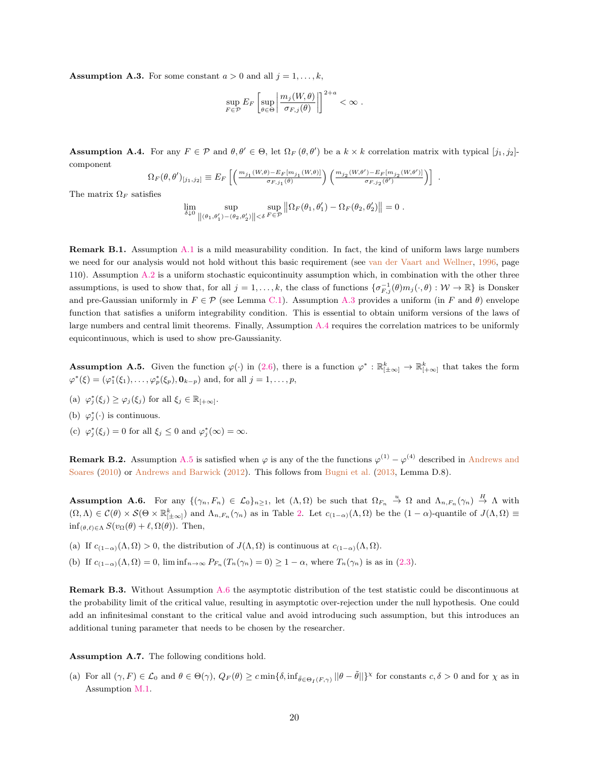**Assumption A.3.** For some constant $a > 0$ and all $j = 1, \ldots, k$,

$$\sup_{F \in \mathcal{P}} E_F \left[ \sup_{\theta \in \Theta} \left| \frac{m_j(W, \theta)}{\sigma_{F,j}(\theta)} \right| \right]^{2+a} < \infty \ .$$

**Assumption A.4.** For any $F \in \mathcal{P}$ and $\theta, \theta' \in \Theta$, let $\Omega_F(\theta, \theta')$ be a $k \times k$ correlation matrix with typical $[j_1, j_2]$-component

$$\Omega_F(\theta, \theta')_{[j_1, j_2]} \equiv E_F \left[ \left( \frac{m_{j_1}(W,\theta) - E_F[m_{j_1}(W,\theta)]}{\sigma_{F,j_1}(\theta)} \right) \left( \frac{m_{j_2}(W,\theta') - E_F[m_{j_2}(W,\theta')]}{\sigma_{F,j_2}(\theta')} \right) \right] \ .$$

The matrix $\Omega_F$ satisfies

$$\lim_{\delta \downarrow 0} \sup_{\|(\theta_1, \theta_1') - (\theta_2, \theta_2')\| < \delta} \sup_{F \in \mathcal{P}} \left\| \Omega_F(\theta_1, \theta_1') - \Omega_F(\theta_2, \theta_2') \right\| = 0 \ .$$

**Remark B.1.** Assumption A.1 is a mild measurability condition. In fact, the kind of uniform laws large numbers we need for our analysis would not hold without this basic requirement (see van der Vaart and Wellner, 1996, page 110). Assumption A.2 is a uniform stochastic equicontinuity assumption which, in combination with the other three assumptions, is used to show that, for all $j = 1, \ldots, k$, the class of functions $\{\sigma_{F,j}^{-1}(\theta) m_j(\cdot, \theta) : \mathcal{W} \to \mathbb{R}\}$ is Donsker and pre-Gaussian uniformly in $F \in \mathcal{P}$ (see Lemma C.1). Assumption A.3 provides a uniform (in $F$ and $\theta$) envelope function that satisfies a uniform integrability condition. This is essential to obtain uniform versions of the laws of large numbers and central limit theorems. Finally, Assumption A.4 requires the correlation matrices to be uniformly equicontinuous, which is used to show pre-Gaussianity.

**Assumption A.5.** Given the function $\varphi(\cdot)$ in (2.6), there is a function $\varphi^* : \mathbb{R}^k_{[\pm\infty]} \to \mathbb{R}^k_{[+\infty]}$ that takes the form $\varphi^*(\xi) = (\varphi_1^*(\xi_1), \ldots, \varphi_p^*(\xi_p), \mathbf{0}_{k-p})$ and, for all $j = 1, \ldots, p$,

(a) $\varphi_j^*(\xi_j) \geq \varphi_j(\xi_j)$ for all $\xi_j \in \mathbb{R}_{[+\infty]}$.

(b) $\varphi_j^*(\cdot)$ is continuous.

(c) $\varphi_j^*(\xi_j) = 0$ for all $\xi_j \leq 0$ and $\varphi_j^*(\infty) = \infty$.

**Remark B.2.** Assumption A.5 is satisfied when $\varphi$ is any of the the functions $\varphi^{(1)} - \varphi^{(4)}$ described in Andrews and Soares (2010) or Andrews and Barwick (2012). This follows from Bugni et al. (2013, Lemma D.8).

**Assumption A.6.** For any $\{(\gamma_n, F_n) \in \mathcal{L}_0\}_{n \geq 1}$, let $(\Lambda, \Omega)$ be such that $\Omega_{F_n} \overset{u}{\to} \Omega$ and $\Lambda_{n,F_n}(\gamma_n) \overset{H}{\to} \Lambda$ with $(\Omega, \Lambda) \in \mathcal{C}(\theta) \times \mathcal{S}(\Theta \times \mathbb{R}^k_{[\pm\infty]})$ and $\Lambda_{n,F_n}(\gamma_n)$ as in Table 2. Let $c_{(1-\alpha)}(\Lambda, \Omega)$ be the $(1-\alpha)$-quantile of $J(\Lambda, \Omega) \equiv \inf_{(\theta, \ell) \in \Lambda} S(v_\Omega(\theta) + \ell, \Omega(\theta))$. Then,

(a) If $c_{(1-\alpha)}(\Lambda, \Omega) > 0$, the distribution of $J(\Lambda, \Omega)$ is continuous at $c_{(1-\alpha)}(\Lambda, \Omega)$.

(b) If $c_{(1-\alpha)}(\Lambda, \Omega) = 0$, $\liminf_{n \to \infty} P_{F_n}(T_n(\gamma_n) = 0) \geq 1 - \alpha$, where $T_n(\gamma_n)$ is as in (2.3).

**Remark B.3.** Without Assumption A.6 the asymptotic distribution of the test statistic could be discontinuous at the probability limit of the critical value, resulting in asymptotic over-rejection under the null hypothesis. One could add an infinitesimal constant to the critical value and avoid introducing such assumption, but this introduces an additional tuning parameter that needs to be chosen by the researcher.

**Assumption A.7.** The following conditions hold.

(a) For all $(\gamma, F) \in \mathcal{L}_0$ and $\theta \in \Theta(\gamma)$, $Q_F(\theta) \geq c \min\{\delta, \inf_{\tilde{\theta} \in \Theta_I(F,\gamma)} ||\theta - \tilde{\theta}||\}^\chi$ for constants $c, \delta > 0$ and for $\chi$ as in Assumption M.1.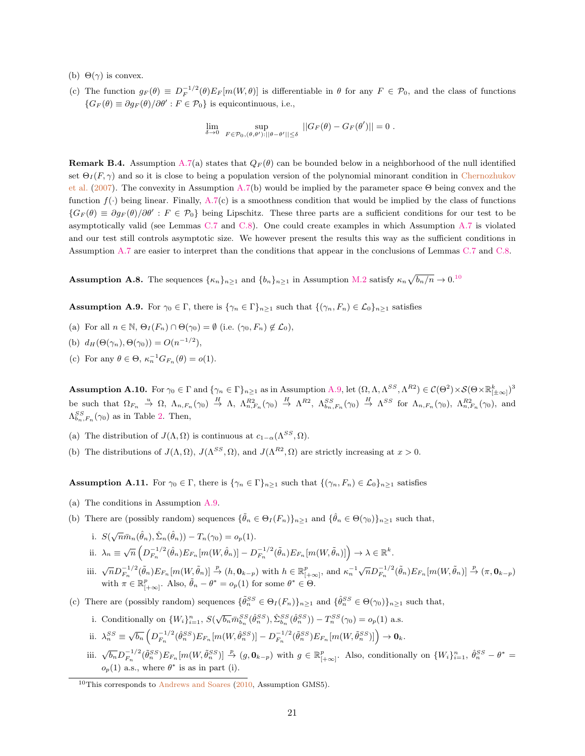(b) $\Theta(\gamma)$ is convex.

(c) The function $g_F(\theta) \equiv D_F^{-1/2}(\theta)E_F[m(W,\theta)]$ is differentiable in $\theta$ for any $F \in \mathcal{P}_0$, and the class of functions $\{G_F(\theta) \equiv \partial g_F(\theta)/\partial\theta' : F \in \mathcal{P}_0\}$ is equicontinuous, i.e.,

$$\lim_{\delta \to 0} \sup_{F \in \mathcal{P}_0, (\theta,\theta'): ||\theta - \theta'|| \leq \delta} ||G_F(\theta) - G_F(\theta')|| = 0 \ .$$

**Remark B.4.** Assumption A.7(a) states that $Q_F(\theta)$ can be bounded below in a neighborhood of the null identified set $\Theta_I(F,\gamma)$ and so it is close to being a population version of the polynomial minorant condition in Chernozhukov et al. (2007). The convexity in Assumption A.7(b) would be implied by the parameter space $\Theta$ being convex and the function $f(\cdot)$ being linear. Finally, A.7(c) is a smoothness condition that would be implied by the class of functions $\{G_F(\theta) \equiv \partial g_F(\theta)/\partial\theta' : F \in \mathcal{P}_0\}$ being Lipschitz. These three parts are a sufficient conditions for our test to be asymptotically valid (see Lemmas C.7 and C.8). One could create examples in which Assumption A.7 is violated and our test still controls asymptotic size. We however present the results this way as the sufficient conditions in Assumption A.7 are easier to interpret than the conditions that appear in the conclusions of Lemmas C.7 and C.8.

**Assumption A.8.** The sequences $\{\kappa_n\}_{n\geq1}$ and $\{b_n\}_{n\geq1}$ in Assumption M.2 satisfy $\kappa_n\sqrt{b_n/n} \to 0$.[10]

**Assumption A.9.** For $\gamma_0 \in \Gamma$, there is $\{\gamma_n \in \Gamma\}_{n\geq1}$ such that $\{(\gamma_n, F_n) \in \mathcal{L}_0\}_{n\geq1}$ satisfies

(a) For all $n \in \mathbb{N}$, $\Theta_I(F_n) \cap \Theta(\gamma_0) = \emptyset$ (i.e. $(\gamma_0, F_n) \notin \mathcal{L}_0$),

(b) $d_H(\Theta(\gamma_n), \Theta(\gamma_0)) = O(n^{-1/2})$,

(c) For any $\theta \in \Theta$, $\kappa_n^{-1}G_{F_n}(\theta) = o(1)$.

**Assumption A.10.** For $\gamma_0 \in \Gamma$ and $\{\gamma_n \in \Gamma\}_{n\geq1}$ as in Assumption A.9, let $(\Omega, \Lambda, \Lambda^{SS}, \Lambda^{R2}) \in \mathcal{C}(\Theta^2) \times \mathcal{S}(\Theta \times \mathbb{R}^k_{[\pm\infty]})^3$ be such that $\Omega_{F_n} \overset{u}{\to} \Omega$, $\Lambda_{n,F_n}(\gamma_0) \overset{H}{\to} \Lambda$, $\Lambda^{R2}_{n,F_n}(\gamma_0) \overset{H}{\to} \Lambda^{R2}$, $\Lambda^{SS}_{b_n,F_n}(\gamma_0) \overset{H}{\to} \Lambda^{SS}$ for $\Lambda_{n,F_n}(\gamma_0)$, $\Lambda^{R2}_{n,F_n}(\gamma_0)$, and $\Lambda^{SS}_{b_n,F_n}(\gamma_0)$ as in Table 2. Then,

(a) The distribution of $J(\Lambda, \Omega)$ is continuous at $c_{1-\alpha}(\Lambda^{SS}, \Omega)$.

(b) The distributions of $J(\Lambda, \Omega)$, $J(\Lambda^{SS}, \Omega)$, and $J(\Lambda^{R2}, \Omega)$ are strictly increasing at $x > 0$.

**Assumption A.11.** For $\gamma_0 \in \Gamma$, there is $\{\gamma_n \in \Gamma\}_{n\geq1}$ such that $\{(\gamma_n, F_n) \in \mathcal{L}_0\}_{n\geq1}$ satisfies

(a) The conditions in Assumption A.9.

(b) There are (possibly random) sequences $\{\tilde{\theta}_n \in \Theta_I(F_n)\}_{n\geq1}$ and $\{\hat{\theta}_n \in \Theta(\gamma_0)\}_{n\geq1}$ such that,

  i. $S(\sqrt{n}\bar{m}_n(\hat{\theta}_n), \hat{\Sigma}_n(\hat{\theta}_n)) - T_n(\gamma_0) = o_p(1)$.

  ii. $\lambda_n \equiv \sqrt{n}\left(D_{F_n}^{-1/2}(\hat{\theta}_n)E_{F_n}[m(W,\hat{\theta}_n)] - D_{F_n}^{-1/2}(\tilde{\theta}_n)E_{F_n}[m(W,\tilde{\theta}_n)]\right) \to \lambda \in \mathbb{R}^k$.

  iii. $\sqrt{n}D_{F_n}^{-1/2}(\tilde{\theta}_n)E_{F_n}[m(W,\tilde{\theta}_n)] \overset{p}{\to} (h, \mathbf{0}_{k-p})$ with $h \in \mathbb{R}^p_{[+\infty]}$, and $\kappa_n^{-1}\sqrt{n}D_{F_n}^{-1/2}(\tilde{\theta}_n)E_{F_n}[m(W,\tilde{\theta}_n)] \overset{p}{\to} (\pi, \mathbf{0}_{k-p})$ with $\pi \in \mathbb{R}^p_{[+\infty]}$. Also, $\tilde{\theta}_n - \theta^* = o_p(1)$ for some $\theta^* \in \Theta$.

(c) There are (possibly random) sequences $\{\tilde{\theta}_n^{SS} \in \Theta_I(F_n)\}_{n\geq1}$ and $\{\hat{\theta}_n^{SS} \in \Theta(\gamma_0)\}_{n\geq1}$ such that,

  i. Conditionally on $\{W_i\}_{i=1}^n$, $S(\sqrt{b_n}\bar{m}^{SS}_{b_n}(\hat{\theta}_n^{SS}), \hat{\Sigma}^{SS}_{b_n}(\hat{\theta}_n^{SS})) - T_n^{SS}(\gamma_0) = o_p(1)$ a.s.

  ii. $\lambda_n^{SS} \equiv \sqrt{b_n}\left(D_{F_n}^{-1/2}(\hat{\theta}_n^{SS})E_{F_n}[m(W,\hat{\theta}_n^{SS})] - D_{F_n}^{-1/2}(\tilde{\theta}_n^{SS})E_{F_n}[m(W,\tilde{\theta}_n^{SS})]\right) \to \mathbf{0}_k$.

  iii. $\sqrt{b_n}D_{F_n}^{-1/2}(\tilde{\theta}_n^{SS})E_{F_n}[m(W,\tilde{\theta}_n^{SS})] \overset{p}{\to} (g, \mathbf{0}_{k-p})$ with $g \in \mathbb{R}^p_{[+\infty]}$. Also, conditionally on $\{W_i\}_{i=1}^n$, $\hat{\theta}_n^{SS} - \theta^* = o_p(1)$ a.s., where $\theta^*$ is as in part (i).

[10] This corresponds to Andrews and Soares (2010, Assumption GMS5).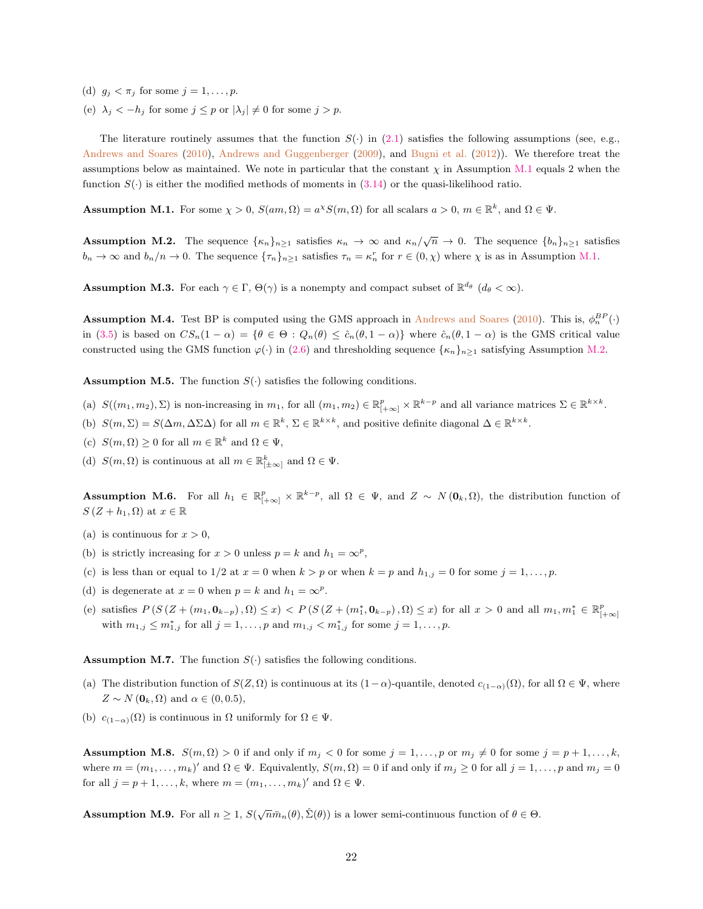(d) $g_j < \pi_j$ for some $j = 1, \ldots, p$.

(e) $\lambda_j < -h_j$ for some $j \leq p$ or $|\lambda_j| \neq 0$ for some $j > p$.

The literature routinely assumes that the function $S(\cdot)$ in (2.1) satisfies the following assumptions (see, e.g., Andrews and Soares (2010), Andrews and Guggenberger (2009), and Bugni et al. (2012)). We therefore treat the assumptions below as maintained. We note in particular that the constant $\chi$ in Assumption M.1 equals 2 when the function $S(\cdot)$ is either the modified methods of moments in (3.14) or the quasi-likelihood ratio.

**Assumption M.1.** For some $\chi > 0$, $S(am, \Omega) = a^{\chi} S(m, \Omega)$ for all scalars $a > 0$, $m \in \mathbb{R}^k$, and $\Omega \in \Psi$.

**Assumption M.2.** The sequence $\{\kappa_n\}_{n \geq 1}$ satisfies $\kappa_n \to \infty$ and $\kappa_n/\sqrt{n} \to 0$. The sequence $\{b_n\}_{n \geq 1}$ satisfies $b_n \to \infty$ and $b_n/n \to 0$. The sequence $\{\tau_n\}_{n \geq 1}$ satisfies $\tau_n = \kappa_n^r$ for $r \in (0, \chi)$ where $\chi$ is as in Assumption M.1.

**Assumption M.3.** For each $\gamma \in \Gamma$, $\Theta(\gamma)$ is a nonempty and compact subset of $\mathbb{R}^{d_\theta}$ ($d_\theta < \infty$).

**Assumption M.4.** Test BP is computed using the GMS approach in Andrews and Soares (2010). This is, $\phi_n^{BP}(\cdot)$ in (3.5) is based on $CS_n(1-\alpha) = \{\theta \in \Theta : Q_n(\theta) \leq \hat{c}_n(\theta, 1-\alpha)\}$ where $\hat{c}_n(\theta, 1-\alpha)$ is the GMS critical value constructed using the GMS function $\varphi(\cdot)$ in (2.6) and thresholding sequence $\{\kappa_n\}_{n \geq 1}$ satisfying Assumption M.2.

**Assumption M.5.** The function $S(\cdot)$ satisfies the following conditions.

(a) $S((m_1, m_2), \Sigma)$ is non-increasing in $m_1$, for all $(m_1, m_2) \in \mathbb{R}^p_{[+\infty]} \times \mathbb{R}^{k-p}$ and all variance matrices $\Sigma \in \mathbb{R}^{k \times k}$.

(b) $S(m, \Sigma) = S(\Delta m, \Delta \Sigma \Delta)$ for all $m \in \mathbb{R}^k$, $\Sigma \in \mathbb{R}^{k \times k}$, and positive definite diagonal $\Delta \in \mathbb{R}^{k \times k}$.

(c) $S(m, \Omega) \geq 0$ for all $m \in \mathbb{R}^k$ and $\Omega \in \Psi$,

(d) $S(m, \Omega)$ is continuous at all $m \in \mathbb{R}^k_{[\pm\infty]}$ and $\Omega \in \Psi$.

**Assumption M.6.** For all $h_1 \in \mathbb{R}^p_{[+\infty]} \times \mathbb{R}^{k-p}$, all $\Omega \in \Psi$, and $Z \sim N(\mathbf{0}_k, \Omega)$, the distribution function of $S(Z + h_1, \Omega)$ at $x \in \mathbb{R}$

(a) is continuous for $x > 0$,

(b) is strictly increasing for $x > 0$ unless $p = k$ and $h_1 = \infty^p$,

(c) is less than or equal to 1/2 at $x = 0$ when $k > p$ or when $k = p$ and $h_{1,j} = 0$ for some $j = 1, \ldots, p$.

(d) is degenerate at $x = 0$ when $p = k$ and $h_1 = \infty^p$.

(e) satisfies $P(S(Z + (m_1, \mathbf{0}_{k-p}), \Omega) \leq x) < P(S(Z + (m_1^*, \mathbf{0}_{k-p}), \Omega) \leq x)$ for all $x > 0$ and all $m_1, m_1^* \in \mathbb{R}^p_{[+\infty]}$ with $m_{1,j} \leq m_{1,j}^*$ for all $j = 1, \ldots, p$ and $m_{1,j} < m_{1,j}^*$ for some $j = 1, \ldots, p$.

**Assumption M.7.** The function $S(\cdot)$ satisfies the following conditions.

(a) The distribution function of $S(Z, \Omega)$ is continuous at its $(1-\alpha)$-quantile, denoted $c_{(1-\alpha)}(\Omega)$, for all $\Omega \in \Psi$, where $Z \sim N(\mathbf{0}_k, \Omega)$ and $\alpha \in (0, 0.5)$,

(b) $c_{(1-\alpha)}(\Omega)$ is continuous in $\Omega$ uniformly for $\Omega \in \Psi$.

**Assumption M.8.** $S(m, \Omega) > 0$ if and only if $m_j < 0$ for some $j = 1, \ldots, p$ or $m_j \neq 0$ for some $j = p+1, \ldots, k$, where $m = (m_1, \ldots, m_k)'$ and $\Omega \in \Psi$. Equivalently, $S(m, \Omega) = 0$ if and only if $m_j \geq 0$ for all $j = 1, \ldots, p$ and $m_j = 0$ for all $j = p+1, \ldots, k$, where $m = (m_1, \ldots, m_k)'$ and $\Omega \in \Psi$.

**Assumption M.9.** For all $n \geq 1$, $S(\sqrt{n}\bar{m}_n(\theta), \hat{\Sigma}(\theta))$ is a lower semi-continuous function of $\theta \in \Theta$.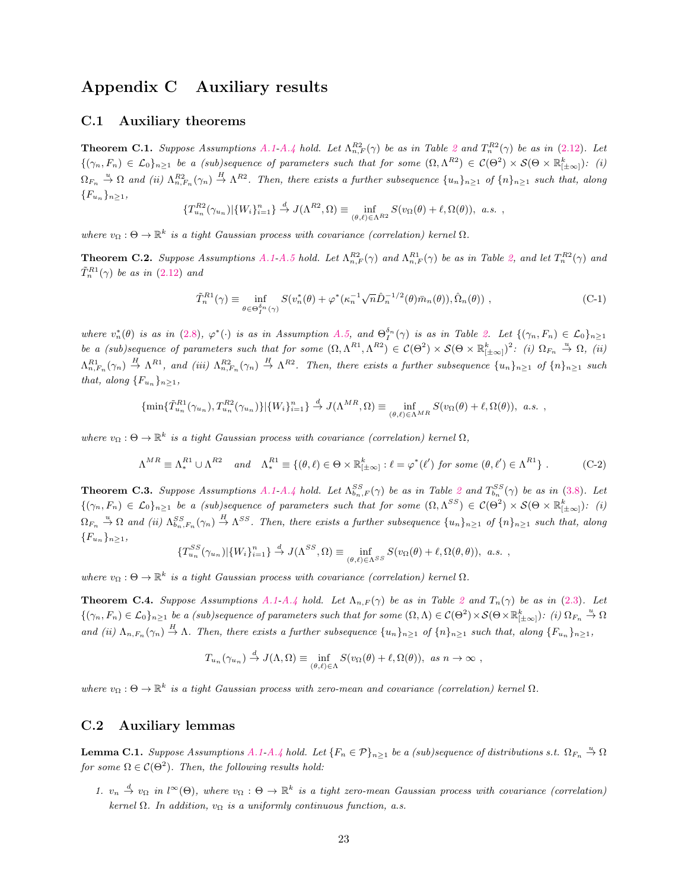# Appendix C Auxiliary results

## C.1 Auxiliary theorems

**Theorem C.1.** *Suppose Assumptions A.1-A.4 hold. Let $\Lambda^{R2}_{n,F}(\gamma)$ be as in Table 2 and $T^{R2}_n(\gamma)$ be as in (2.12). Let $\{(\gamma_n, F_n) \in \mathcal{L}_0\}_{n\geq 1}$ be a (sub)sequence of parameters such that for some $(\Omega, \Lambda^{R2}) \in \mathcal{C}(\Theta^2) \times \mathcal{S}(\Theta \times \mathbb{R}^k_{[\pm\infty]})$: (i) $\Omega_{F_n} \xrightarrow{u} \Omega$ and (ii) $\Lambda^{R2}_{n,F_n}(\gamma_n) \xrightarrow{H} \Lambda^{R2}$. Then, there exists a further subsequence $\{u_n\}_{n\geq 1}$ of $\{n\}_{n\geq 1}$ such that, along $\{F_{u_n}\}_{n\geq 1}$,*

$$\{T^{R2}_{u_n}(\gamma_{u_n}) | \{W_i\}^n_{i=1}\} \xrightarrow{d} J(\Lambda^{R2}, \Omega) \equiv \inf_{(\theta,\ell)\in\Lambda^{R2}} S(v_\Omega(\theta) + \ell, \Omega(\theta)), \text{ a.s. },$$

*where $v_\Omega : \Theta \to \mathbb{R}^k$ is a tight Gaussian process with covariance (correlation) kernel $\Omega$.*

**Theorem C.2.** *Suppose Assumptions A.1-A.5 hold. Let $\Lambda^{R2}_{n,F}(\gamma)$ and $\Lambda^{R1}_{n,F}(\gamma)$ be as in Table 2, and let $T^{R2}_n(\gamma)$ and $\tilde{T}^{R1}_n(\gamma)$ be as in (2.12) and*

$$\tilde{T}^{R1}_n(\gamma) \equiv \inf_{\theta\in\Theta^{\delta_n}_I(\gamma)} S(v^*_n(\theta) + \varphi^*(\kappa_n^{-1}\sqrt{n}\hat{D}_n^{-1/2}(\theta)\bar{m}_n(\theta)), \hat{\Omega}_n(\theta)) , \tag{C-1}$$

*where $v^*_n(\theta)$ is as in (2.8), $\varphi^*(\cdot)$ is as in Assumption A.5, and $\Theta^{\delta_n}_I(\gamma)$ is as in Table 2. Let $\{(\gamma_n, F_n) \in \mathcal{L}_0\}_{n\geq 1}$ be a (sub)sequence of parameters such that for some $(\Omega, \Lambda^{R1}, \Lambda^{R2}) \in \mathcal{C}(\Theta^2) \times \mathcal{S}(\Theta \times \mathbb{R}^k_{[\pm\infty]})^2$: (i) $\Omega_{F_n} \xrightarrow{u} \Omega$, (ii) $\Lambda^{R1}_{n,F_n}(\gamma_n) \xrightarrow{H} \Lambda^{R1}$, and (iii) $\Lambda^{R2}_{n,F_n}(\gamma_n) \xrightarrow{H} \Lambda^{R2}$. Then, there exists a further subsequence $\{u_n\}_{n\geq 1}$ of $\{n\}_{n\geq 1}$ such that, along $\{F_{u_n}\}_{n\geq 1}$,*

$$\{\min\{\tilde{T}^{R1}_{u_n}(\gamma_{u_n}), T^{R2}_{u_n}(\gamma_{u_n})\} | \{W_i\}^n_{i=1}\} \xrightarrow{d} J(\Lambda^{MR}, \Omega) \equiv \inf_{(\theta,\ell)\in\Lambda^{MR}} S(v_\Omega(\theta) + \ell, \Omega(\theta)), \text{ a.s. },$$

*where $v_\Omega : \Theta \to \mathbb{R}^k$ is a tight Gaussian process with covariance (correlation) kernel $\Omega$,*

$$\Lambda^{MR} \equiv \Lambda^{R1}_* \cup \Lambda^{R2} \quad \text{and} \quad \Lambda^{R1}_* \equiv \{(\theta, \ell) \in \Theta \times \mathbb{R}^k_{[\pm\infty]} : \ell = \varphi^*(\ell') \text{ for some } (\theta, \ell') \in \Lambda^{R1}\} . \tag{C-2}$$

**Theorem C.3.** *Suppose Assumptions A.1-A.4 hold. Let $\Lambda^{SS}_{b_n,F}(\gamma)$ be as in Table 2 and $T^{SS}_{b_n}(\gamma)$ be as in (3.8). Let $\{(\gamma_n, F_n) \in \mathcal{L}_0\}_{n\geq 1}$ be a (sub)sequence of parameters such that for some $(\Omega, \Lambda^{SS}) \in \mathcal{C}(\Theta^2) \times \mathcal{S}(\Theta \times \mathbb{R}^k_{[\pm\infty]})$: (i) $\Omega_{F_n} \xrightarrow{u} \Omega$ and (ii) $\Lambda^{SS}_{b_n,F_n}(\gamma_n) \xrightarrow{H} \Lambda^{SS}$. Then, there exists a further subsequence $\{u_n\}_{n\geq 1}$ of $\{n\}_{n\geq 1}$ such that, along $\{F_{u_n}\}_{n\geq 1}$,*

$$\{T^{SS}_{u_n}(\gamma_{u_n}) | \{W_i\}^n_{i=1}\} \xrightarrow{d} J(\Lambda^{SS}, \Omega) \equiv \inf_{(\theta,\ell)\in\Lambda^{SS}} S(v_\Omega(\theta) + \ell, \Omega(\theta, \theta)), \text{ a.s. },$$

*where $v_\Omega : \Theta \to \mathbb{R}^k$ is a tight Gaussian process with covariance (correlation) kernel $\Omega$.*

**Theorem C.4.** *Suppose Assumptions A.1-A.4 hold. Let $\Lambda_{n,F}(\gamma)$ be as in Table 2 and $T_n(\gamma)$ be as in (2.3). Let $\{(\gamma_n, F_n) \in \mathcal{L}_0\}_{n\geq 1}$ be a (sub)sequence of parameters such that for some $(\Omega, \Lambda) \in \mathcal{C}(\Theta^2) \times \mathcal{S}(\Theta \times \mathbb{R}^k_{[\pm\infty]})$: (i) $\Omega_{F_n} \xrightarrow{u} \Omega$ and (ii) $\Lambda_{n,F_n}(\gamma_n) \xrightarrow{H} \Lambda$. Then, there exists a further subsequence $\{u_n\}_{n\geq 1}$ of $\{n\}_{n\geq 1}$ such that, along $\{F_{u_n}\}_{n\geq 1}$,*

$$T_{u_n}(\gamma_{u_n}) \xrightarrow{d} J(\Lambda, \Omega) \equiv \inf_{(\theta,\ell)\in\Lambda} S(v_\Omega(\theta) + \ell, \Omega(\theta)), \text{ as } n \to \infty ,$$

*where $v_\Omega : \Theta \to \mathbb{R}^k$ is a tight Gaussian process with zero-mean and covariance (correlation) kernel $\Omega$.*

## C.2 Auxiliary lemmas

**Lemma C.1.** *Suppose Assumptions A.1-A.4 hold. Let $\{F_n \in \mathcal{P}\}_{n\geq 1}$ be a (sub)sequence of distributions s.t. $\Omega_{F_n} \xrightarrow{u} \Omega$ for some $\Omega \in \mathcal{C}(\Theta^2)$. Then, the following results hold:*

1. *$v_n \xrightarrow{d} v_\Omega$ in $l^\infty(\Theta)$, where $v_\Omega : \Theta \to \mathbb{R}^k$ is a tight zero-mean Gaussian process with covariance (correlation) kernel $\Omega$. In addition, $v_\Omega$ is a uniformly continuous function, a.s.*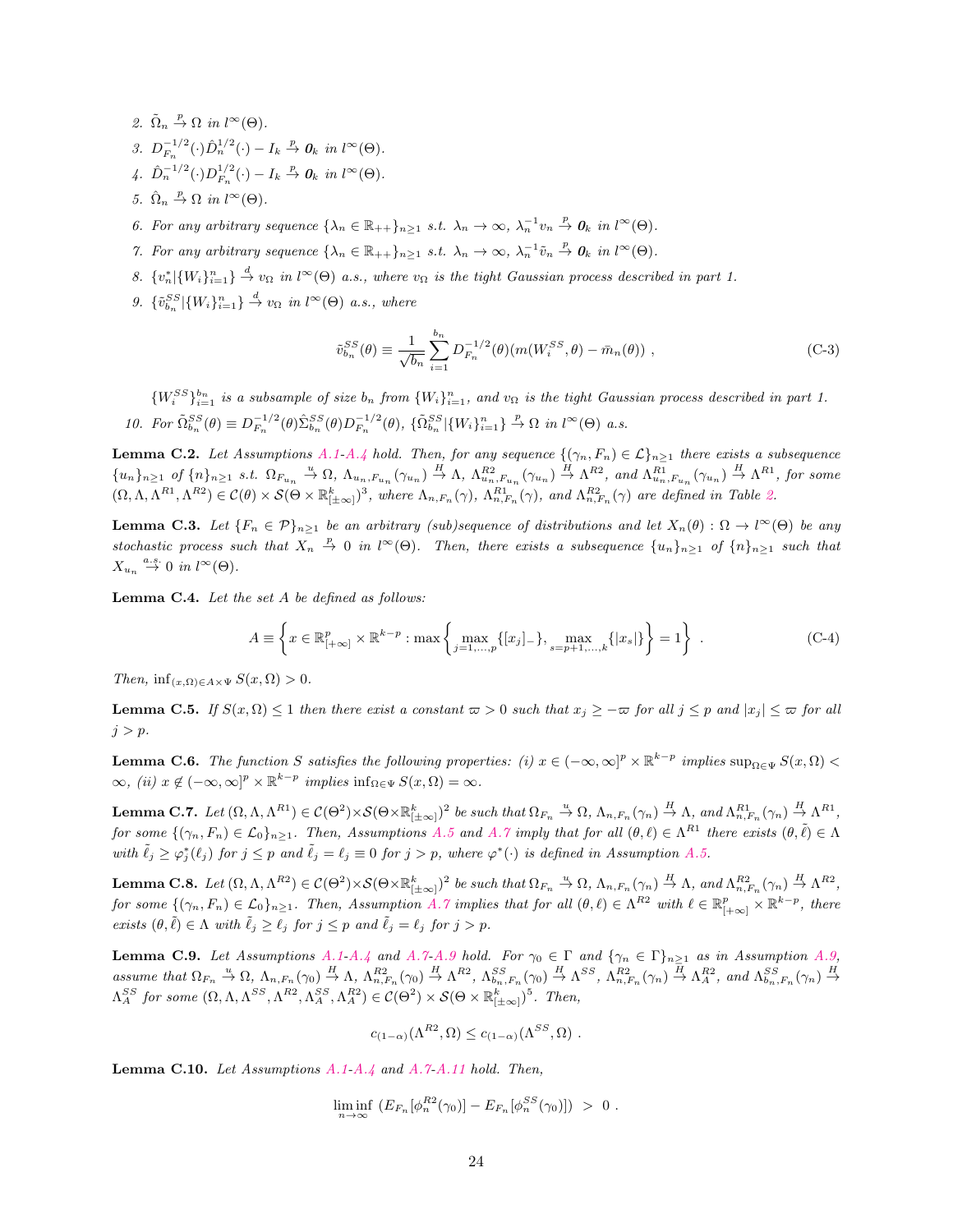2. $\tilde{\Omega}_n \overset{p}{\to} \Omega$ in $l^\infty(\Theta)$.
3. $D_{F_n}^{-1/2}(\cdot)\hat{D}_n^{1/2}(\cdot) - I_k \overset{p}{\to} \mathbf{0}_k$ in $l^\infty(\Theta)$.
4. $\hat{D}_n^{-1/2}(\cdot)D_{F_n}^{1/2}(\cdot) - I_k \overset{p}{\to} \mathbf{0}_k$ in $l^\infty(\Theta)$.
5. $\hat{\Omega}_n \overset{p}{\to} \Omega$ in $l^\infty(\Theta)$.
6. For any arbitrary sequence $\{\lambda_n \in \mathbb{R}_{++}\}_{n\geq 1}$ s.t. $\lambda_n \to \infty$, $\lambda_n^{-1} v_n \overset{p}{\to} \mathbf{0}_k$ in $l^\infty(\Theta)$.
7. For any arbitrary sequence $\{\lambda_n \in \mathbb{R}_{++}\}_{n\geq 1}$ s.t. $\lambda_n \to \infty$, $\lambda_n^{-1} \tilde{v}_n \overset{p}{\to} \mathbf{0}_k$ in $l^\infty(\Theta)$.
8. $\{v_n^* | \{W_i\}_{i=1}^n\} \overset{d}{\to} v_\Omega$ in $l^\infty(\Theta)$ a.s., where $v_\Omega$ is the tight Gaussian process described in part 1.
9. $\{\tilde{v}_{b_n}^{SS} | \{W_i\}_{i=1}^n\} \overset{d}{\to} v_\Omega$ in $l^\infty(\Theta)$ a.s., where

$$\tilde{v}_{b_n}^{SS}(\theta) \equiv \frac{1}{\sqrt{b_n}} \sum_{i=1}^{b_n} D_{F_n}^{-1/2}(\theta)(m(W_i^{SS}, \theta) - \bar{m}_n(\theta)) \ , \tag{C-3}$$

$\{W_i^{SS}\}_{i=1}^{b_n}$ is a subsample of size $b_n$ from $\{W_i\}_{i=1}^n$, and $v_\Omega$ is the tight Gaussian process described in part 1.

10. For $\tilde{\Omega}_{b_n}^{SS}(\theta) \equiv D_{F_n}^{-1/2}(\theta)\hat{\Sigma}_{b_n}^{SS}(\theta)D_{F_n}^{-1/2}(\theta)$, $\{\tilde{\Omega}_{b_n}^{SS} | \{W_i\}_{i=1}^n\} \overset{p}{\to} \Omega$ in $l^\infty(\Theta)$ a.s.

**Lemma C.2.** *Let Assumptions A.1-A.4 hold. Then, for any sequence $\{(\gamma_n, F_n) \in \mathcal{L}\}_{n\geq 1}$ there exists a subsequence $\{u_n\}_{n\geq 1}$ of $\{n\}_{n\geq 1}$ s.t. $\Omega_{F_{u_n}} \overset{u}{\to} \Omega$, $\Lambda_{u_n,F_{u_n}}(\gamma_{u_n}) \overset{H}{\to} \Lambda$, $\Lambda_{u_n,F_{u_n}}^{R2}(\gamma_{u_n}) \overset{H}{\to} \Lambda^{R2}$, and $\Lambda_{u_n,F_{u_n}}^{R1}(\gamma_{u_n}) \overset{H}{\to} \Lambda^{R1}$, for some $(\Omega, \Lambda, \Lambda^{R1}, \Lambda^{R2}) \in \mathcal{C}(\theta) \times \mathcal{S}(\Theta \times \mathbb{R}^k_{[\pm\infty]})^3$, where $\Lambda_{n,F_n}(\gamma)$, $\Lambda_{n,F_n}^{R1}(\gamma)$, and $\Lambda_{n,F_n}^{R2}(\gamma)$ are defined in Table 2.*

**Lemma C.3.** *Let $\{F_n \in \mathcal{P}\}_{n\geq 1}$ be an arbitrary (sub)sequence of distributions and let $X_n(\theta) : \Omega \to l^\infty(\Theta)$ be any stochastic process such that $X_n \overset{p}{\to} 0$ in $l^\infty(\Theta)$. Then, there exists a subsequence $\{u_n\}_{n\geq 1}$ of $\{n\}_{n\geq 1}$ such that $X_{u_n} \overset{a.s.}{\to} 0$ in $l^\infty(\Theta)$.*

**Lemma C.4.** *Let the set $A$ be defined as follows:*

$$A \equiv \left\{ x \in \mathbb{R}^p_{[+\infty]} \times \mathbb{R}^{k-p} : \max\left\{ \max_{j=1,\ldots,p} \{[x_j]_-\}, \max_{s=p+1,\ldots,k} \{|x_s|\} \right\} = 1 \right\} \ . \tag{C-4}$$

*Then, $\inf_{(x,\Omega)\in A\times\Psi} S(x, \Omega) > 0$.*

**Lemma C.5.** *If $S(x, \Omega) \leq 1$ then there exist a constant $\varpi > 0$ such that $x_j \geq -\varpi$ for all $j \leq p$ and $|x_j| \leq \varpi$ for all $j > p$.*

**Lemma C.6.** *The function $S$ satisfies the following properties: (i) $x \in (-\infty, \infty]^p \times \mathbb{R}^{k-p}$ implies $\sup_{\Omega\in\Psi} S(x, \Omega) < \infty$, (ii) $x \notin (-\infty, \infty]^p \times \mathbb{R}^{k-p}$ implies $\inf_{\Omega\in\Psi} S(x, \Omega) = \infty$.*

**Lemma C.7.** *Let $(\Omega, \Lambda, \Lambda^{R1}) \in \mathcal{C}(\Theta^2) \times \mathcal{S}(\Theta \times \mathbb{R}^k_{[\pm\infty]})^2$ be such that $\Omega_{F_n} \overset{u}{\to} \Omega$, $\Lambda_{n,F_n}(\gamma_n) \overset{H}{\to} \Lambda$, and $\Lambda_{n,F_n}^{R1}(\gamma_n) \overset{H}{\to} \Lambda^{R1}$, for some $\{(\gamma_n, F_n) \in \mathcal{L}_0\}_{n\geq 1}$. Then, Assumptions A.5 and A.7 imply that for all $(\theta, \ell) \in \Lambda^{R1}$ there exists $(\theta, \tilde{\ell}) \in \Lambda$ with $\tilde{\ell}_j \geq \varphi_j^*(\ell_j)$ for $j \leq p$ and $\tilde{\ell}_j = \ell_j \equiv 0$ for $j > p$, where $\varphi^*(\cdot)$ is defined in Assumption A.5.*

**Lemma C.8.** *Let $(\Omega, \Lambda, \Lambda^{R2}) \in \mathcal{C}(\Theta^2) \times \mathcal{S}(\Theta \times \mathbb{R}^k_{[\pm\infty]})^2$ be such that $\Omega_{F_n} \overset{u}{\to} \Omega$, $\Lambda_{n,F_n}(\gamma_n) \overset{H}{\to} \Lambda$, and $\Lambda_{n,F_n}^{R2}(\gamma_n) \overset{H}{\to} \Lambda^{R2}$, for some $\{(\gamma_n, F_n) \in \mathcal{L}_0\}_{n\geq 1}$. Then, Assumption A.7 implies that for all $(\theta, \ell) \in \Lambda^{R2}$ with $\ell \in \mathbb{R}^p_{[+\infty]} \times \mathbb{R}^{k-p}$, there exists $(\theta, \tilde{\ell}) \in \Lambda$ with $\tilde{\ell}_j \geq \ell_j$ for $j \leq p$ and $\tilde{\ell}_j = \ell_j$ for $j > p$.*

**Lemma C.9.** *Let Assumptions A.1-A.4 and A.7-A.9 hold. For $\gamma_0 \in \Gamma$ and $\{\gamma_n \in \Gamma\}_{n\geq 1}$ as in Assumption A.9, assume that $\Omega_{F_n} \overset{u}{\to} \Omega$, $\Lambda_{n,F_n}(\gamma_0) \overset{H}{\to} \Lambda$, $\Lambda_{n,F_n}^{R2}(\gamma_0) \overset{H}{\to} \Lambda^{R2}$, $\Lambda_{b_n,F_n}^{SS}(\gamma_0) \overset{H}{\to} \Lambda^{SS}$, $\Lambda_{n,F_n}^{R2}(\gamma_n) \overset{H}{\to} \Lambda_A^{R2}$, and $\Lambda_{b_n,F_n}^{SS}(\gamma_n) \overset{H}{\to} \Lambda_A^{SS}$ for some $(\Omega, \Lambda, \Lambda^{SS}, \Lambda^{R2}, \Lambda_A^{SS}, \Lambda_A^{R2}) \in \mathcal{C}(\Theta^2) \times \mathcal{S}(\Theta \times \mathbb{R}^k_{[\pm\infty]})^5$. Then,*

$$c_{(1-\alpha)}(\Lambda^{R2}, \Omega) \leq c_{(1-\alpha)}(\Lambda^{SS}, \Omega) \ .$$

**Lemma C.10.** *Let Assumptions A.1-A.4 and A.7-A.11 hold. Then,*

$$\liminf_{n\to\infty} \ (E_{F_n}[\phi_n^{R2}(\gamma_0)] - E_{F_n}[\phi_n^{SS}(\gamma_0)]) \ > \ 0 \ .$$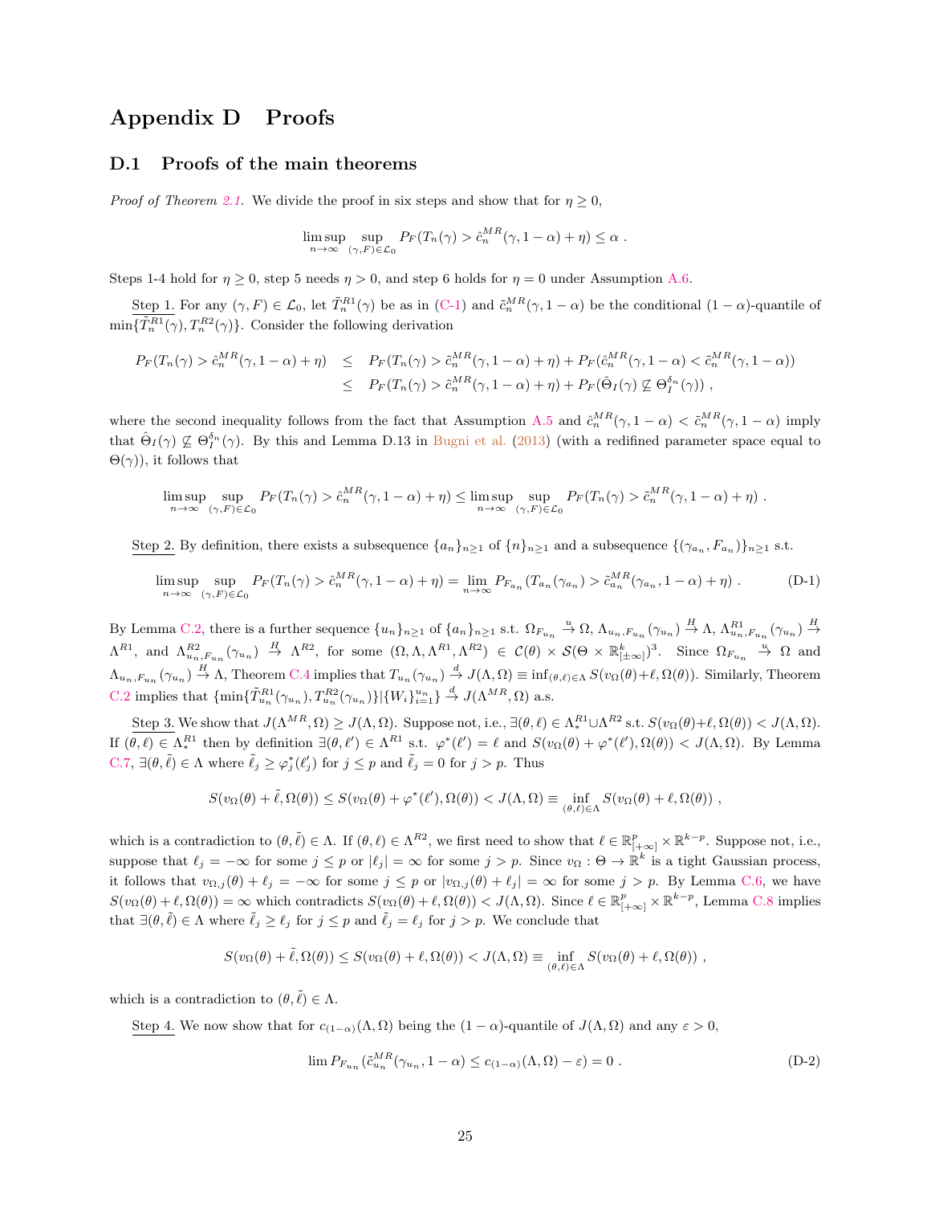# Appendix D Proofs

## D.1 Proofs of the main theorems

*Proof of Theorem 2.1.* We divide the proof in six steps and show that for $\eta \geq 0$,

$$\limsup_{n\to\infty} \sup_{(\gamma,F)\in\mathcal{L}_0} P_F(T_n(\gamma) > \hat{c}_n^{MR}(\gamma,1-\alpha)+\eta) \leq \alpha \ .$$

Steps 1-4 hold for $\eta \geq 0$, step 5 needs $\eta > 0$, and step 6 holds for $\eta = 0$ under Assumption A.6.

Step 1. For any $(\gamma, F) \in \mathcal{L}_0$, let $\tilde{T}_n^{R1}(\gamma)$ be as in (C-1) and $\tilde{c}_n^{MR}(\gamma, 1-\alpha)$ be the conditional $(1-\alpha)$-quantile of $\min\{\tilde{T}_n^{R1}(\gamma), T_n^{R2}(\gamma)\}$. Consider the following derivation

$$\begin{aligned}
P_F(T_n(\gamma) > \hat{c}_n^{MR}(\gamma,1-\alpha)+\eta) &\leq P_F(T_n(\gamma) > \tilde{c}_n^{MR}(\gamma,1-\alpha)+\eta) + P_F(\hat{c}_n^{MR}(\gamma,1-\alpha) < \tilde{c}_n^{MR}(\gamma,1-\alpha)) \\
&\leq P_F(T_n(\gamma) > \tilde{c}_n^{MR}(\gamma,1-\alpha)+\eta) + P_F(\hat{\Theta}_I(\gamma) \not\subseteq \Theta_I^{\delta_n}(\gamma)) \ ,
\end{aligned}$$

where the second inequality follows from the fact that Assumption A.5 and $\hat{c}_n^{MR}(\gamma,1-\alpha) < \tilde{c}_n^{MR}(\gamma,1-\alpha)$ imply that $\hat{\Theta}_I(\gamma) \not\subseteq \Theta_I^{\delta_n}(\gamma)$. By this and Lemma D.13 in Bugni et al. (2013) (with a redifined parameter space equal to $\Theta(\gamma)$), it follows that

$$\limsup_{n\to\infty} \sup_{(\gamma,F)\in\mathcal{L}_0} P_F(T_n(\gamma) > \hat{c}_n^{MR}(\gamma,1-\alpha)+\eta) \leq \limsup_{n\to\infty} \sup_{(\gamma,F)\in\mathcal{L}_0} P_F(T_n(\gamma) > \tilde{c}_n^{MR}(\gamma,1-\alpha)+\eta) \ .$$

Step 2. By definition, there exists a subsequence $\{a_n\}_{n\geq 1}$ of $\{n\}_{n\geq 1}$ and a subsequence $\{(\gamma_{a_n}, F_{a_n})\}_{n\geq 1}$ s.t.

$$\limsup_{n\to\infty} \sup_{(\gamma,F)\in\mathcal{L}_0} P_F(T_n(\gamma) > \hat{c}_n^{MR}(\gamma,1-\alpha)+\eta) = \lim_{n\to\infty} P_{F_{a_n}}(T_{a_n}(\gamma_{a_n}) > \tilde{c}_{a_n}^{MR}(\gamma_{a_n},1-\alpha)+\eta) \ . \tag{D-1}$$

By Lemma C.2, there is a further sequence $\{u_n\}_{n\geq 1}$ of $\{a_n\}_{n\geq 1}$ s.t. $\Omega_{F_{u_n}} \xrightarrow{u} \Omega$, $\Lambda_{u_n,F_{u_n}}(\gamma_{u_n}) \xrightarrow{H} \Lambda$, $\Lambda_{u_n,F_{u_n}}^{R1}(\gamma_{u_n}) \xrightarrow{H} \Lambda^{R1}$, and $\Lambda_{u_n,F_{u_n}}^{R2}(\gamma_{u_n}) \xrightarrow{H} \Lambda^{R2}$, for some $(\Omega, \Lambda, \Lambda^{R1}, \Lambda^{R2}) \in \mathcal{C}(\theta) \times \mathcal{S}(\Theta \times \mathbb{R}^k_{[\pm\infty]})^3$. Since $\Omega_{F_{u_n}} \xrightarrow{u} \Omega$ and $\Lambda_{u_n,F_{u_n}}(\gamma_{u_n}) \xrightarrow{H} \Lambda$, Theorem C.4 implies that $T_{u_n}(\gamma_{u_n}) \xrightarrow{d} J(\Lambda,\Omega) \equiv \inf_{(\theta,\ell)\in\Lambda} S(v_\Omega(\theta)+\ell, \Omega(\theta))$. Similarly, Theorem C.2 implies that $\{\min\{\tilde{T}_{u_n}^{R1}(\gamma_{u_n}), T_{u_n}^{R2}(\gamma_{u_n})\}|\{W_i\}_{i=1}^{u_n}\} \xrightarrow{d} J(\Lambda^{MR},\Omega)$ a.s.

Step 3. We show that $J(\Lambda^{MR},\Omega) \geq J(\Lambda,\Omega)$. Suppose not, i.e., $\exists(\theta,\ell) \in \Lambda_*^{R1} \cup \Lambda^{R2}$ s.t. $S(v_\Omega(\theta)+\ell, \Omega(\theta)) < J(\Lambda,\Omega)$. If $(\theta,\ell) \in \Lambda_*^{R1}$ then by definition $\exists(\theta,\ell') \in \Lambda^{R1}$ s.t. $\varphi^*(\ell') = \ell$ and $S(v_\Omega(\theta)+\varphi^*(\ell'),\Omega(\theta)) < J(\Lambda,\Omega)$. By Lemma C.7, $\exists(\theta,\tilde{\ell}) \in \Lambda$ where $\tilde{\ell}_j \geq \varphi_j^*(\ell_j')$ for $j \leq p$ and $\tilde{\ell}_j = 0$ for $j > p$. Thus

$$S(v_\Omega(\theta)+\tilde{\ell},\Omega(\theta)) \leq S(v_\Omega(\theta)+\varphi^*(\ell'),\Omega(\theta)) < J(\Lambda,\Omega) \equiv \inf_{(\theta,\ell)\in\Lambda} S(v_\Omega(\theta)+\ell,\Omega(\theta)) \ ,$$

which is a contradiction to $(\theta,\tilde{\ell}) \in \Lambda$. If $(\theta,\ell) \in \Lambda^{R2}$, we first need to show that $\ell \in \mathbb{R}^p_{[+\infty]} \times \mathbb{R}^{k-p}$. Suppose not, i.e., suppose that $\ell_j = -\infty$ for some $j \leq p$ or $|\ell_j| = \infty$ for some $j > p$. Since $v_\Omega : \Theta \to \mathbb{R}^k$ is a tight Gaussian process, it follows that $v_{\Omega,j}(\theta)+\ell_j = -\infty$ for some $j \leq p$ or $|v_{\Omega,j}(\theta)+\ell_j| = \infty$ for some $j > p$. By Lemma C.6, we have $S(v_\Omega(\theta)+\ell,\Omega(\theta)) = \infty$ which contradicts $S(v_\Omega(\theta)+\ell,\Omega(\theta)) < J(\Lambda,\Omega)$. Since $\ell \in \mathbb{R}^p_{[+\infty]} \times \mathbb{R}^{k-p}$, Lemma C.8 implies that $\exists(\theta,\tilde{\ell}) \in \Lambda$ where $\tilde{\ell}_j \geq \ell_j$ for $j \leq p$ and $\tilde{\ell}_j = \ell_j$ for $j > p$. We conclude that

$$S(v_\Omega(\theta)+\tilde{\ell},\Omega(\theta)) \leq S(v_\Omega(\theta)+\ell,\Omega(\theta)) < J(\Lambda,\Omega) \equiv \inf_{(\theta,\ell)\in\Lambda} S(v_\Omega(\theta)+\ell,\Omega(\theta)) \ ,$$

which is a contradiction to $(\theta,\tilde{\ell}) \in \Lambda$.

Step 4. We now show that for $c_{(1-\alpha)}(\Lambda,\Omega)$ being the $(1-\alpha)$-quantile of $J(\Lambda,\Omega)$ and any $\varepsilon > 0$,

$$\lim P_{F_{u_n}}(\tilde{c}_{u_n}^{MR}(\gamma_{u_n},1-\alpha) \leq c_{(1-\alpha)}(\Lambda,\Omega)-\varepsilon) = 0 \ . \tag{D-2}$$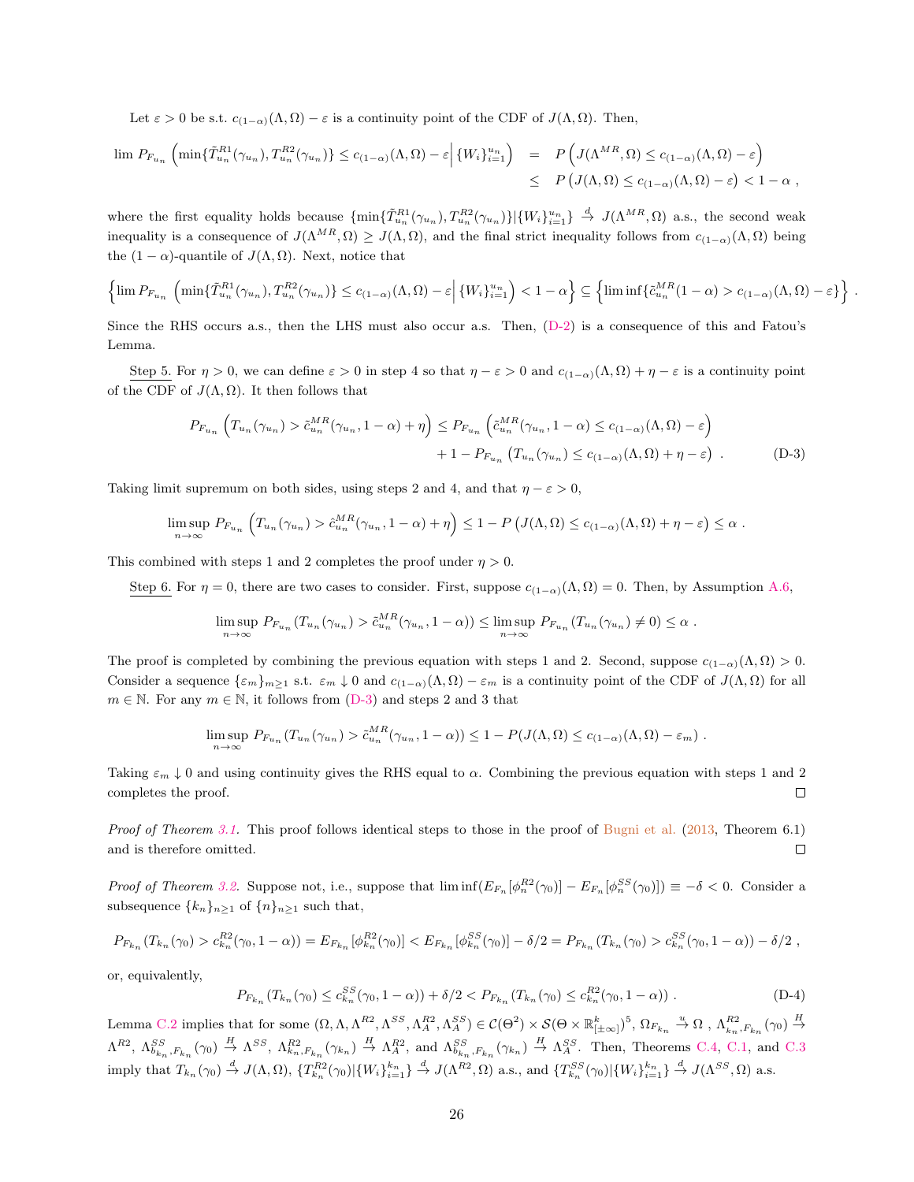Let $\varepsilon > 0$ be s.t. $c_{(1-\alpha)}(\Lambda,\Omega) - \varepsilon$ is a continuity point of the CDF of $J(\Lambda,\Omega)$. Then,

$$\begin{aligned}
\lim P_{F_{u_n}}\left(\min\{\tilde{T}^{R1}_{u_n}(\gamma_{u_n}), T^{R2}_{u_n}(\gamma_{u_n})\} \leq c_{(1-\alpha)}(\Lambda,\Omega) - \varepsilon \middle| \{W_i\}_{i=1}^{u_n}\right) &= P\left(J(\Lambda^{MR},\Omega) \leq c_{(1-\alpha)}(\Lambda,\Omega) - \varepsilon\right) \\
&\leq P\left(J(\Lambda,\Omega) \leq c_{(1-\alpha)}(\Lambda,\Omega) - \varepsilon\right) < 1-\alpha \ ,
\end{aligned}$$

where the first equality holds because $\{\min\{\tilde{T}^{R1}_{u_n}(\gamma_{u_n}), T^{R2}_{u_n}(\gamma_{u_n})\} | \{W_i\}_{i=1}^{u_n}\} \xrightarrow{d} J(\Lambda^{MR},\Omega)$ a.s., the second weak inequality is a consequence of $J(\Lambda^{MR},\Omega) \geq J(\Lambda,\Omega)$, and the final strict inequality follows from $c_{(1-\alpha)}(\Lambda,\Omega)$ being the $(1-\alpha)$-quantile of $J(\Lambda,\Omega)$. Next, notice that

$$\left\{\lim P_{F_{u_n}}\left(\min\{\tilde{T}^{R1}_{u_n}(\gamma_{u_n}), T^{R2}_{u_n}(\gamma_{u_n})\} \leq c_{(1-\alpha)}(\Lambda,\Omega) - \varepsilon \middle| \{W_i\}_{i=1}^{u_n}\right) < 1-\alpha\right\} \subseteq \left\{\liminf\{\tilde{c}^{MR}_{u_n}(1-\alpha) > c_{(1-\alpha)}(\Lambda,\Omega) - \varepsilon\}\right\} .$$

Since the RHS occurs a.s., then the LHS must also occur a.s. Then, (D-2) is a consequence of this and Fatou's Lemma.

Step 5. For $\eta > 0$, we can define $\varepsilon > 0$ in step 4 so that $\eta - \varepsilon > 0$ and $c_{(1-\alpha)}(\Lambda,\Omega) + \eta - \varepsilon$ is a continuity point of the CDF of $J(\Lambda,\Omega)$. It then follows that

$$\begin{aligned}
P_{F_{u_n}}\left(T_{u_n}(\gamma_{u_n}) > \tilde{c}^{MR}_{u_n}(\gamma_{u_n}, 1-\alpha) + \eta\right) &\leq P_{F_{u_n}}\left(\tilde{c}^{MR}_{u_n}(\gamma_{u_n}, 1-\alpha) \leq c_{(1-\alpha)}(\Lambda,\Omega) - \varepsilon\right) \\
&\quad + 1 - P_{F_{u_n}}\left(T_{u_n}(\gamma_{u_n}) \leq c_{(1-\alpha)}(\Lambda,\Omega) + \eta - \varepsilon\right) \ . \qquad \text{(D-3)}
\end{aligned}$$

Taking limit supremum on both sides, using steps 2 and 4, and that $\eta - \varepsilon > 0$,

$$\limsup_{n\to\infty} P_{F_{u_n}}\left(T_{u_n}(\gamma_{u_n}) > \hat{c}^{MR}_{u_n}(\gamma_{u_n}, 1-\alpha) + \eta\right) \leq 1 - P\left(J(\Lambda,\Omega) \leq c_{(1-\alpha)}(\Lambda,\Omega) + \eta - \varepsilon\right) \leq \alpha \ .$$

This combined with steps 1 and 2 completes the proof under $\eta > 0$.

Step 6. For $\eta = 0$, there are two cases to consider. First, suppose $c_{(1-\alpha)}(\Lambda,\Omega) = 0$. Then, by Assumption A.6,

$$\limsup_{n\to\infty} P_{F_{u_n}}\left(T_{u_n}(\gamma_{u_n}) > \tilde{c}^{MR}_{u_n}(\gamma_{u_n}, 1-\alpha)\right) \leq \limsup_{n\to\infty} P_{F_{u_n}}\left(T_{u_n}(\gamma_{u_n}) \neq 0\right) \leq \alpha \ .$$

The proof is completed by combining the previous equation with steps 1 and 2. Second, suppose $c_{(1-\alpha)}(\Lambda,\Omega) > 0$. Consider a sequence $\{\varepsilon_m\}_{m\geq 1}$ s.t. $\varepsilon_m \downarrow 0$ and $c_{(1-\alpha)}(\Lambda,\Omega) - \varepsilon_m$ is a continuity point of the CDF of $J(\Lambda,\Omega)$ for all $m \in \mathbb{N}$. For any $m \in \mathbb{N}$, it follows from (D-3) and steps 2 and 3 that

$$\limsup_{n\to\infty} P_{F_{u_n}}\left(T_{u_n}(\gamma_{u_n}) > \tilde{c}^{MR}_{u_n}(\gamma_{u_n}, 1-\alpha)\right) \leq 1 - P(J(\Lambda,\Omega) \leq c_{(1-\alpha)}(\Lambda,\Omega) - \varepsilon_m) \ .$$

Taking $\varepsilon_m \downarrow 0$ and using continuity gives the RHS equal to $\alpha$. Combining the previous equation with steps 1 and 2 completes the proof. □

*Proof of Theorem 3.1.* This proof follows identical steps to those in the proof of Bugni et al. (2013, Theorem 6.1) and is therefore omitted. □

*Proof of Theorem 3.2.* Suppose not, i.e., suppose that $\liminf(E_{F_n}[\phi^{R2}_n(\gamma_0)] - E_{F_n}[\phi^{SS}_n(\gamma_0)]) \equiv -\delta < 0$. Consider a subsequence $\{k_n\}_{n\geq 1}$ of $\{n\}_{n\geq 1}$ such that,

$$P_{F_{k_n}}(T_{k_n}(\gamma_0) > c^{R2}_{k_n}(\gamma_0, 1-\alpha)) = E_{F_{k_n}}[\phi^{R2}_{k_n}(\gamma_0)] < E_{F_{k_n}}[\phi^{SS}_{k_n}(\gamma_0)] - \delta/2 = P_{F_{k_n}}(T_{k_n}(\gamma_0) > c^{SS}_{k_n}(\gamma_0, 1-\alpha)) - \delta/2 \ ,$$

or, equivalently,

$$P_{F_{k_n}}(T_{k_n}(\gamma_0) \leq c^{SS}_{k_n}(\gamma_0, 1-\alpha)) + \delta/2 < P_{F_{k_n}}(T_{k_n}(\gamma_0) \leq c^{R2}_{k_n}(\gamma_0, 1-\alpha)) \ . \qquad \text{(D-4)}$$

Lemma C.2 implies that for some $(\Omega, \Lambda, \Lambda^{R2}, \Lambda^{SS}, \Lambda^{R2}_A, \Lambda^{SS}_A) \in \mathcal{C}(\Theta^2) \times \mathcal{S}(\Theta \times \mathbb{R}^k_{[\pm\infty]})^5$, $\Omega_{F_{k_n}} \xrightarrow{u} \Omega$ , $\Lambda^{R2}_{k_n,F_{k_n}}(\gamma_0) \xrightarrow{H} \Lambda^{R2}$, $\Lambda^{SS}_{b_{k_n},F_{k_n}}(\gamma_0) \xrightarrow{H} \Lambda^{SS}$, $\Lambda^{R2}_{k_n,F_{k_n}}(\gamma_{k_n}) \xrightarrow{H} \Lambda^{R2}_A$, and $\Lambda^{SS}_{b_{k_n},F_{k_n}}(\gamma_{k_n}) \xrightarrow{H} \Lambda^{SS}_A$. Then, Theorems C.4, C.1, and C.3 imply that $T_{k_n}(\gamma_0) \xrightarrow{d} J(\Lambda,\Omega)$, $\{T^{R2}_{k_n}(\gamma_0) | \{W_i\}_{i=1}^{k_n}\} \xrightarrow{d} J(\Lambda^{R2},\Omega)$ a.s., and $\{T^{SS}_{k_n}(\gamma_0) | \{W_i\}_{i=1}^{k_n}\} \xrightarrow{d} J(\Lambda^{SS},\Omega)$ a.s.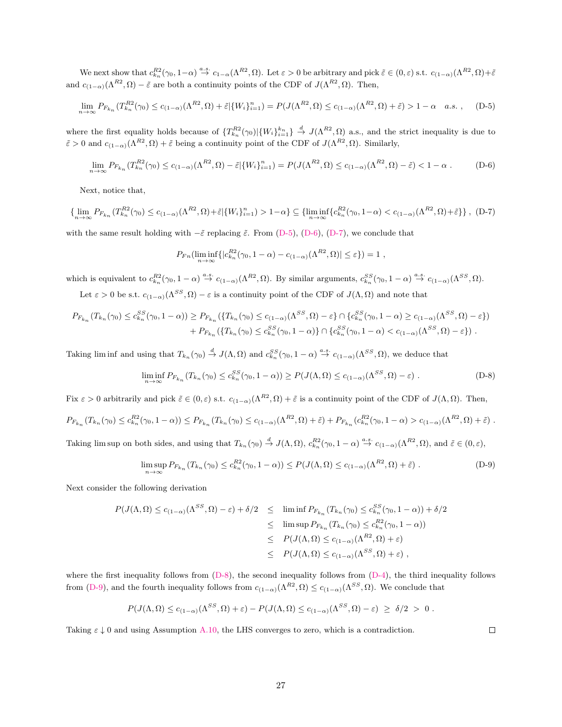We next show that $c^{R2}_{k_n}(\gamma_0, 1-\alpha) \overset{a.s.}{\to} c_{1-\alpha}(\Lambda^{R2}, \Omega)$. Let $\varepsilon > 0$ be arbitrary and pick $\tilde{\varepsilon} \in (0, \varepsilon)$ s.t. $c_{(1-\alpha)}(\Lambda^{R2}, \Omega) + \tilde{\varepsilon}$ and $c_{(1-\alpha)}(\Lambda^{R2}, \Omega) - \tilde{\varepsilon}$ are both a continuity points of the CDF of $J(\Lambda^{R2}, \Omega)$. Then,

$$\lim_{n\to\infty} P_{F_{k_n}}(T^{R2}_{k_n}(\gamma_0) \leq c_{(1-\alpha)}(\Lambda^{R2}, \Omega) + \tilde{\varepsilon} | \{W_i\}_{i=1}^{n}) = P(J(\Lambda^{R2}, \Omega) \leq c_{(1-\alpha)}(\Lambda^{R2}, \Omega) + \tilde{\varepsilon}) > 1-\alpha \quad a.s. \,, \tag{D-5}$$

where the first equality holds because of $\{T^{R2}_{k_n}(\gamma_0) | \{W_i\}_{i=1}^{k_n}\} \overset{d}{\to} J(\Lambda^{R2}, \Omega)$ a.s., and the strict inequality is due to $\tilde{\varepsilon} > 0$ and $c_{(1-\alpha)}(\Lambda^{R2}, \Omega) + \tilde{\varepsilon}$ being a continuity point of the CDF of $J(\Lambda^{R2}, \Omega)$. Similarly,

$$\lim_{n\to\infty} P_{F_{k_n}}(T^{R2}_{k_n}(\gamma_0) \leq c_{(1-\alpha)}(\Lambda^{R2}, \Omega) - \tilde{\varepsilon} | \{W_i\}_{i=1}^{n}) = P(J(\Lambda^{R2}, \Omega) \leq c_{(1-\alpha)}(\Lambda^{R2}, \Omega) - \tilde{\varepsilon}) < 1-\alpha \,. \tag{D-6}$$

Next, notice that,

$$\{\lim_{n\to\infty} P_{F_{k_n}}(T^{R2}_{k_n}(\gamma_0) \leq c_{(1-\alpha)}(\Lambda^{R2}, \Omega) + \tilde{\varepsilon} | \{W_i\}_{i=1}^{n}) > 1-\alpha\} \subseteq \{\liminf_{n\to\infty} \{c^{R2}_{k_n}(\gamma_0, 1-\alpha) < c_{(1-\alpha)}(\Lambda^{R2}, \Omega) + \tilde{\varepsilon}\}\} \,, \tag{D-7}$$

with the same result holding with $-\tilde{\varepsilon}$ replacing $\tilde{\varepsilon}$. From (D-5), (D-6), (D-7), we conclude that

$$P_{Fn}(\liminf_{n\to\infty} \{|c^{R2}_{k_n}(\gamma_0, 1-\alpha) - c_{(1-\alpha)}(\Lambda^{R2}, \Omega)| \leq \varepsilon\}) = 1 \,,$$

which is equivalent to $c^{R2}_{k_n}(\gamma_0, 1-\alpha) \overset{a.s.}{\to} c_{(1-\alpha)}(\Lambda^{R2}, \Omega)$. By similar arguments, $c^{SS}_{k_n}(\gamma_0, 1-\alpha) \overset{a.s.}{\to} c_{(1-\alpha)}(\Lambda^{SS}, \Omega)$.

Let $\varepsilon > 0$ be s.t. $c_{(1-\alpha)}(\Lambda^{SS}, \Omega) - \varepsilon$ is a continuity point of the CDF of $J(\Lambda, \Omega)$ and note that

$$\begin{aligned} P_{F_{k_n}}(T_{k_n}(\gamma_0) \leq c^{SS}_{k_n}(\gamma_0, 1-\alpha)) \geq\; & P_{F_{k_n}}(\{T_{k_n}(\gamma_0) \leq c_{(1-\alpha)}(\Lambda^{SS}, \Omega) - \varepsilon\} \cap \{c^{SS}_{k_n}(\gamma_0, 1-\alpha) \geq c_{(1-\alpha)}(\Lambda^{SS}, \Omega) - \varepsilon\}) \\ & + P_{F_{k_n}}(\{T_{k_n}(\gamma_0) \leq c^{SS}_{k_n}(\gamma_0, 1-\alpha)\} \cap \{c^{SS}_{k_n}(\gamma_0, 1-\alpha) < c_{(1-\alpha)}(\Lambda^{SS}, \Omega) - \varepsilon\}) \,. \end{aligned}$$

Taking $\liminf$ and using that $T_{k_n}(\gamma_0) \overset{d}{\to} J(\Lambda, \Omega)$ and $c^{SS}_{k_n}(\gamma_0, 1-\alpha) \overset{a.s.}{\to} c_{(1-\alpha)}(\Lambda^{SS}, \Omega)$, we deduce that

$$\liminf_{n\to\infty} P_{F_{k_n}}(T_{k_n}(\gamma_0) \leq c^{SS}_{k_n}(\gamma_0, 1-\alpha)) \geq P(J(\Lambda, \Omega) \leq c_{(1-\alpha)}(\Lambda^{SS}, \Omega) - \varepsilon) \,. \tag{D-8}$$

Fix $\varepsilon > 0$ arbitrarily and pick $\tilde{\varepsilon} \in (0, \varepsilon)$ s.t. $c_{(1-\alpha)}(\Lambda^{R2}, \Omega) + \tilde{\varepsilon}$ is a continuity point of the CDF of $J(\Lambda, \Omega)$. Then,

$$P_{F_{k_n}}(T_{k_n}(\gamma_0) \leq c^{R2}_{k_n}(\gamma_0, 1-\alpha)) \leq P_{F_{k_n}}(T_{k_n}(\gamma_0) \leq c_{(1-\alpha)}(\Lambda^{R2}, \Omega) + \tilde{\varepsilon}) + P_{F_{k_n}}(c^{R2}_{k_n}(\gamma_0, 1-\alpha) > c_{(1-\alpha)}(\Lambda^{R2}, \Omega) + \tilde{\varepsilon}) \,.$$

Taking $\limsup$ on both sides, and using that $T_{k_n}(\gamma_0) \overset{d}{\to} J(\Lambda, \Omega)$, $c^{R2}_{k_n}(\gamma_0, 1-\alpha) \overset{a.s.}{\to} c_{(1-\alpha)}(\Lambda^{R2}, \Omega)$, and $\tilde{\varepsilon} \in (0, \varepsilon)$,

$$\limsup_{n\to\infty} P_{F_{k_n}}(T_{k_n}(\gamma_0) \leq c^{R2}_{k_n}(\gamma_0, 1-\alpha)) \leq P(J(\Lambda, \Omega) \leq c_{(1-\alpha)}(\Lambda^{R2}, \Omega) + \tilde{\varepsilon}) \,. \tag{D-9}$$

Next consider the following derivation

$$\begin{aligned} P(J(\Lambda, \Omega) \leq c_{(1-\alpha)}(\Lambda^{SS}, \Omega) - \varepsilon) + \delta/2 \;&\leq\; \liminf P_{F_{k_n}}(T_{k_n}(\gamma_0) \leq c^{SS}_{k_n}(\gamma_0, 1-\alpha)) + \delta/2 \\ &\leq\; \limsup P_{F_{k_n}}(T_{k_n}(\gamma_0) \leq c^{R2}_{k_n}(\gamma_0, 1-\alpha)) \\ &\leq\; P(J(\Lambda, \Omega) \leq c_{(1-\alpha)}(\Lambda^{R2}, \Omega) + \varepsilon) \\ &\leq\; P(J(\Lambda, \Omega) \leq c_{(1-\alpha)}(\Lambda^{SS}, \Omega) + \varepsilon) \,, \end{aligned}$$

where the first inequality follows from (D-8), the second inequality follows from (D-4), the third inequality follows from (D-9), and the fourth inequality follows from $c_{(1-\alpha)}(\Lambda^{R2}, \Omega) \leq c_{(1-\alpha)}(\Lambda^{SS}, \Omega)$. We conclude that

$$P(J(\Lambda, \Omega) \leq c_{(1-\alpha)}(\Lambda^{SS}, \Omega) + \varepsilon) - P(J(\Lambda, \Omega) \leq c_{(1-\alpha)}(\Lambda^{SS}, \Omega) - \varepsilon) \;\geq\; \delta/2 \;>\; 0 \,.$$

Taking $\varepsilon \downarrow 0$ and using Assumption A.10, the LHS converges to zero, which is a contradiction. □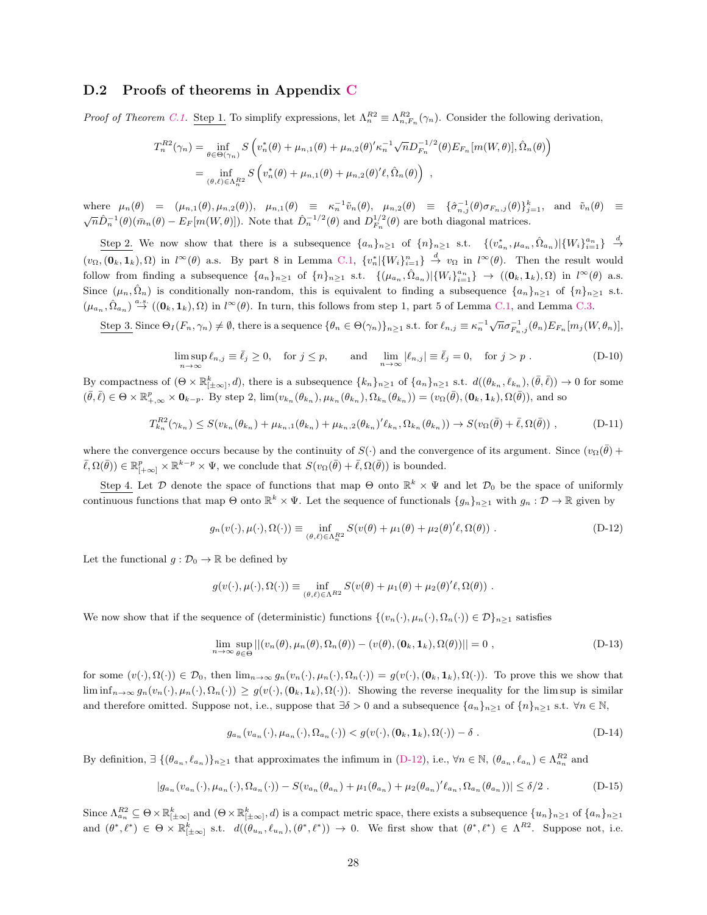### D.2 Proofs of theorems in Appendix C

*Proof of Theorem C.1.* <u>Step 1.</u> To simplify expressions, let $\Lambda_n^{R2} \equiv \Lambda_{n,F_n}^{R2}(\gamma_n)$. Consider the following derivation.

$$
\begin{aligned}
T_n^{R2}(\gamma_n) &= \inf_{\theta \in \Theta(\gamma_n)} S\left(v_n^*(\theta) + \mu_{n,1}(\theta) + \mu_{n,2}(\theta)'\kappa_n^{-1}\sqrt{n}D_{F_n}^{-1/2}(\theta)E_{F_n}[m(W,\theta)], \hat{\Omega}_n(\theta)\right) \\
&= \inf_{(\theta,\ell)\in\Lambda_n^{R2}} S\left(v_n^*(\theta) + \mu_{n,1}(\theta) + \mu_{n,2}(\theta)'\ell, \hat{\Omega}_n(\theta)\right) ,
\end{aligned}
$$

where $\mu_n(\theta) = (\mu_{n,1}(\theta), \mu_{n,2}(\theta))$, $\mu_{n,1}(\theta) \equiv \kappa_n^{-1}\tilde{v}_n(\theta)$, $\mu_{n,2}(\theta) \equiv \{\hat{\sigma}_{n,j}^{-1}(\theta)\sigma_{F_n,j}(\theta)\}_{j=1}^k$, and $\tilde{v}_n(\theta) \equiv \sqrt{n}\hat{D}_n^{-1}(\theta)(\bar{m}_n(\theta) - E_F[m(W,\theta)])$. Note that $\hat{D}_n^{-1/2}(\theta)$ and $D_{F_n}^{1/2}(\theta)$ are both diagonal matrices.

<u>Step 2.</u> We now show that there is a subsequence $\{a_n\}_{n\geq1}$ of $\{n\}_{n\geq1}$ s.t. $\{(v_{a_n}^*, \mu_{a_n}, \hat{\Omega}_{a_n})|\{W_i\}_{i=1}^{a_n}\} \overset{d}{\to} (v_\Omega, (\mathbf{0}_k, \mathbf{1}_k), \Omega)$ in $l^\infty(\theta)$ a.s. By part 8 in Lemma C.1, $\{v_n^*|\{W_i\}_{i=1}^n\} \overset{d}{\to} v_\Omega$ in $l^\infty(\theta)$. Then the result would follow from finding a subsequence $\{a_n\}_{n\geq1}$ of $\{n\}_{n\geq1}$ s.t. $\{(\mu_{a_n}, \hat{\Omega}_{a_n})|\{W_i\}_{i=1}^{a_n}\} \to ((\mathbf{0}_k, \mathbf{1}_k), \Omega)$ in $l^\infty(\theta)$ a.s. Since $(\mu_n, \hat{\Omega}_n)$ is conditionally non-random, this is equivalent to finding a subsequence $\{a_n\}_{n\geq1}$ of $\{n\}_{n\geq1}$ s.t. $(\mu_{a_n}, \hat{\Omega}_{a_n}) \overset{a.s.}{\to} ((\mathbf{0}_k, \mathbf{1}_k), \Omega)$ in $l^\infty(\theta)$. In turn, this follows from step 1, part 5 of Lemma C.1, and Lemma C.3.

<u>Step 3.</u> Since $\Theta_I(F_n, \gamma_n) \neq \emptyset$, there is a sequence $\{\theta_n \in \Theta(\gamma_n)\}_{n\geq1}$ s.t. for $\ell_{n,j} \equiv \kappa_n^{-1}\sqrt{n}\sigma_{F_n,j}^{-1}(\theta_n)E_{F_n}[m_j(W,\theta_n)]$,

$$
\limsup_{n\to\infty} \ell_{n,j} \equiv \bar{\ell}_j \geq 0, \quad \text{for } j \leq p, \qquad \text{and} \quad \lim_{n\to\infty} |\ell_{n,j}| \equiv \bar{\ell}_j = 0, \quad \text{for } j > p . \tag{D-10}
$$

By compactness of $(\Theta \times \mathbb{R}_{[\pm\infty]}^k, d)$, there is a subsequence $\{k_n\}_{n\geq1}$ of $\{a_n\}_{n\geq1}$ s.t. $d((\theta_{k_n}, \ell_{k_n}), (\bar{\theta}, \bar{\ell})) \to 0$ for some $(\bar{\theta}, \bar{\ell}) \in \Theta \times \mathbb{R}_{+,\infty}^p \times \mathbf{0}_{k-p}$. By step 2, $\lim(v_{k_n}(\theta_{k_n}), \mu_{k_n}(\theta_{k_n}), \Omega_{k_n}(\theta_{k_n})) = (v_\Omega(\bar{\theta}), (\mathbf{0}_k, \mathbf{1}_k), \Omega(\bar{\theta}))$, and so

$$
T_{k_n}^{R2}(\gamma_{k_n}) \leq S(v_{k_n}(\theta_{k_n}) + \mu_{k_n,1}(\theta_{k_n}) + \mu_{k_n,2}(\theta_{k_n})'\ell_{k_n}, \Omega_{k_n}(\theta_{k_n})) \to S(v_\Omega(\bar{\theta}) + \bar{\ell}, \Omega(\bar{\theta})) , \tag{D-11}
$$

where the convergence occurs because by the continuity of $S(\cdot)$ and the convergence of its argument. Since $(v_\Omega(\bar{\theta}) + \bar{\ell}, \Omega(\bar{\theta})) \in \mathbb{R}_{[+\infty]}^p \times \mathbb{R}^{k-p} \times \Psi$, we conclude that $S(v_\Omega(\bar{\theta}) + \bar{\ell}, \Omega(\bar{\theta}))$ is bounded.

<u>Step 4.</u> Let $\mathcal{D}$ denote the space of functions that map $\Theta$ onto $\mathbb{R}^k \times \Psi$ and let $\mathcal{D}_0$ be the space of uniformly continuous functions that map $\Theta$ onto $\mathbb{R}^k \times \Psi$. Let the sequence of functionals $\{g_n\}_{n\geq1}$ with $g_n : \mathcal{D} \to \mathbb{R}$ given by

$$
g_n(v(\cdot), \mu(\cdot), \Omega(\cdot)) \equiv \inf_{(\theta,\ell)\in\Lambda_n^{R2}} S(v(\theta) + \mu_1(\theta) + \mu_2(\theta)'\ell, \Omega(\theta)) . \tag{D-12}
$$

Let the functional $g : \mathcal{D}_0 \to \mathbb{R}$ be defined by

$$
g(v(\cdot), \mu(\cdot), \Omega(\cdot)) \equiv \inf_{(\theta,\ell)\in\Lambda^{R2}} S(v(\theta) + \mu_1(\theta) + \mu_2(\theta)'\ell, \Omega(\theta)) .
$$

We now show that if the sequence of (deterministic) functions $\{(v_n(\cdot), \mu_n(\cdot), \Omega_n(\cdot)) \in \mathcal{D}\}_{n\geq1}$ satisfies

$$
\lim_{n\to\infty} \sup_{\theta\in\Theta} ||(v_n(\theta), \mu_n(\theta), \Omega_n(\theta)) - (v(\theta), (\mathbf{0}_k, \mathbf{1}_k), \Omega(\theta))|| = 0 , \tag{D-13}
$$

for some $(v(\cdot), \Omega(\cdot)) \in \mathcal{D}_0$, then $\lim_{n\to\infty} g_n(v_n(\cdot), \mu_n(\cdot), \Omega_n(\cdot)) = g(v(\cdot), (\mathbf{0}_k, \mathbf{1}_k), \Omega(\cdot))$. To prove this we show that $\liminf_{n\to\infty} g_n(v_n(\cdot), \mu_n(\cdot), \Omega_n(\cdot)) \geq g(v(\cdot), (\mathbf{0}_k, \mathbf{1}_k), \Omega(\cdot))$. Showing the reverse inequality for the lim sup is similar and therefore omitted. Suppose not, i.e., suppose that $\exists \delta > 0$ and a subsequence $\{a_n\}_{n\geq1}$ of $\{n\}_{n\geq1}$ s.t. $\forall n \in \mathbb{N}$,

$$
g_{a_n}(v_{a_n}(\cdot), \mu_{a_n}(\cdot), \Omega_{a_n}(\cdot)) < g(v(\cdot), (\mathbf{0}_k, \mathbf{1}_k), \Omega(\cdot)) - \delta . \tag{D-14}
$$

By definition, $\exists \{(\theta_{a_n}, \ell_{a_n})\}_{n\geq1}$ that approximates the infimum in (D-12), i.e., $\forall n \in \mathbb{N}$, $(\theta_{a_n}, \ell_{a_n}) \in \Lambda_{a_n}^{R2}$ and

$$
|g_{a_n}(v_{a_n}(\cdot), \mu_{a_n}(\cdot), \Omega_{a_n}(\cdot)) - S(v_{a_n}(\theta_{a_n}) + \mu_1(\theta_{a_n}) + \mu_2(\theta_{a_n})'\ell_{a_n}, \Omega_{a_n}(\theta_{a_n}))| \leq \delta/2 . \tag{D-15}
$$

Since $\Lambda_{a_n}^{R2} \subseteq \Theta \times \mathbb{R}_{[\pm\infty]}^k$ and $(\Theta \times \mathbb{R}_{[\pm\infty]}^k, d)$ is a compact metric space, there exists a subsequence $\{u_n\}_{n\geq1}$ of $\{a_n\}_{n\geq1}$ and $(\theta^*, \ell^*) \in \Theta \times \mathbb{R}_{[\pm\infty]}^k$ s.t. $d((\theta_{u_n}, \ell_{u_n}), (\theta^*, \ell^*)) \to 0$. We first show that $(\theta^*, \ell^*) \in \Lambda^{R2}$. Suppose not, i.e.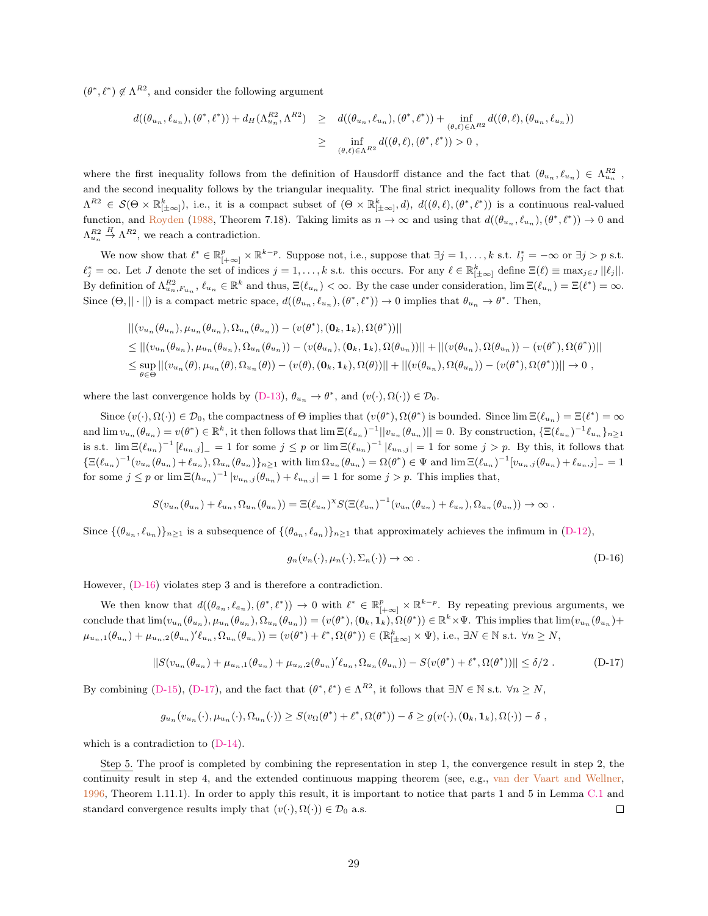$(\theta^*, \ell^*) \notin \Lambda^{R2}$, and consider the following argument

$$
\begin{aligned}
d((\theta_{u_n}, \ell_{u_n}), (\theta^*, \ell^*)) + d_H(\Lambda^{R2}_{u_n}, \Lambda^{R2}) &\geq d((\theta_{u_n}, \ell_{u_n}), (\theta^*, \ell^*)) + \inf_{(\theta,\ell)\in\Lambda^{R2}} d((\theta, \ell), (\theta_{u_n}, \ell_{u_n})) \\
&\geq \inf_{(\theta,\ell)\in\Lambda^{R2}} d((\theta, \ell), (\theta^*, \ell^*)) > 0 \ ,
\end{aligned}
$$

where the first inequality follows from the definition of Hausdorff distance and the fact that $(\theta_{u_n}, \ell_{u_n}) \in \Lambda^{R2}_{u_n}$, and the second inequality follows by the triangular inequality. The final strict inequality follows from the fact that $\Lambda^{R2} \in \mathcal{S}(\Theta \times \mathbb{R}^k_{[\pm\infty]})$, i.e., it is a compact subset of $(\Theta \times \mathbb{R}^k_{[\pm\infty]}, d)$, $d((\theta, \ell), (\theta^*, \ell^*))$ is a continuous real-valued function, and Royden (1988, Theorem 7.18). Taking limits as $n \to \infty$ and using that $d((\theta_{u_n}, \ell_{u_n}), (\theta^*, \ell^*)) \to 0$ and $\Lambda^{R2}_{u_n} \overset{H}{\to} \Lambda^{R2}$, we reach a contradiction.

We now show that $\ell^* \in \mathbb{R}^p_{[+\infty]} \times \mathbb{R}^{k-p}$. Suppose not, i.e., suppose that $\exists j = 1, \ldots, k$ s.t. $l^*_j = -\infty$ or $\exists j > p$ s.t. $\ell^*_j = \infty$. Let $J$ denote the set of indices $j = 1, \ldots, k$ s.t. this occurs. For any $\ell \in \mathbb{R}^k_{[\pm\infty]}$ define $\Xi(\ell) \equiv \max_{j\in J} ||\ell_j||$. By definition of $\Lambda^{R2}_{u_n, F_{u_n}}$, $\ell_{u_n} \in \mathbb{R}^k$ and thus, $\Xi(\ell_{u_n}) < \infty$. By the case under consideration, $\lim \Xi(\ell_{u_n}) = \Xi(\ell^*) = \infty$. Since $(\Theta, ||\cdot||)$ is a compact metric space, $d((\theta_{u_n}, \ell_{u_n}), (\theta^*, \ell^*)) \to 0$ implies that $\theta_{u_n} \to \theta^*$. Then,

$$
\begin{aligned}
&||(v_{u_n}(\theta_{u_n}), \mu_{u_n}(\theta_{u_n}), \Omega_{u_n}(\theta_{u_n})) - (v(\theta^*), (\mathbf{0}_k, \mathbf{1}_k), \Omega(\theta^*))|| \\
&\leq ||(v_{u_n}(\theta_{u_n}), \mu_{u_n}(\theta_{u_n}), \Omega_{u_n}(\theta_{u_n})) - (v(\theta_{u_n}), (\mathbf{0}_k, \mathbf{1}_k), \Omega(\theta_{u_n}))|| + ||(v(\theta_{u_n}), \Omega(\theta_{u_n})) - (v(\theta^*), \Omega(\theta^*))|| \\
&\leq \sup_{\theta\in\Theta} ||(v_{u_n}(\theta), \mu_{u_n}(\theta), \Omega_{u_n}(\theta)) - (v(\theta), (\mathbf{0}_k, \mathbf{1}_k), \Omega(\theta))|| + ||(v(\theta_{u_n}), \Omega(\theta_{u_n})) - (v(\theta^*), \Omega(\theta^*))|| \to 0 \ ,
\end{aligned}
$$

where the last convergence holds by (D-13), $\theta_{u_n} \to \theta^*$, and $(v(\cdot), \Omega(\cdot)) \in \mathcal{D}_0$.

Since $(v(\cdot), \Omega(\cdot)) \in \mathcal{D}_0$, the compactness of $\Theta$ implies that $(v(\theta^*), \Omega(\theta^*))$ is bounded. Since $\lim \Xi(\ell_{u_n}) = \Xi(\ell^*) = \infty$ and $\lim v_{u_n}(\theta_{u_n}) = v(\theta^*) \in \mathbb{R}^k$, it then follows that $\lim \Xi(\ell_{u_n})^{-1} ||v_{u_n}(\theta_{u_n})|| = 0$. By construction, $\{\Xi(\ell_{u_n})^{-1}\ell_{u_n}\}_{n\geq 1}$ is s.t. $\lim \Xi(\ell_{u_n})^{-1} [\ell_{u_n,j}]_- = 1$ for some $j \leq p$ or $\lim \Xi(\ell_{u_n})^{-1} |\ell_{u_n,j}| = 1$ for some $j > p$. By this, it follows that $\{\Xi(\ell_{u_n})^{-1}(v_{u_n}(\theta_{u_n}) + \ell_{u_n}), \Omega_{u_n}(\theta_{u_n})\}_{n\geq 1}$ with $\lim \Omega_{u_n}(\theta_{u_n}) = \Omega(\theta^*) \in \Psi$ and $\lim \Xi(\ell_{u_n})^{-1}[v_{u_n,j}(\theta_{u_n}) + \ell_{u_n,j}]_- = 1$ for some $j \leq p$ or $\lim \Xi(h_{u_n})^{-1} |v_{u_n,j}(\theta_{u_n}) + \ell_{u_n,j}| = 1$ for some $j > p$. This implies that,

$$
S(v_{u_n}(\theta_{u_n}) + \ell_{u_n}, \Omega_{u_n}(\theta_{u_n})) = \Xi(\ell_{u_n})^{\chi} S(\Xi(\ell_{u_n})^{-1}(v_{u_n}(\theta_{u_n}) + \ell_{u_n}), \Omega_{u_n}(\theta_{u_n})) \to \infty \ .
$$

Since $\{(\theta_{u_n}, \ell_{u_n})\}_{n\geq 1}$ is a subsequence of $\{(\theta_{a_n}, \ell_{a_n})\}_{n\geq 1}$ that approximately achieves the infimum in (D-12),

$$
g_n(v_n(\cdot), \mu_n(\cdot), \Sigma_n(\cdot)) \to \infty \ . \tag{D-16}
$$

However, (D-16) violates step 3 and is therefore a contradiction.

We then know that $d((\theta_{a_n}, \ell_{a_n}), (\theta^*, \ell^*)) \to 0$ with $\ell^* \in \mathbb{R}^p_{[+\infty]} \times \mathbb{R}^{k-p}$. By repeating previous arguments, we conclude that $\lim(v_{u_n}(\theta_{u_n}), \mu_{u_n}(\theta_{u_n}), \Omega_{u_n}(\theta_{u_n})) = (v(\theta^*), (\mathbf{0}_k, \mathbf{1}_k), \Omega(\theta^*)) \in \mathbb{R}^k \times \Psi$. This implies that $\lim(v_{u_n}(\theta_{u_n}) + \mu_{u_n,1}(\theta_{u_n}) + \mu_{u_n,2}(\theta_{u_n})'\ell_{u_n}, \Omega_{u_n}(\theta_{u_n})) = (v(\theta^*) + \ell^*, \Omega(\theta^*)) \in (\mathbb{R}^k_{[\pm\infty]} \times \Psi)$, i.e., $\exists N \in \mathbb{N}$ s.t. $\forall n \geq N$,

$$
||S(v_{u_n}(\theta_{u_n}) + \mu_{u_n,1}(\theta_{u_n}) + \mu_{u_n,2}(\theta_{u_n})'\ell_{u_n}, \Omega_{u_n}(\theta_{u_n})) - S(v(\theta^*) + \ell^*, \Omega(\theta^*))|| \leq \delta/2 \ . \tag{D-17}
$$

By combining (D-15), (D-17), and the fact that $(\theta^*, \ell^*) \in \Lambda^{R2}$, it follows that $\exists N \in \mathbb{N}$ s.t. $\forall n \geq N$,

$$
g_{u_n}(v_{u_n}(\cdot), \mu_{u_n}(\cdot), \Omega_{u_n}(\cdot)) \geq S(v_\Omega(\theta^*) + \ell^*, \Omega(\theta^*)) - \delta \geq g(v(\cdot), (\mathbf{0}_k, \mathbf{1}_k), \Omega(\cdot)) - \delta \ ,
$$

which is a contradiction to (D-14).

Step 5. The proof is completed by combining the representation in step 1, the convergence result in step 2, the continuity result in step 4, and the extended continuous mapping theorem (see, e.g., van der Vaart and Wellner, 1996, Theorem 1.11.1). In order to apply this result, it is important to notice that parts 1 and 5 in Lemma C.1 and standard convergence results imply that $(v(\cdot), \Omega(\cdot)) \in \mathcal{D}_0$ a.s. $\square$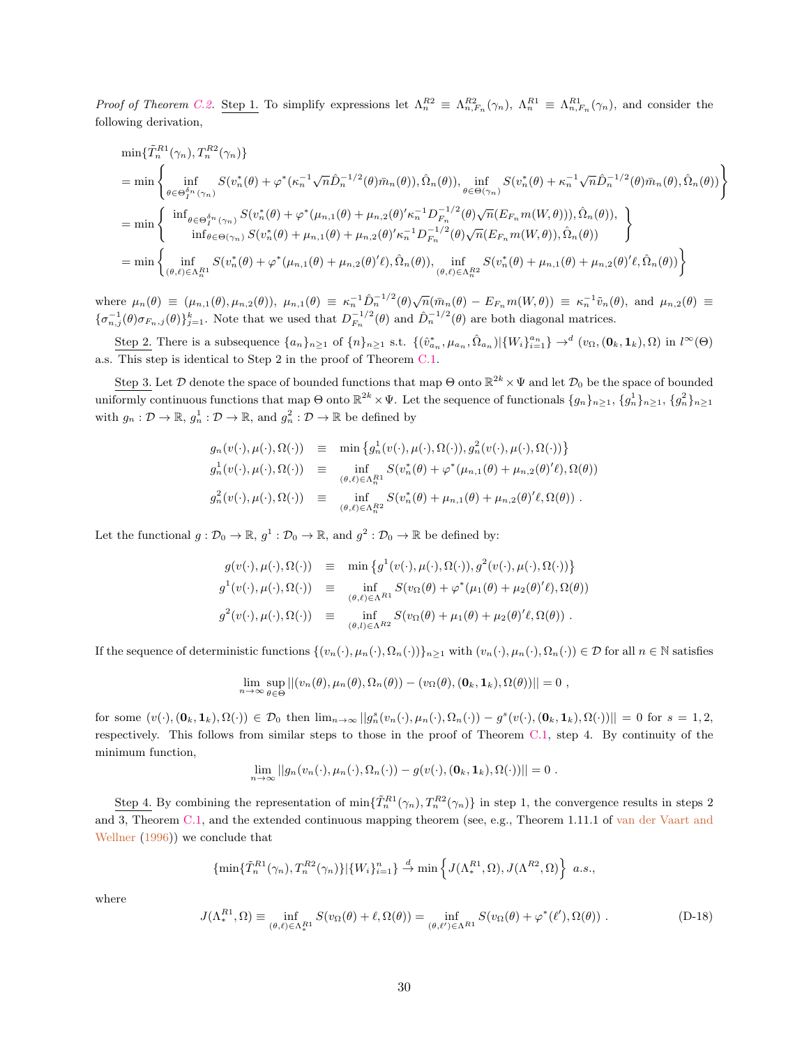*Proof of Theorem C.2.* Step 1. To simplify expressions let $\Lambda_n^{R2} \equiv \Lambda_{n,F_n}^{R2}(\gamma_n)$, $\Lambda_n^{R1} \equiv \Lambda_{n,F_n}^{R1}(\gamma_n)$, and consider the following derivation,

$$
\begin{aligned}
&\min\{\tilde{T}_n^{R1}(\gamma_n), T_n^{R2}(\gamma_n)\} \\
&= \min\left\{ \inf_{\theta\in\Theta_I^{\delta_n}(\gamma_n)} S(v_n^*(\theta) + \varphi^*(\kappa_n^{-1}\sqrt{n}\hat{D}_n^{-1/2}(\theta)\bar{m}_n(\theta)), \hat{\Omega}_n(\theta)), \inf_{\theta\in\Theta(\gamma_n)} S(v_n^*(\theta) + \kappa_n^{-1}\sqrt{n}\hat{D}_n^{-1/2}(\theta)\bar{m}_n(\theta), \hat{\Omega}_n(\theta)) \right\} \\
&= \min\left\{ \begin{array}{c} \inf_{\theta\in\Theta_I^{\delta_n}(\gamma_n)} S(v_n^*(\theta) + \varphi^*(\mu_{n,1}(\theta) + \mu_{n,2}(\theta)'\kappa_n^{-1}D_{F_n}^{-1/2}(\theta)\sqrt{n}(E_{F_n}m(W,\theta))), \hat{\Omega}_n(\theta)), \\ \inf_{\theta\in\Theta(\gamma_n)} S(v_n^*(\theta) + \mu_{n,1}(\theta) + \mu_{n,2}(\theta)'\kappa_n^{-1}D_{F_n}^{-1/2}(\theta)\sqrt{n}(E_{F_n}m(W,\theta)), \hat{\Omega}_n(\theta)) \end{array} \right\} \\
&= \min\left\{ \inf_{(\theta,\ell)\in\Lambda_n^{R1}} S(v_n^*(\theta) + \varphi^*(\mu_{n,1}(\theta) + \mu_{n,2}(\theta)'\ell), \hat{\Omega}_n(\theta)), \inf_{(\theta,\ell)\in\Lambda_n^{R2}} S(v_n^*(\theta) + \mu_{n,1}(\theta) + \mu_{n,2}(\theta)'\ell, \hat{\Omega}_n(\theta)) \right\}
\end{aligned}
$$

where $\mu_n(\theta) \equiv (\mu_{n,1}(\theta), \mu_{n,2}(\theta))$, $\mu_{n,1}(\theta) \equiv \kappa_n^{-1}\hat{D}_n^{-1/2}(\theta)\sqrt{n}(\bar{m}_n(\theta) - E_{F_n}m(W,\theta)) \equiv \kappa_n^{-1}\tilde{v}_n(\theta)$, and $\mu_{n,2}(\theta) \equiv \{\sigma_{n,j}^{-1}(\theta)\sigma_{F_n,j}(\theta)\}_{j=1}^k$. Note that we used that $D_{F_n}^{-1/2}(\theta)$ and $\hat{D}_n^{-1/2}(\theta)$ are both diagonal matrices.

Step 2. There is a subsequence $\{a_n\}_{n\geq 1}$ of $\{n\}_{n\geq 1}$ s.t. $\{(\hat{v}_{a_n}^*, \mu_{a_n}, \hat{\Omega}_{a_n})|\{W_i\}_{i=1}^{a_n}\} \to^d (v_\Omega, (\mathbf{0}_k, \mathbf{1}_k), \Omega)$ in $l^\infty(\Theta)$ a.s. This step is identical to Step 2 in the proof of Theorem C.1.

Step 3. Let $\mathcal{D}$ denote the space of bounded functions that map $\Theta$ onto $\mathbb{R}^{2k} \times \Psi$ and let $\mathcal{D}_0$ be the space of bounded uniformly continuous functions that map $\Theta$ onto $\mathbb{R}^{2k} \times \Psi$. Let the sequence of functionals $\{g_n\}_{n\geq 1}$, $\{g_n^1\}_{n\geq 1}$, $\{g_n^2\}_{n\geq 1}$ with $g_n : \mathcal{D} \to \mathbb{R}$, $g_n^1 : \mathcal{D} \to \mathbb{R}$, and $g_n^2 : \mathcal{D} \to \mathbb{R}$ be defined by

$$
\begin{aligned}
g_n(v(\cdot), \mu(\cdot), \Omega(\cdot)) &\equiv \min\left\{g_n^1(v(\cdot), \mu(\cdot), \Omega(\cdot)), g_n^2(v(\cdot), \mu(\cdot), \Omega(\cdot))\right\} \\
g_n^1(v(\cdot), \mu(\cdot), \Omega(\cdot)) &\equiv \inf_{(\theta,\ell)\in\Lambda_n^{R1}} S(v_n^*(\theta) + \varphi^*(\mu_{n,1}(\theta) + \mu_{n,2}(\theta)'\ell), \Omega(\theta)) \\
g_n^2(v(\cdot), \mu(\cdot), \Omega(\cdot)) &\equiv \inf_{(\theta,\ell)\in\Lambda_n^{R2}} S(v_n^*(\theta) + \mu_{n,1}(\theta) + \mu_{n,2}(\theta)'\ell, \Omega(\theta)) \ .
\end{aligned}
$$

Let the functional $g : \mathcal{D}_0 \to \mathbb{R}$, $g^1 : \mathcal{D}_0 \to \mathbb{R}$, and $g^2 : \mathcal{D}_0 \to \mathbb{R}$ be defined by:

$$
\begin{aligned}
g(v(\cdot), \mu(\cdot), \Omega(\cdot)) &\equiv \min\left\{g^1(v(\cdot), \mu(\cdot), \Omega(\cdot)), g^2(v(\cdot), \mu(\cdot), \Omega(\cdot))\right\} \\
g^1(v(\cdot), \mu(\cdot), \Omega(\cdot)) &\equiv \inf_{(\theta,\ell)\in\Lambda^{R1}} S(v_\Omega(\theta) + \varphi^*(\mu_1(\theta) + \mu_2(\theta)'\ell), \Omega(\theta)) \\
g^2(v(\cdot), \mu(\cdot), \Omega(\cdot)) &\equiv \inf_{(\theta,l)\in\Lambda^{R2}} S(v_\Omega(\theta) + \mu_1(\theta) + \mu_2(\theta)'\ell, \Omega(\theta)) \ .
\end{aligned}
$$

If the sequence of deterministic functions $\{(v_n(\cdot), \mu_n(\cdot), \Omega_n(\cdot))\}_{n\geq 1}$ with $(v_n(\cdot), \mu_n(\cdot), \Omega_n(\cdot)) \in \mathcal{D}$ for all $n \in \mathbb{N}$ satisfies

$$
\lim_{n\to\infty} \sup_{\theta\in\Theta} ||(v_n(\theta), \mu_n(\theta), \Omega_n(\theta)) - (v_\Omega(\theta), (\mathbf{0}_k, \mathbf{1}_k), \Omega(\theta))|| = 0 \ ,
$$

for some $(v(\cdot), (\mathbf{0}_k, \mathbf{1}_k), \Omega(\cdot)) \in \mathcal{D}_0$ then $\lim_{n\to\infty} ||g_n^s(v_n(\cdot), \mu_n(\cdot), \Omega_n(\cdot)) - g^s(v(\cdot), (\mathbf{0}_k, \mathbf{1}_k), \Omega(\cdot))|| = 0$ for $s = 1, 2$, respectively. This follows from similar steps to those in the proof of Theorem C.1, step 4. By continuity of the minimum function,

$$
\lim_{n\to\infty} ||g_n(v_n(\cdot), \mu_n(\cdot), \Omega_n(\cdot)) - g(v(\cdot), (\mathbf{0}_k, \mathbf{1}_k), \Omega(\cdot))|| = 0 \ .
$$

Step 4. By combining the representation of $\min\{\tilde{T}_n^{R1}(\gamma_n), T_n^{R2}(\gamma_n)\}$ in step 1, the convergence results in steps 2 and 3, Theorem C.1, and the extended continuous mapping theorem (see, e.g., Theorem 1.11.1 of van der Vaart and Wellner (1996)) we conclude that

$$
\{\min\{\tilde{T}_n^{R1}(\gamma_n), T_n^{R2}(\gamma_n)\}|\{W_i\}_{i=1}^n\} \xrightarrow{d} \min\left\{J(\Lambda_*^{R1}, \Omega), J(\Lambda^{R2}, \Omega)\right\} \ a.s.,
$$

where

$$
J(\Lambda_*^{R1}, \Omega) \equiv \inf_{(\theta,\ell)\in\Lambda_*^{R1}} S(v_\Omega(\theta) + \ell, \Omega(\theta)) = \inf_{(\theta,\ell')\in\Lambda^{R1}} S(v_\Omega(\theta) + \varphi^*(\ell'), \Omega(\theta)) \ . \tag{D-18}
$$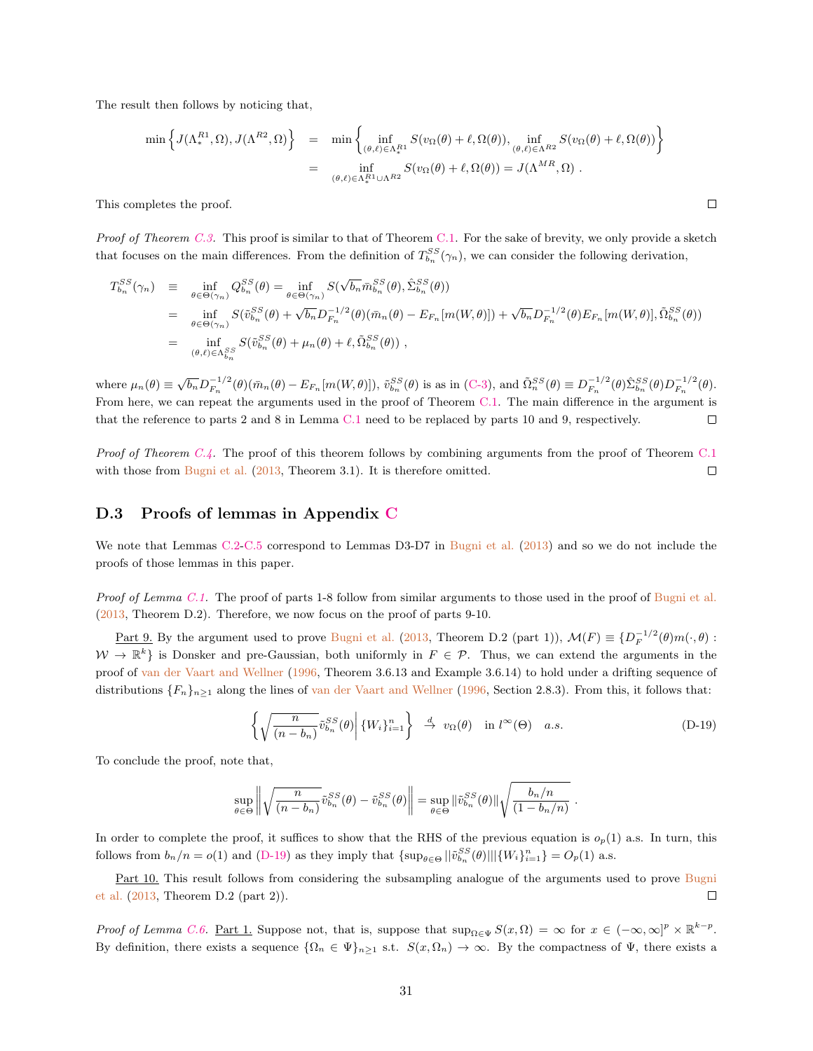The result then follows by noticing that,

$$
\begin{aligned}
\min\left\{J(\Lambda^{R1}_*,\Omega), J(\Lambda^{R2},\Omega)\right\} &= \min\left\{\inf_{(\theta,\ell)\in\Lambda^{R1}_*} S(v_\Omega(\theta)+\ell,\Omega(\theta)), \inf_{(\theta,\ell)\in\Lambda^{R2}} S(v_\Omega(\theta)+\ell,\Omega(\theta))\right\} \\
&= \inf_{(\theta,\ell)\in\Lambda^{R1}_*\cup\Lambda^{R2}} S(v_\Omega(\theta)+\ell,\Omega(\theta)) = J(\Lambda^{MR},\Omega)\ .
\end{aligned}
$$

This completes the proof. ∎

*Proof of Theorem C.3.* This proof is similar to that of Theorem C.1. For the sake of brevity, we only provide a sketch that focuses on the main differences. From the definition of $T^{SS}_{b_n}(\gamma_n)$, we can consider the following derivation,

$$
\begin{aligned}
T^{SS}_{b_n}(\gamma_n) &\equiv \inf_{\theta\in\Theta(\gamma_n)} Q^{SS}_{b_n}(\theta) = \inf_{\theta\in\Theta(\gamma_n)} S(\sqrt{b_n}\bar{m}^{SS}_{b_n}(\theta),\hat{\Sigma}^{SS}_{b_n}(\theta)) \\
&= \inf_{\theta\in\Theta(\gamma_n)} S(\tilde{v}^{SS}_{b_n}(\theta)+\sqrt{b_n}D^{-1/2}_{F_n}(\theta)(\bar{m}_n(\theta)-E_{F_n}[m(W,\theta)])+\sqrt{b_n}D^{-1/2}_{F_n}(\theta)E_{F_n}[m(W,\theta)],\tilde{\Omega}^{SS}_{b_n}(\theta)) \\
&= \inf_{(\theta,\ell)\in\Lambda^{SS}_{b_n}} S(\tilde{v}^{SS}_{b_n}(\theta)+\mu_n(\theta)+\ell,\tilde{\Omega}^{SS}_{b_n}(\theta))\ ,
\end{aligned}
$$

where $\mu_n(\theta)\equiv\sqrt{b_n}D^{-1/2}_{F_n}(\theta)(\bar{m}_n(\theta)-E_{F_n}[m(W,\theta)])$, $\tilde{v}^{SS}_{b_n}(\theta)$ is as in (C-3), and $\tilde{\Omega}^{SS}_n(\theta)\equiv D^{-1/2}_{F_n}(\theta)\hat{\Sigma}^{SS}_{b_n}(\theta)D^{-1/2}_{F_n}(\theta)$. From here, we can repeat the arguments used in the proof of Theorem C.1. The main difference in the argument is that the reference to parts 2 and 8 in Lemma C.1 need to be replaced by parts 10 and 9, respectively. ∎

*Proof of Theorem C.4.* The proof of this theorem follows by combining arguments from the proof of Theorem C.1 with those from Bugni et al. (2013, Theorem 3.1). It is therefore omitted. ∎

### D.3 Proofs of lemmas in Appendix C

We note that Lemmas C.2-C.5 correspond to Lemmas D3-D7 in Bugni et al. (2013) and so we do not include the proofs of those lemmas in this paper.

*Proof of Lemma C.1.* The proof of parts 1-8 follow from similar arguments to those used in the proof of Bugni et al. (2013, Theorem D.2). Therefore, we now focus on the proof of parts 9-10.

<u>Part 9.</u> By the argument used to prove Bugni et al. (2013, Theorem D.2 (part 1)), $\mathcal{M}(F)\equiv\{D^{-1/2}_F(\theta)m(\cdot,\theta):\mathcal{W}\to\mathbb{R}^k\}$ is Donsker and pre-Gaussian, both uniformly in $F\in\mathcal{P}$. Thus, we can extend the arguments in the proof of van der Vaart and Wellner (1996, Theorem 3.6.13 and Example 3.6.14) to hold under a drifting sequence of distributions $\{F_n\}_{n\geq1}$ along the lines of van der Vaart and Wellner (1996, Section 2.8.3). From this, it follows that:

$$
\left\{\sqrt{\frac{n}{(n-b_n)}}\tilde{v}^{SS}_{b_n}(\theta)\middle|\{W_i\}^n_{i=1}\right\} \overset{d}{\to} v_\Omega(\theta)\quad \text{in } l^\infty(\Theta)\quad a.s. \tag{D-19}
$$

To conclude the proof, note that,

$$
\sup_{\theta\in\Theta}\left\|\sqrt{\frac{n}{(n-b_n)}}\tilde{v}^{SS}_{b_n}(\theta)-\tilde{v}^{SS}_{b_n}(\theta)\right\| = \sup_{\theta\in\Theta}\|\tilde{v}^{SS}_{b_n}(\theta)\|\sqrt{\frac{b_n/n}{(1-b_n/n)}}\ .
$$

In order to complete the proof, it suffices to show that the RHS of the previous equation is $o_p(1)$ a.s. In turn, this follows from $b_n/n=o(1)$ and (D-19) as they imply that $\{\sup_{\theta\in\Theta}\|\tilde{v}^{SS}_{b_n}(\theta)\||\{W_i\}^n_{i=1}\}=O_p(1)$ a.s.

<u>Part 10.</u> This result follows from considering the subsampling analogue of the arguments used to prove Bugni et al. (2013, Theorem D.2 (part 2)). ∎

*Proof of Lemma C.6.* <u>Part 1.</u> Suppose not, that is, suppose that $\sup_{\Omega\in\Psi}S(x,\Omega)=\infty$ for $x\in(-\infty,\infty]^p\times\mathbb{R}^{k-p}$. By definition, there exists a sequence $\{\Omega_n\in\Psi\}_{n\geq1}$ s.t. $S(x,\Omega_n)\to\infty$. By the compactness of $\Psi$, there exists a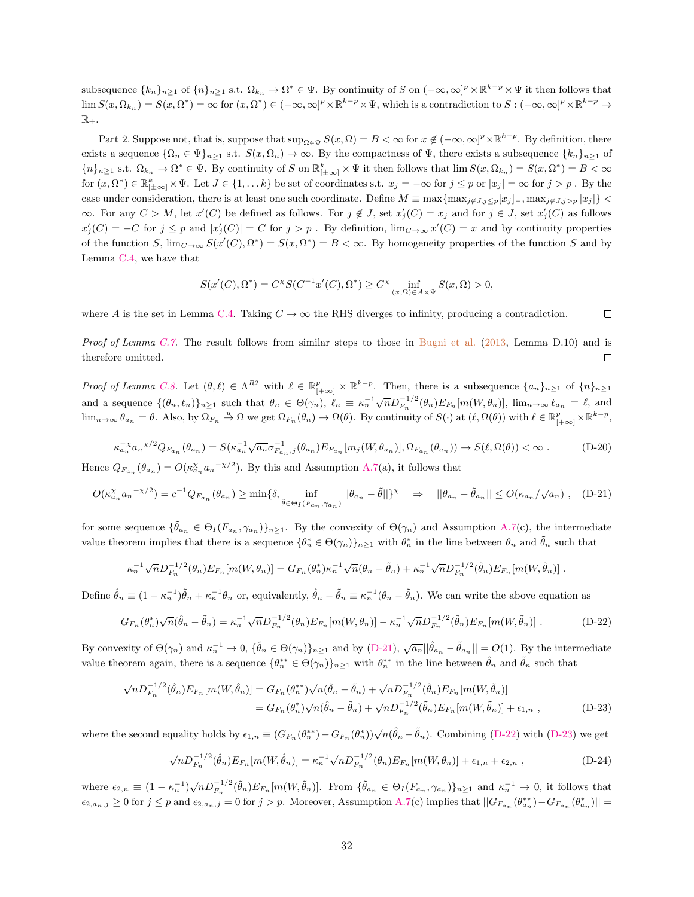subsequence $\{k_n\}_{n\geq 1}$ of $\{n\}_{n\geq 1}$ s.t. $\Omega_{k_n} \to \Omega^* \in \Psi$. By continuity of $S$ on $(-\infty,\infty]^p \times \mathbb{R}^{k-p} \times \Psi$ it then follows that $\lim S(x,\Omega_{k_n}) = S(x,\Omega^*) = \infty$ for $(x,\Omega^*) \in (-\infty,\infty]^p \times \mathbb{R}^{k-p} \times \Psi$, which is a contradiction to $S : (-\infty,\infty]^p \times \mathbb{R}^{k-p} \to \mathbb{R}_+$.

Part 2. Suppose not, that is, suppose that $\sup_{\Omega\in\Psi} S(x,\Omega) = B < \infty$ for $x \notin (-\infty,\infty]^p \times \mathbb{R}^{k-p}$. By definition, there exists a sequence $\{\Omega_n \in \Psi\}_{n\geq 1}$ s.t. $S(x,\Omega_n) \to \infty$. By the compactness of $\Psi$, there exists a subsequence $\{k_n\}_{n\geq 1}$ of $\{n\}_{n\geq 1}$ s.t. $\Omega_{k_n} \to \Omega^* \in \Psi$. By continuity of $S$ on $\mathbb{R}^k_{[\pm\infty]} \times \Psi$ it then follows that $\lim S(x,\Omega_{k_n}) = S(x,\Omega^*) = B < \infty$ for $(x,\Omega^*) \in \mathbb{R}^k_{[\pm\infty]} \times \Psi$. Let $J \in \{1,\dots k\}$ be set of coordinates s.t. $x_j = -\infty$ for $j \leq p$ or $|x_j| = \infty$ for $j > p$ . By the case under consideration, there is at least one such coordinate. Define $M \equiv \max\{\max_{j\notin J, j\leq p}[x_j]_-, \max_{j\notin J, j>p} |x_j|\} < \infty$. For any $C > M$, let $x'(C)$ be defined as follows. For $j \notin J$, set $x'_j(C) = x_j$ and for $j \in J$, set $x'_j(C)$ as follows $x'_j(C) = -C$ for $j \leq p$ and $|x'_j(C)| = C$ for $j > p$ . By definition, $\lim_{C\to\infty} x'(C) = x$ and by continuity properties of the function $S$, $\lim_{C\to\infty} S(x'(C),\Omega^*) = S(x,\Omega^*) = B < \infty$. By homogeneity properties of the function $S$ and by Lemma C.4, we have that

$$S(x'(C),\Omega^*) = C^\chi S(C^{-1}x'(C),\Omega^*) \geq C^\chi \inf_{(x,\Omega)\in A\times\Psi} S(x,\Omega) > 0,$$

where $A$ is the set in Lemma C.4. Taking $C \to \infty$ the RHS diverges to infinity, producing a contradiction. $\square$

*Proof of Lemma C.7.* The result follows from similar steps to those in Bugni et al. (2013, Lemma D.10) and is therefore omitted. $\square$

*Proof of Lemma C.8.* Let $(\theta,\ell) \in \Lambda^{R2}$ with $\ell \in \mathbb{R}^p_{[+\infty]} \times \mathbb{R}^{k-p}$. Then, there is a subsequence $\{a_n\}_{n\geq 1}$ of $\{n\}_{n\geq 1}$ and a sequence $\{(\theta_n,\ell_n)\}_{n\geq 1}$ such that $\theta_n \in \Theta(\gamma_n)$, $\ell_n \equiv \kappa_n^{-1}\sqrt{n}D^{-1/2}_{F_n}(\theta_n)E_{F_n}[m(W,\theta_n)]$, $\lim_{n\to\infty} \ell_{a_n} = \ell$, and $\lim_{n\to\infty}\theta_{a_n} = \theta$. Also, by $\Omega_{F_n} \stackrel{u}{\to} \Omega$ we get $\Omega_{F_n}(\theta_n) \to \Omega(\theta)$. By continuity of $S(\cdot)$ at $(\ell,\Omega(\theta))$ with $\ell \in \mathbb{R}^p_{[+\infty]} \times \mathbb{R}^{k-p}$,

$$\kappa_{a_n}^{-\chi} {a_n}^{\chi/2} Q_{F_{a_n}}(\theta_{a_n}) = S(\kappa_{a_n}^{-1}\sqrt{a_n}\sigma^{-1}_{F_{a_n},j}(\theta_{a_n})E_{F_{a_n}}[m_j(W,\theta_{a_n})],\Omega_{F_{a_n}}(\theta_{a_n})) \to S(\ell,\Omega(\theta)) < \infty \ . \tag{D-20}$$

Hence $Q_{F_{a_n}}(\theta_{a_n}) = O(\kappa^\chi_{a_n} {a_n}^{-\chi/2})$. By this and Assumption A.7(a), it follows that

$$O(\kappa^\chi_{a_n} {a_n}^{-\chi/2}) = c^{-1}Q_{F_{a_n}}(\theta_{a_n}) \geq \min\{\delta, \inf_{\tilde{\theta}\in\Theta_I(F_{a_n},\gamma_{a_n})} ||\theta_{a_n} - \tilde{\theta}||\}^\chi \quad \Rightarrow \quad ||\theta_{a_n} - \tilde{\theta}_{a_n}|| \leq O(\kappa_{a_n}/\sqrt{a_n}) \ , \tag{D-21}$$

for some sequence $\{\tilde{\theta}_{a_n} \in \Theta_I(F_{a_n},\gamma_{a_n})\}_{n\geq 1}$. By the convexity of $\Theta(\gamma_n)$ and Assumption A.7(c), the intermediate value theorem implies that there is a sequence $\{\theta^*_n \in \Theta(\gamma_n)\}_{n\geq 1}$ with $\theta^*_n$ in the line between $\theta_n$ and $\tilde{\theta}_n$ such that

$$\kappa_n^{-1}\sqrt{n}D^{-1/2}_{F_n}(\theta_n)E_{F_n}[m(W,\theta_n)] = G_{F_n}(\theta^*_n)\kappa_n^{-1}\sqrt{n}(\theta_n - \tilde{\theta}_n) + \kappa_n^{-1}\sqrt{n}D^{-1/2}_{F_n}(\tilde{\theta}_n)E_{F_n}[m(W,\tilde{\theta}_n)] \ .$$

Define $\hat{\theta}_n \equiv (1-\kappa_n^{-1})\tilde{\theta}_n + \kappa_n^{-1}\theta_n$ or, equivalently, $\hat{\theta}_n - \tilde{\theta}_n \equiv \kappa_n^{-1}(\theta_n - \tilde{\theta}_n)$. We can write the above equation as

$$G_{F_n}(\theta^*_n)\sqrt{n}(\hat{\theta}_n - \tilde{\theta}_n) = \kappa_n^{-1}\sqrt{n}D^{-1/2}_{F_n}(\theta_n)E_{F_n}[m(W,\theta_n)] - \kappa_n^{-1}\sqrt{n}D^{-1/2}_{F_n}(\tilde{\theta}_n)E_{F_n}[m(W,\tilde{\theta}_n)] \ . \tag{D-22}$$

By convexity of $\Theta(\gamma_n)$ and $\kappa_n^{-1} \to 0$, $\{\hat{\theta}_n \in \Theta(\gamma_n)\}_{n\geq 1}$ and by (D-21), $\sqrt{a_n}||\hat{\theta}_{a_n} - \tilde{\theta}_{a_n}|| = O(1)$. By the intermediate value theorem again, there is a sequence $\{\theta^{**}_n \in \Theta(\gamma_n)\}_{n\geq 1}$ with $\theta^{**}_n$ in the line between $\hat{\theta}_n$ and $\tilde{\theta}_n$ such that

$$\begin{aligned}\sqrt{n}D^{-1/2}_{F_n}(\hat{\theta}_n)E_{F_n}[m(W,\hat{\theta}_n)] &= G_{F_n}(\theta^{**}_n)\sqrt{n}(\hat{\theta}_n - \tilde{\theta}_n) + \sqrt{n}D^{-1/2}_{F_n}(\tilde{\theta}_n)E_{F_n}[m(W,\tilde{\theta}_n)] \\ &= G_{F_n}(\theta^*_n)\sqrt{n}(\hat{\theta}_n - \tilde{\theta}_n) + \sqrt{n}D^{-1/2}_{F_n}(\tilde{\theta}_n)E_{F_n}[m(W,\tilde{\theta}_n)] + \epsilon_{1,n} \ ,\end{aligned} \tag{D-23}$$

where the second equality holds by $\epsilon_{1,n} \equiv (G_{F_n}(\theta^{**}_n) - G_{F_n}(\theta^*_n))\sqrt{n}(\hat{\theta}_n - \tilde{\theta}_n)$. Combining (D-22) with (D-23) we get

$$\sqrt{n}D^{-1/2}_{F_n}(\hat{\theta}_n)E_{F_n}[m(W,\hat{\theta}_n)] = \kappa_n^{-1}\sqrt{n}D^{-1/2}_{F_n}(\theta_n)E_{F_n}[m(W,\theta_n)] + \epsilon_{1,n} + \epsilon_{2,n} \ , \tag{D-24}$$

where $\epsilon_{2,n} \equiv (1-\kappa_n^{-1})\sqrt{n}D^{-1/2}_{F_n}(\tilde{\theta}_n)E_{F_n}[m(W,\tilde{\theta}_n)]$. From $\{\tilde{\theta}_{a_n} \in \Theta_I(F_{a_n},\gamma_{a_n})\}_{n\geq 1}$ and $\kappa_n^{-1} \to 0$, it follows that $\epsilon_{2,a_n,j} \geq 0$ for $j \leq p$ and $\epsilon_{2,a_n,j} = 0$ for $j > p$. Moreover, Assumption A.7(c) implies that $||G_{F_{a_n}}(\theta^{**}_{a_n}) - G_{F_{a_n}}(\theta^*_{a_n})|| =$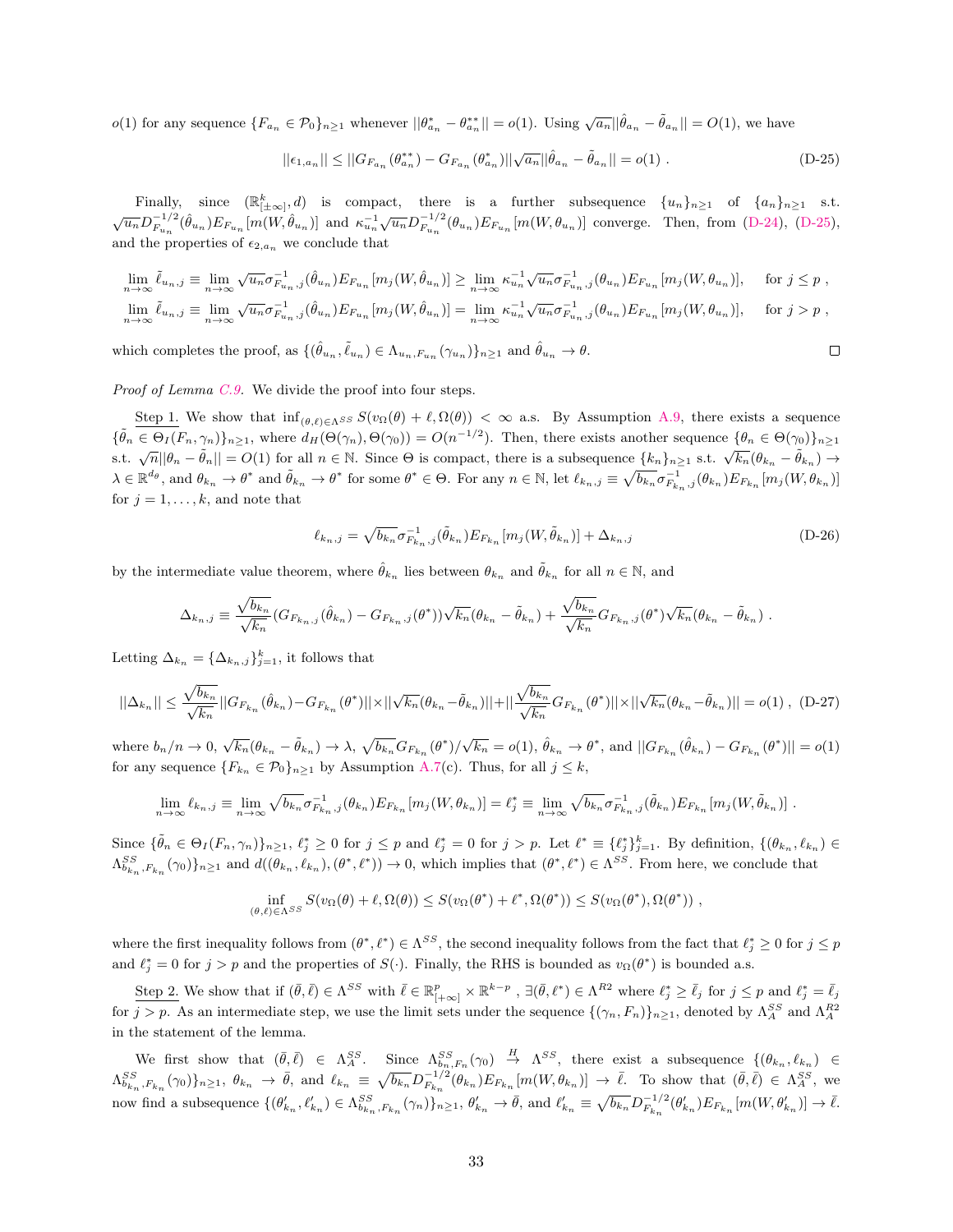$o(1)$ for any sequence $\{F_{a_n} \in \mathcal{P}_0\}_{n\geq 1}$ whenever $||\theta^*_{a_n} - \theta^{**}_{a_n}|| = o(1)$. Using $\sqrt{a_n}||\hat{\theta}_{a_n} - \tilde{\theta}_{a_n}|| = O(1)$, we have

$$||\epsilon_{1,a_n}|| \leq ||G_{F_{a_n}}(\theta^{**}_{a_n}) - G_{F_{a_n}}(\theta^*_{a_n})||\sqrt{a_n}||\hat{\theta}_{a_n} - \tilde{\theta}_{a_n}|| = o(1) \ . \tag{D-25}$$

Finally, since $(\mathbb{R}^k_{[\pm\infty]}, d)$ is compact, there is a further subsequence $\{u_n\}_{n\geq 1}$ of $\{a_n\}_{n\geq 1}$ s.t. $\sqrt{u_n}D^{-1/2}_{F_{u_n}}(\hat{\theta}_{u_n})E_{F_{u_n}}[m(W, \hat{\theta}_{u_n})]$ and $\kappa^{-1}_{u_n}\sqrt{u_n}D^{-1/2}_{F_{u_n}}(\theta_{u_n})E_{F_{u_n}}[m(W, \theta_{u_n})]$ converge. Then, from (D-24), (D-25), and the properties of $\epsilon_{2,a_n}$ we conclude that

$$\lim_{n\to\infty} \tilde{\ell}_{u_n,j} \equiv \lim_{n\to\infty} \sqrt{u_n}\sigma^{-1}_{F_{u_n},j}(\hat{\theta}_{u_n})E_{F_{u_n}}[m_j(W, \hat{\theta}_{u_n})] \geq \lim_{n\to\infty} \kappa^{-1}_{u_n}\sqrt{u_n}\sigma^{-1}_{F_{u_n},j}(\theta_{u_n})E_{F_{u_n}}[m_j(W, \theta_{u_n})], \quad \text{for } j \leq p \ ,$$

$$\lim_{n\to\infty} \tilde{\ell}_{u_n,j} \equiv \lim_{n\to\infty} \sqrt{u_n}\sigma^{-1}_{F_{u_n},j}(\hat{\theta}_{u_n})E_{F_{u_n}}[m_j(W, \hat{\theta}_{u_n})] = \lim_{n\to\infty} \kappa^{-1}_{u_n}\sqrt{u_n}\sigma^{-1}_{F_{u_n},j}(\theta_{u_n})E_{F_{u_n}}[m_j(W, \theta_{u_n})], \quad \text{for } j > p \ ,$$

which completes the proof, as $\{(\hat{\theta}_{u_n}, \tilde{\ell}_{u_n}) \in \Lambda_{u_n,F_{u_n}}(\gamma_{u_n})\}_{n\geq 1}$ and $\hat{\theta}_{u_n} \to \theta$. $\square$

*Proof of Lemma C.9.* We divide the proof into four steps.

Step 1. We show that $\inf_{(\theta,\ell)\in\Lambda^{SS}} S(v_\Omega(\theta) + \ell, \Omega(\theta)) < \infty$ a.s. By Assumption A.9, there exists a sequence $\{\tilde{\theta}_n \in \Theta_I(F_n, \gamma_n)\}_{n\geq 1}$, where $d_H(\Theta(\gamma_n), \Theta(\gamma_0)) = O(n^{-1/2})$. Then, there exists another sequence $\{\theta_n \in \Theta(\gamma_0)\}_{n\geq 1}$ s.t. $\sqrt{n}||\theta_n - \tilde{\theta}_n|| = O(1)$ for all $n \in \mathbb{N}$. Since $\Theta$ is compact, there is a subsequence $\{k_n\}_{n\geq 1}$ s.t. $\sqrt{k_n}(\theta_{k_n} - \tilde{\theta}_{k_n}) \to \lambda \in \mathbb{R}^{d_\theta}$, and $\theta_{k_n} \to \theta^*$ and $\tilde{\theta}_{k_n} \to \theta^*$ for some $\theta^* \in \Theta$. For any $n \in \mathbb{N}$, let $\ell_{k_n,j} \equiv \sqrt{b_{k_n}}\sigma^{-1}_{F_{k_n},j}(\theta_{k_n})E_{F_{k_n}}[m_j(W, \theta_{k_n})]$ for $j = 1, \ldots, k$, and note that

$$\ell_{k_n,j} = \sqrt{b_{k_n}}\sigma^{-1}_{F_{k_n},j}(\tilde{\theta}_{k_n})E_{F_{k_n}}[m_j(W, \tilde{\theta}_{k_n})] + \Delta_{k_n,j} \tag{D-26}$$

by the intermediate value theorem, where $\hat{\theta}_{k_n}$ lies between $\theta_{k_n}$ and $\tilde{\theta}_{k_n}$ for all $n \in \mathbb{N}$, and

$$\Delta_{k_n,j} \equiv \frac{\sqrt{b_{k_n}}}{\sqrt{k_n}}(G_{F_{k_n},j}(\hat{\theta}_{k_n}) - G_{F_{k_n},j}(\theta^*))\sqrt{k_n}(\theta_{k_n} - \tilde{\theta}_{k_n}) + \frac{\sqrt{b_{k_n}}}{\sqrt{k_n}}G_{F_{k_n},j}(\theta^*)\sqrt{k_n}(\theta_{k_n} - \tilde{\theta}_{k_n}) \ .$$

Letting $\Delta_{k_n} = \{\Delta_{k_n,j}\}^k_{j=1}$, it follows that

$$||\Delta_{k_n}|| \leq \frac{\sqrt{b_{k_n}}}{\sqrt{k_n}}||G_{F_{k_n}}(\hat{\theta}_{k_n}) - G_{F_{k_n}}(\theta^*)|| \times ||\sqrt{k_n}(\theta_{k_n} - \tilde{\theta}_{k_n})|| + ||\frac{\sqrt{b_{k_n}}}{\sqrt{k_n}}G_{F_{k_n}}(\theta^*)|| \times ||\sqrt{k_n}(\theta_{k_n} - \tilde{\theta}_{k_n})|| = o(1) \ , \tag{D-27}$$

where $b_n/n \to 0$, $\sqrt{k_n}(\theta_{k_n} - \tilde{\theta}_{k_n}) \to \lambda$, $\sqrt{b_{k_n}}G_{F_{k_n}}(\theta^*)/\sqrt{k_n} = o(1)$, $\hat{\theta}_{k_n} \to \theta^*$, and $||G_{F_{k_n}}(\hat{\theta}_{k_n}) - G_{F_{k_n}}(\theta^*)|| = o(1)$ for any sequence $\{F_{k_n} \in \mathcal{P}_0\}_{n\geq 1}$ by Assumption A.7(c). Thus, for all $j \leq k$,

$$\lim_{n\to\infty} \ell_{k_n,j} \equiv \lim_{n\to\infty} \sqrt{b_{k_n}}\sigma^{-1}_{F_{k_n},j}(\theta_{k_n})E_{F_{k_n}}[m_j(W, \theta_{k_n})] = \ell^*_j \equiv \lim_{n\to\infty} \sqrt{b_{k_n}}\sigma^{-1}_{F_{k_n},j}(\tilde{\theta}_{k_n})E_{F_{k_n}}[m_j(W, \tilde{\theta}_{k_n})] \ .$$

Since $\{\tilde{\theta}_n \in \Theta_I(F_n, \gamma_n)\}_{n\geq 1}$, $\ell^*_j \geq 0$ for $j \leq p$ and $\ell^*_j = 0$ for $j > p$. Let $\ell^* \equiv \{\ell^*_j\}^k_{j=1}$. By definition, $\{(\theta_{k_n}, \ell_{k_n}) \in \Lambda^{SS}_{b_{k_n},F_{k_n}}(\gamma_0)\}_{n\geq 1}$ and $d((\theta_{k_n}, \ell_{k_n}), (\theta^*, \ell^*)) \to 0$, which implies that $(\theta^*, \ell^*) \in \Lambda^{SS}$. From here, we conclude that

$$\inf_{(\theta,\ell)\in\Lambda^{SS}} S(v_\Omega(\theta) + \ell, \Omega(\theta)) \leq S(v_\Omega(\theta^*) + \ell^*, \Omega(\theta^*)) \leq S(v_\Omega(\theta^*), \Omega(\theta^*)) \ ,$$

where the first inequality follows from $(\theta^*, \ell^*) \in \Lambda^{SS}$, the second inequality follows from the fact that $\ell^*_j \geq 0$ for $j \leq p$ and $\ell^*_j = 0$ for $j > p$ and the properties of $S(\cdot)$. Finally, the RHS is bounded as $v_\Omega(\theta^*)$ is bounded a.s.

Step 2. We show that if $(\bar{\theta}, \bar{\ell}) \in \Lambda^{SS}$ with $\bar{\ell} \in \mathbb{R}^p_{[+\infty]} \times \mathbb{R}^{k-p}$, $\exists(\bar{\theta}, \ell^*) \in \Lambda^{R2}$ where $\ell^*_j \geq \bar{\ell}_j$ for $j \leq p$ and $\ell^*_j = \bar{\ell}_j$ for $j > p$. As an intermediate step, we use the limit sets under the sequence $\{(\gamma_n, F_n)\}_{n\geq 1}$, denoted by $\Lambda^{SS}_A$ and $\Lambda^{R2}_A$ in the statement of the lemma.

We first show that $(\bar{\theta}, \bar{\ell}) \in \Lambda^{SS}_A$. Since $\Lambda^{SS}_{b_n,F_n}(\gamma_0) \overset{H}{\to} \Lambda^{SS}$, there exist a subsequence $\{(\theta_{k_n}, \ell_{k_n}) \in \Lambda^{SS}_{b_{k_n},F_{k_n}}(\gamma_0)\}_{n\geq 1}$, $\theta_{k_n} \to \bar{\theta}$, and $\ell_{k_n} \equiv \sqrt{b_{k_n}}D^{-1/2}_{F_{k_n}}(\theta_{k_n})E_{F_{k_n}}[m(W, \theta_{k_n})] \to \bar{\ell}$. To show that $(\bar{\theta}, \bar{\ell}) \in \Lambda^{SS}_A$, we now find a subsequence $\{(\theta'_{k_n}, \ell'_{k_n}) \in \Lambda^{SS}_{b_{k_n},F_{k_n}}(\gamma_n)\}_{n\geq 1}$, $\theta'_{k_n} \to \bar{\theta}$, and $\ell'_{k_n} \equiv \sqrt{b_{k_n}}D^{-1/2}_{F_{k_n}}(\theta'_{k_n})E_{F_{k_n}}[m(W, \theta'_{k_n})] \to \bar{\ell}$.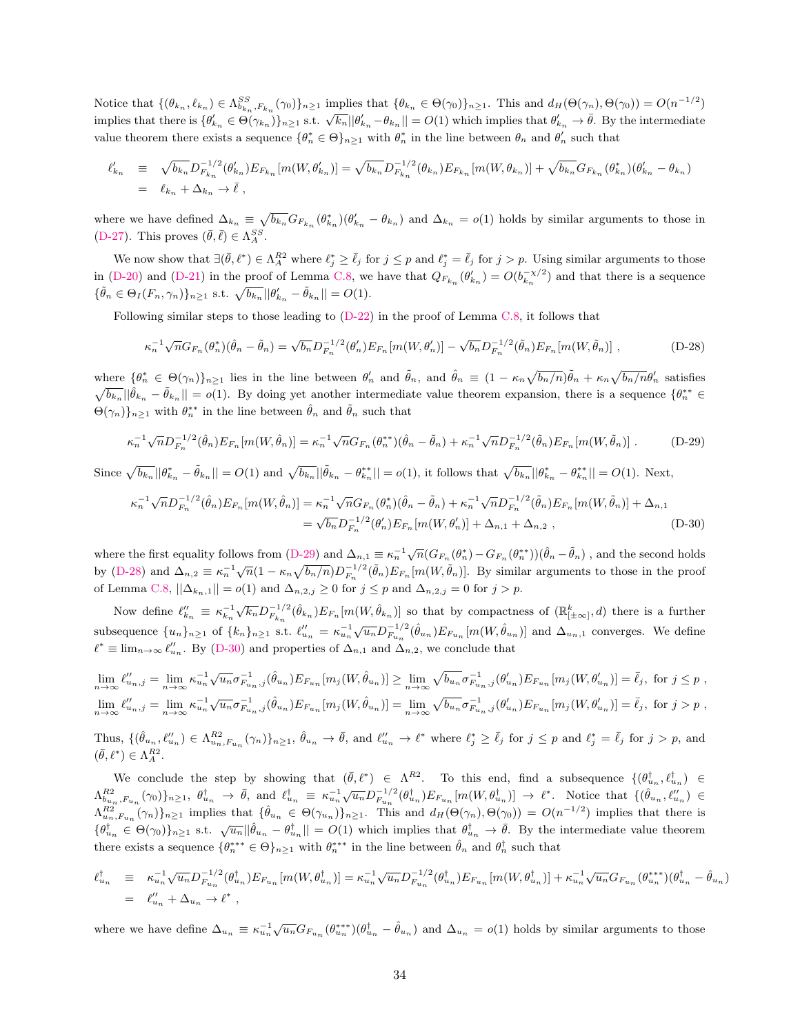Notice that $\{(\theta_{k_n}, \ell_{k_n}) \in \Lambda^{SS}_{b_{k_n}, F_{k_n}}(\gamma_0)\}_{n\geq 1}$ implies that $\{\theta_{k_n} \in \Theta(\gamma_0)\}_{n\geq 1}$. This and $d_H(\Theta(\gamma_n), \Theta(\gamma_0)) = O(n^{-1/2})$ implies that there is $\{\theta'_{k_n} \in \Theta(\gamma_{k_n})\}_{n\geq 1}$ s.t. $\sqrt{k_n}||\theta'_{k_n} - \theta_{k_n}|| = O(1)$ which implies that $\theta'_{k_n} \to \bar{\theta}$. By the intermediate value theorem there exists a sequence $\{\theta^*_n \in \Theta\}_{n\geq 1}$ with $\theta^*_n$ in the line between $\theta_n$ and $\theta'_n$ such that

$$
\begin{aligned}
\ell'_{k_n} &\equiv \sqrt{b_{k_n}} D^{-1/2}_{F_{k_n}}(\theta'_{k_n}) E_{F_{k_n}}[m(W, \theta'_{k_n})] = \sqrt{b_{k_n}} D^{-1/2}_{F_{k_n}}(\theta_{k_n}) E_{F_{k_n}}[m(W, \theta_{k_n})] + \sqrt{b_{k_n}} G_{F_{k_n}}(\theta^*_{k_n})(\theta'_{k_n} - \theta_{k_n}) \\
&= \ell_{k_n} + \Delta_{k_n} \to \bar{\ell} \ ,
\end{aligned}
$$

where we have defined $\Delta_{k_n} \equiv \sqrt{b_{k_n}} G_{F_{k_n}}(\theta^*_{k_n})(\theta'_{k_n} - \theta_{k_n})$ and $\Delta_{k_n} = o(1)$ holds by similar arguments to those in (D-27). This proves $(\bar{\theta}, \bar{\ell}) \in \Lambda^{SS}_A$.

We now show that $\exists(\bar{\theta}, \ell^*) \in \Lambda^{R2}_A$ where $\ell^*_j \geq \bar{\ell}_j$ for $j \leq p$ and $\ell^*_j = \bar{\ell}_j$ for $j > p$. Using similar arguments to those in (D-20) and (D-21) in the proof of Lemma C.8, we have that $Q_{F_{k_n}}(\theta'_{k_n}) = O(b^{-\chi/2}_{k_n})$ and that there is a sequence $\{\tilde{\theta}_n \in \Theta_I(F_n, \gamma_n)\}_{n\geq 1}$ s.t. $\sqrt{b_{k_n}}||\theta'_{k_n} - \tilde{\theta}_{k_n}|| = O(1)$.

Following similar steps to those leading to (D-22) in the proof of Lemma C.8, it follows that

$$
\kappa^{-1}_n \sqrt{n} G_{F_n}(\theta^*_n)(\hat{\theta}_n - \tilde{\theta}_n) = \sqrt{b_n} D^{-1/2}_{F_n}(\theta'_n) E_{F_n}[m(W, \theta'_n)] - \sqrt{b_n} D^{-1/2}_{F_n}(\tilde{\theta}_n) E_{F_n}[m(W, \tilde{\theta}_n)] \ , \tag{D-28}
$$

where $\{\theta^*_n \in \Theta(\gamma_n)\}_{n\geq 1}$ lies in the line between $\theta'_n$ and $\tilde{\theta}_n$, and $\hat{\theta}_n \equiv (1 - \kappa_n\sqrt{b_n/n})\tilde{\theta}_n + \kappa_n\sqrt{b_n/n}\theta'_n$ satisfies $\sqrt{b_{k_n}}||\hat{\theta}_{k_n} - \tilde{\theta}_{k_n}|| = o(1)$. By doing yet another intermediate value theorem expansion, there is a sequence $\{\theta^{**}_n \in \Theta(\gamma_n)\}_{n\geq 1}$ with $\theta^{**}_n$ in the line between $\hat{\theta}_n$ and $\tilde{\theta}_n$ such that

$$
\kappa^{-1}_n \sqrt{n} D^{-1/2}_{F_n}(\hat{\theta}_n) E_{F_n}[m(W, \hat{\theta}_n)] = \kappa^{-1}_n \sqrt{n} G_{F_n}(\theta^{**}_n)(\hat{\theta}_n - \tilde{\theta}_n) + \kappa^{-1}_n \sqrt{n} D^{-1/2}_{F_n}(\tilde{\theta}_n) E_{F_n}[m(W, \tilde{\theta}_n)] \ . \tag{D-29}
$$

Since $\sqrt{b_{k_n}}||\theta^*_{k_n} - \tilde{\theta}_{k_n}|| = O(1)$ and $\sqrt{b_{k_n}}||\tilde{\theta}_{k_n} - \theta^{**}_{k_n}|| = o(1)$, it follows that $\sqrt{b_{k_n}}||\theta^*_{k_n} - \theta^{**}_{k_n}|| = O(1)$. Next,

$$
\begin{aligned}
\kappa^{-1}_n \sqrt{n} D^{-1/2}_{F_n}(\hat{\theta}_n) E_{F_n}[m(W, \hat{\theta}_n)] &= \kappa^{-1}_n \sqrt{n} G_{F_n}(\theta^*_n)(\hat{\theta}_n - \tilde{\theta}_n) + \kappa^{-1}_n \sqrt{n} D^{-1/2}_{F_n}(\tilde{\theta}_n) E_{F_n}[m(W, \tilde{\theta}_n)] + \Delta_{n,1} \\
&= \sqrt{b_n} D^{-1/2}_{F_n}(\theta'_n) E_{F_n}[m(W, \theta'_n)] + \Delta_{n,1} + \Delta_{n,2} \ ,
\end{aligned} \tag{D-30}
$$

where the first equality follows from (D-29) and $\Delta_{n,1} \equiv \kappa^{-1}_n \sqrt{n}(G_{F_n}(\theta^*_n) - G_{F_n}(\theta^{**}_n))(\hat{\theta}_n - \tilde{\theta}_n)$ , and the second holds by (D-28) and $\Delta_{n,2} \equiv \kappa^{-1}_n \sqrt{n}(1 - \kappa_n\sqrt{b_n/n}) D^{-1/2}_{F_n}(\tilde{\theta}_n) E_{F_n}[m(W, \tilde{\theta}_n)]$. By similar arguments to those in the proof of Lemma C.8, $||\Delta_{k_n,1}|| = o(1)$ and $\Delta_{n,2,j} \geq 0$ for $j \leq p$ and $\Delta_{n,2,j} = 0$ for $j > p$.

Now define $\ell''_{k_n} \equiv \kappa^{-1}_{k_n}\sqrt{k_n} D^{-1/2}_{F_{k_n}}(\hat{\theta}_{k_n}) E_{F_n}[m(W, \hat{\theta}_{k_n})]$ so that by compactness of $(\mathbb{R}^k_{[\pm\infty]}, d)$ there is a further subsequence $\{u_n\}_{n\geq 1}$ of $\{k_n\}_{n\geq 1}$ s.t. $\ell''_{u_n} = \kappa^{-1}_{u_n}\sqrt{u_n} D^{-1/2}_{F_{u_n}}(\hat{\theta}_{u_n}) E_{F_{u_n}}[m(W, \hat{\theta}_{u_n})]$ and $\Delta_{u_n,1}$ converges. We define $\ell^* \equiv \lim_{n\to\infty} \ell''_{u_n}$. By (D-30) and properties of $\Delta_{n,1}$ and $\Delta_{n,2}$, we conclude that

$$
\begin{aligned}
\lim_{n\to\infty} \ell''_{u_n,j} &= \lim_{n\to\infty} \kappa^{-1}_{u_n}\sqrt{u_n}\sigma^{-1}_{F_{u_n},j}(\hat{\theta}_{u_n}) E_{F_{u_n}}[m_j(W, \hat{\theta}_{u_n})] \geq \lim_{n\to\infty} \sqrt{b_{u_n}}\sigma^{-1}_{F_{u_n},j}(\theta'_{u_n}) E_{F_{u_n}}[m_j(W, \theta'_{u_n})] = \bar{\ell}_j, \text{ for } j \leq p \ , \\
\lim_{n\to\infty} \ell''_{u_n,j} &= \lim_{n\to\infty} \kappa^{-1}_{u_n}\sqrt{u_n}\sigma^{-1}_{F_{u_n},j}(\hat{\theta}_{u_n}) E_{F_{u_n}}[m_j(W, \hat{\theta}_{u_n})] = \lim_{n\to\infty} \sqrt{b_{u_n}}\sigma^{-1}_{F_{u_n},j}(\theta'_{u_n}) E_{F_{u_n}}[m_j(W, \theta'_{u_n})] = \bar{\ell}_j, \text{ for } j > p \ ,
\end{aligned}
$$

Thus, $\{(\hat{\theta}_{u_n}, \ell''_{u_n}) \in \Lambda^{R2}_{u_n, F_{u_n}}(\gamma_n)\}_{n\geq 1}$, $\hat{\theta}_{u_n} \to \bar{\theta}$, and $\ell''_{u_n} \to \ell^*$ where $\ell^*_j \geq \bar{\ell}_j$ for $j \leq p$ and $\ell^*_j = \bar{\ell}_j$ for $j > p$, and $(\bar{\theta}, \ell^*) \in \Lambda^{R2}_A$.

We conclude the step by showing that $(\bar{\theta}, \ell^*) \in \Lambda^{R2}$. To this end, find a subsequence $\{(\theta^\dagger_{u_n}, \ell^\dagger_{u_n}) \in \Lambda^{R2}_{b_{u_n}, F_{u_n}}(\gamma_0)\}_{n\geq 1}$, $\theta^\dagger_{u_n} \to \bar{\theta}$, and $\ell^\dagger_{u_n} \equiv \kappa^{-1}_{u_n}\sqrt{u_n} D^{-1/2}_{F_{u_n}}(\theta^\dagger_{u_n}) E_{F_{u_n}}[m(W, \theta^\dagger_{u_n})] \to \ell^*$. Notice that $\{(\hat{\theta}_{u_n}, \ell''_{u_n}) \in \Lambda^{R2}_{u_n, F_{u_n}}(\gamma_n)\}_{n\geq 1}$ implies that $\{\hat{\theta}_{u_n} \in \Theta(\gamma_{u_n})\}_{n\geq 1}$. This and $d_H(\Theta(\gamma_n), \Theta(\gamma_0)) = O(n^{-1/2})$ implies that there is $\{\theta^\dagger_{u_n} \in \Theta(\gamma_0)\}_{n\geq 1}$ s.t. $\sqrt{u_n}||\hat{\theta}_{u_n} - \theta^\dagger_{u_n}|| = O(1)$ which implies that $\theta^\dagger_{u_n} \to \bar{\theta}$. By the intermediate value theorem there exists a sequence $\{\theta^{***}_n \in \Theta\}_{n\geq 1}$ with $\theta^{***}_n$ in the line between $\hat{\theta}_n$ and $\theta^\dagger_n$ such that

$$
\begin{aligned}
\ell^\dagger_{u_n} &\equiv \kappa^{-1}_{u_n}\sqrt{u_n} D^{-1/2}_{F_{u_n}}(\theta^\dagger_{u_n}) E_{F_{u_n}}[m(W, \theta^\dagger_{u_n})] = \kappa^{-1}_{u_n}\sqrt{u_n} D^{-1/2}_{F_{u_n}}(\theta^\dagger_{u_n}) E_{F_{u_n}}[m(W, \theta^\dagger_{u_n})] + \kappa^{-1}_{u_n}\sqrt{u_n} G_{F_{u_n}}(\theta^{***}_{u_n})(\theta^\dagger_{u_n} - \hat{\theta}_{u_n}) \\
&= \ell''_{u_n} + \Delta_{u_n} \to \ell^* \ ,
\end{aligned}
$$

where we have define $\Delta_{u_n} \equiv \kappa^{-1}_{u_n}\sqrt{u_n} G_{F_{u_n}}(\theta^{***}_{u_n})(\theta^\dagger_{u_n} - \hat{\theta}_{u_n})$ and $\Delta_{u_n} = o(1)$ holds by similar arguments to those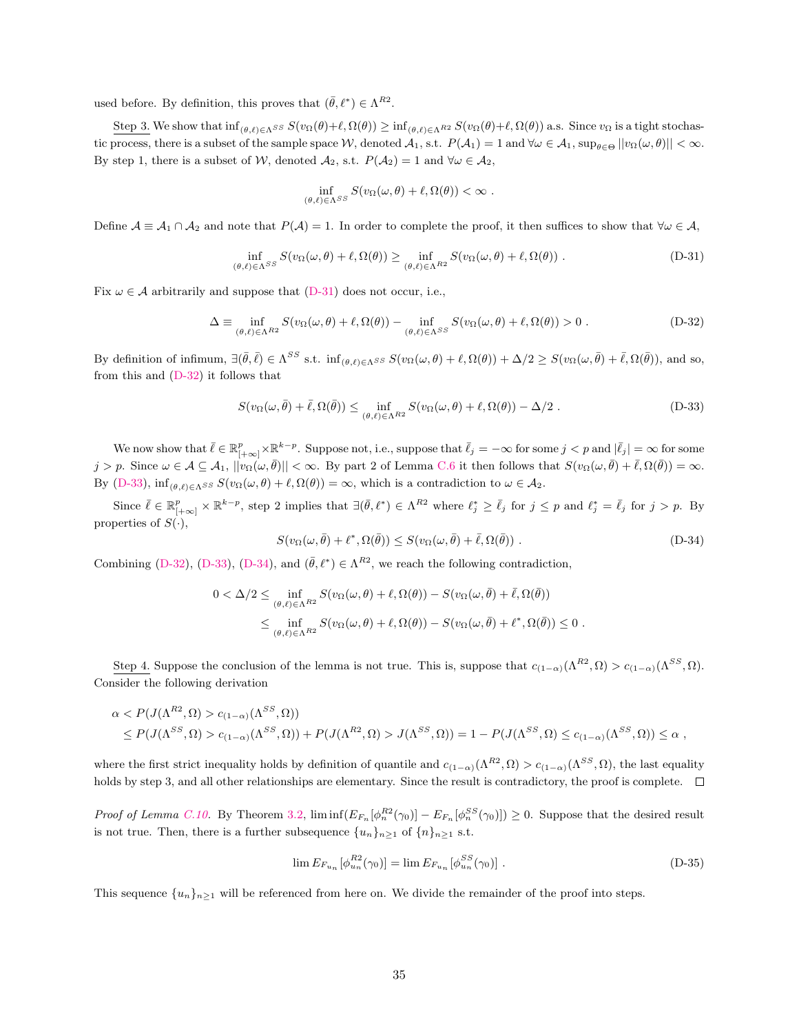used before. By definition, this proves that $(\bar{\theta}, \ell^*) \in \Lambda^{R2}$.

<u>Step 3.</u> We show that $\inf_{(\theta,\ell)\in\Lambda^{SS}} S(v_\Omega(\theta)+\ell, \Omega(\theta)) \geq \inf_{(\theta,\ell)\in\Lambda^{R2}} S(v_\Omega(\theta)+\ell, \Omega(\theta))$ a.s. Since $v_\Omega$ is a tight stochastic process, there is a subset of the sample space $\mathcal{W}$, denoted $\mathcal{A}_1$, s.t. $P(\mathcal{A}_1) = 1$ and $\forall \omega \in \mathcal{A}_1$, $\sup_{\theta\in\Theta} ||v_\Omega(\omega, \theta)|| < \infty$. By step 1, there is a subset of $\mathcal{W}$, denoted $\mathcal{A}_2$, s.t. $P(\mathcal{A}_2) = 1$ and $\forall \omega \in \mathcal{A}_2$,

$$\inf_{(\theta,\ell)\in\Lambda^{SS}} S(v_\Omega(\omega, \theta) + \ell, \Omega(\theta)) < \infty \ .$$

Define $\mathcal{A} \equiv \mathcal{A}_1 \cap \mathcal{A}_2$ and note that $P(\mathcal{A}) = 1$. In order to complete the proof, it then suffices to show that $\forall \omega \in \mathcal{A}$,

$$\inf_{(\theta,\ell)\in\Lambda^{SS}} S(v_\Omega(\omega, \theta) + \ell, \Omega(\theta)) \geq \inf_{(\theta,\ell)\in\Lambda^{R2}} S(v_\Omega(\omega, \theta) + \ell, \Omega(\theta)) \ . \tag{D-31}$$

Fix $\omega \in \mathcal{A}$ arbitrarily and suppose that (D-31) does not occur, i.e.,

$$\Delta \equiv \inf_{(\theta,\ell)\in\Lambda^{R2}} S(v_\Omega(\omega, \theta) + \ell, \Omega(\theta)) - \inf_{(\theta,\ell)\in\Lambda^{SS}} S(v_\Omega(\omega, \theta) + \ell, \Omega(\theta)) > 0 \ . \tag{D-32}$$

By definition of infimum, $\exists(\bar{\theta}, \bar{\ell}) \in \Lambda^{SS}$ s.t. $\inf_{(\theta,\ell)\in\Lambda^{SS}} S(v_\Omega(\omega, \theta) + \ell, \Omega(\theta)) + \Delta/2 \geq S(v_\Omega(\omega, \bar{\theta}) + \bar{\ell}, \Omega(\bar{\theta}))$, and so, from this and (D-32) it follows that

$$S(v_\Omega(\omega, \bar{\theta}) + \bar{\ell}, \Omega(\bar{\theta})) \leq \inf_{(\theta,\ell)\in\Lambda^{R2}} S(v_\Omega(\omega, \theta) + \ell, \Omega(\theta)) - \Delta/2 \ . \tag{D-33}$$

We now show that $\bar{\ell} \in \mathbb{R}^p_{[+\infty]} \times \mathbb{R}^{k-p}$. Suppose not, i.e., suppose that $\bar{\ell}_j = -\infty$ for some $j < p$ and $|\bar{\ell}_j| = \infty$ for some $j > p$. Since $\omega \in \mathcal{A} \subseteq \mathcal{A}_1$, $||v_\Omega(\omega, \bar{\theta})|| < \infty$. By part 2 of Lemma C.6 it then follows that $S(v_\Omega(\omega, \bar{\theta}) + \bar{\ell}, \Omega(\bar{\theta})) = \infty$. By (D-33), $\inf_{(\theta,\ell)\in\Lambda^{SS}} S(v_\Omega(\omega, \theta) + \ell, \Omega(\theta)) = \infty$, which is a contradiction to $\omega \in \mathcal{A}_2$.

Since $\bar{\ell} \in \mathbb{R}^p_{[+\infty]} \times \mathbb{R}^{k-p}$, step 2 implies that $\exists(\bar{\theta}, \ell^*) \in \Lambda^{R2}$ where $\ell^*_j \geq \bar{\ell}_j$ for $j \leq p$ and $\ell^*_j = \bar{\ell}_j$ for $j > p$. By properties of $S(\cdot)$,

$$S(v_\Omega(\omega, \bar{\theta}) + \ell^*, \Omega(\bar{\theta})) \leq S(v_\Omega(\omega, \bar{\theta}) + \bar{\ell}, \Omega(\bar{\theta})) \ . \tag{D-34}$$

Combining (D-32), (D-33), (D-34), and $(\bar{\theta}, \ell^*) \in \Lambda^{R2}$, we reach the following contradiction,

$$\begin{aligned}
0 < \Delta/2 &\leq \inf_{(\theta,\ell)\in\Lambda^{R2}} S(v_\Omega(\omega, \theta) + \ell, \Omega(\theta)) - S(v_\Omega(\omega, \bar{\theta}) + \bar{\ell}, \Omega(\bar{\theta})) \\
&\leq \inf_{(\theta,\ell)\in\Lambda^{R2}} S(v_\Omega(\omega, \theta) + \ell, \Omega(\theta)) - S(v_\Omega(\omega, \bar{\theta}) + \ell^*, \Omega(\bar{\theta})) \leq 0 \ .
\end{aligned}$$

<u>Step 4.</u> Suppose the conclusion of the lemma is not true. This is, suppose that $c_{(1-\alpha)}(\Lambda^{R2}, \Omega) > c_{(1-\alpha)}(\Lambda^{SS}, \Omega)$. Consider the following derivation

$$\begin{aligned}
&\alpha < P(J(\Lambda^{R2}, \Omega) > c_{(1-\alpha)}(\Lambda^{SS}, \Omega)) \\
&\quad \leq P(J(\Lambda^{SS}, \Omega) > c_{(1-\alpha)}(\Lambda^{SS}, \Omega)) + P(J(\Lambda^{R2}, \Omega) > J(\Lambda^{SS}, \Omega)) = 1 - P(J(\Lambda^{SS}, \Omega) \leq c_{(1-\alpha)}(\Lambda^{SS}, \Omega)) \leq \alpha \ ,
\end{aligned}$$

where the first strict inequality holds by definition of quantile and $c_{(1-\alpha)}(\Lambda^{R2}, \Omega) > c_{(1-\alpha)}(\Lambda^{SS}, \Omega)$, the last equality holds by step 3, and all other relationships are elementary. Since the result is contradictory, the proof is complete. $\square$

*Proof of Lemma C.10.* By Theorem 3.2, $\liminf(E_{F_n}[\phi^{R2}_n(\gamma_0)] - E_{F_n}[\phi^{SS}_n(\gamma_0)]) \geq 0$. Suppose that the desired result is not true. Then, there is a further subsequence $\{u_n\}_{n\geq 1}$ of $\{n\}_{n\geq 1}$ s.t.

$$\lim E_{F_{u_n}}[\phi^{R2}_{u_n}(\gamma_0)] = \lim E_{F_{u_n}}[\phi^{SS}_{u_n}(\gamma_0)] \ . \tag{D-35}$$

This sequence $\{u_n\}_{n\geq 1}$ will be referenced from here on. We divide the remainder of the proof into steps.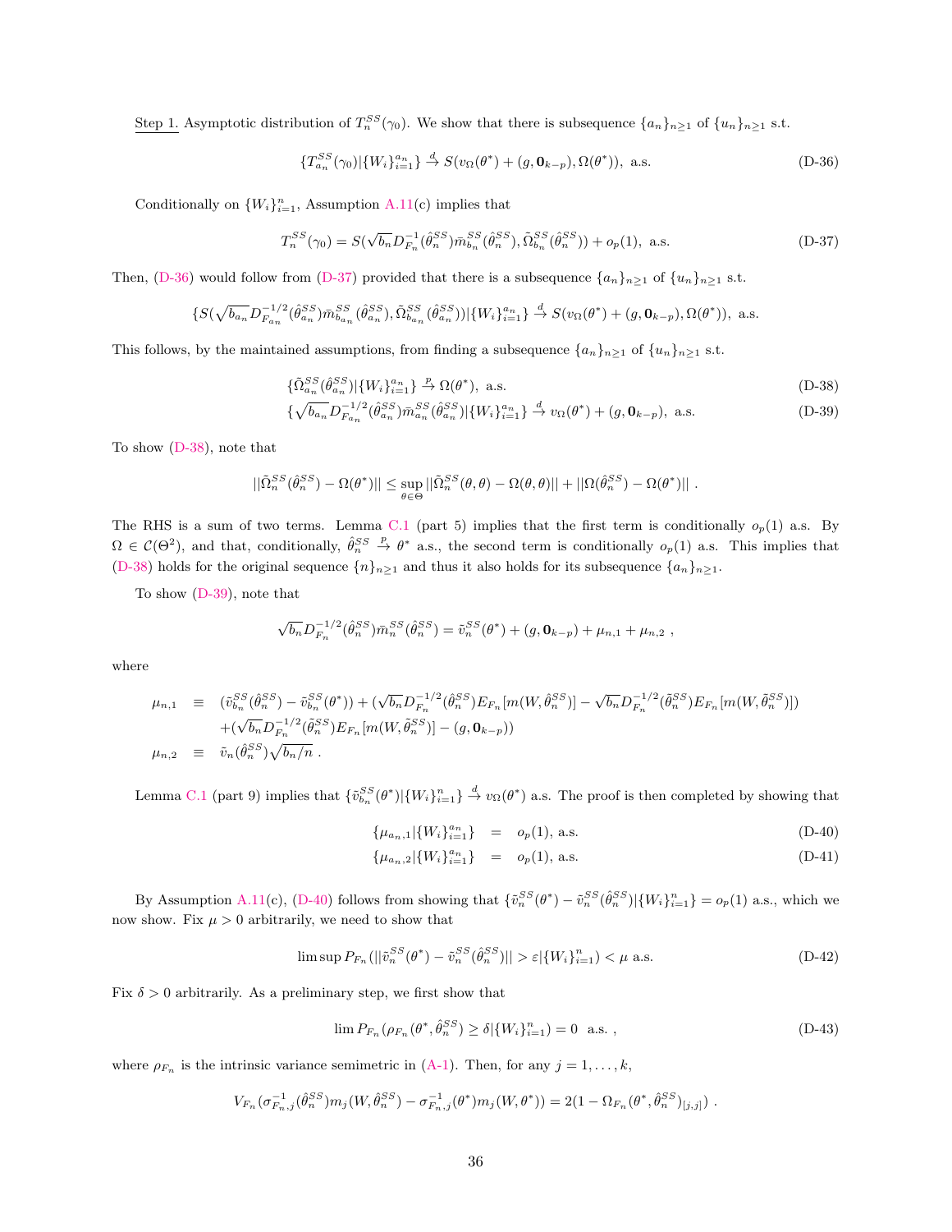<u>Step 1.</u> Asymptotic distribution of $T_n^{SS}(\gamma_0)$. We show that there is subsequence $\{a_n\}_{n\geq 1}$ of $\{u_n\}_{n\geq 1}$ s.t.

$$\{T_{a_n}^{SS}(\gamma_0)|\{W_i\}_{i=1}^{a_n}\} \overset{d}{\to} S(v_\Omega(\theta^*) + (g, \mathbf{0}_{k-p}), \Omega(\theta^*)), \text{ a.s.} \tag{D-36}$$

Conditionally on $\{W_i\}_{i=1}^n$, Assumption A.11(c) implies that

$$T_n^{SS}(\gamma_0) = S(\sqrt{b_n} D_{F_n}^{-1}(\hat{\theta}_n^{SS})\bar{m}_{b_n}^{SS}(\hat{\theta}_n^{SS}), \tilde{\Omega}_{b_n}^{SS}(\hat{\theta}_n^{SS})) + o_p(1), \text{ a.s.} \tag{D-37}$$

Then, (D-36) would follow from (D-37) provided that there is a subsequence $\{a_n\}_{n\geq 1}$ of $\{u_n\}_{n\geq 1}$ s.t.

$$\{S(\sqrt{b_{a_n}} D_{F_{a_n}}^{-1/2}(\hat{\theta}_{a_n}^{SS})\bar{m}_{b_{a_n}}^{SS}(\hat{\theta}_{a_n}^{SS}), \tilde{\Omega}_{b_{a_n}}^{SS}(\hat{\theta}_{a_n}^{SS}))|\{W_i\}_{i=1}^{a_n}\} \overset{d}{\to} S(v_\Omega(\theta^*) + (g, \mathbf{0}_{k-p}), \Omega(\theta^*)), \text{ a.s.}$$

This follows, by the maintained assumptions, from finding a subsequence $\{a_n\}_{n\geq 1}$ of $\{u_n\}_{n\geq 1}$ s.t.

$$\{\tilde{\Omega}_{a_n}^{SS}(\hat{\theta}_{a_n}^{SS})|\{W_i\}_{i=1}^{a_n}\} \overset{p}{\to} \Omega(\theta^*), \text{ a.s.} \tag{D-38}$$

$$\{\sqrt{b_{a_n}} D_{F_{a_n}}^{-1/2}(\hat{\theta}_{a_n}^{SS})\bar{m}_{a_n}^{SS}(\hat{\theta}_{a_n}^{SS})|\{W_i\}_{i=1}^{a_n}\} \overset{d}{\to} v_\Omega(\theta^*) + (g, \mathbf{0}_{k-p}), \text{ a.s.} \tag{D-39}$$

To show (D-38), note that

$$||\tilde{\Omega}_n^{SS}(\hat{\theta}_n^{SS}) - \Omega(\theta^*)|| \leq \sup_{\theta\in\Theta} ||\tilde{\Omega}_n^{SS}(\theta,\theta) - \Omega(\theta,\theta)|| + ||\Omega(\hat{\theta}_n^{SS}) - \Omega(\theta^*)|| \ .$$

The RHS is a sum of two terms. Lemma C.1 (part 5) implies that the first term is conditionally $o_p(1)$ a.s. By $\Omega \in \mathcal{C}(\Theta^2)$, and that, conditionally, $\hat{\theta}_n^{SS} \overset{p}{\to} \theta^*$ a.s., the second term is conditionally $o_p(1)$ a.s. This implies that (D-38) holds for the original sequence $\{n\}_{n\geq 1}$ and thus it also holds for its subsequence $\{a_n\}_{n\geq 1}$.

To show (D-39), note that

$$\sqrt{b_n} D_{F_n}^{-1/2}(\hat{\theta}_n^{SS})\bar{m}_n^{SS}(\hat{\theta}_n^{SS}) = \tilde{v}_n^{SS}(\theta^*) + (g, \mathbf{0}_{k-p}) + \mu_{n,1} + \mu_{n,2} \ ,$$

where

$$\begin{aligned}
\mu_{n,1} \quad &\equiv \quad (\tilde{v}_{b_n}^{SS}(\hat{\theta}_n^{SS}) - \tilde{v}_{b_n}^{SS}(\theta^*)) + (\sqrt{b_n} D_{F_n}^{-1/2}(\hat{\theta}_n^{SS}) E_{F_n}[m(W, \hat{\theta}_n^{SS})] - \sqrt{b_n} D_{F_n}^{-1/2}(\tilde{\theta}_n^{SS}) E_{F_n}[m(W, \tilde{\theta}_n^{SS})]) \\
&\quad + (\sqrt{b_n} D_{F_n}^{-1/2}(\tilde{\theta}_n^{SS}) E_{F_n}[m(W, \tilde{\theta}_n^{SS})] - (g, \mathbf{0}_{k-p})) \\
\mu_{n,2} \quad &\equiv \quad \tilde{v}_n(\hat{\theta}_n^{SS})\sqrt{b_n/n} \ .
\end{aligned}$$

Lemma C.1 (part 9) implies that $\{\tilde{v}_{b_n}^{SS}(\theta^*)|\{W_i\}_{i=1}^n\} \overset{d}{\to} v_\Omega(\theta^*)$ a.s. The proof is then completed by showing that

$$\{\mu_{a_n,1}|\{W_i\}_{i=1}^{a_n}\} \quad = \quad o_p(1), \text{ a.s.} \tag{D-40}$$

$$\{\mu_{a_n,2}|\{W_i\}_{i=1}^{a_n}\} \quad = \quad o_p(1), \text{ a.s.} \tag{D-41}$$

By Assumption A.11(c), (D-40) follows from showing that $\{\tilde{v}_n^{SS}(\theta^*) - \tilde{v}_n^{SS}(\hat{\theta}_n^{SS})|\{W_i\}_{i=1}^n\} = o_p(1)$ a.s., which we now show. Fix $\mu > 0$ arbitrarily, we need to show that

$$\limsup P_{F_n}(||\tilde{v}_n^{SS}(\theta^*) - \tilde{v}_n^{SS}(\hat{\theta}_n^{SS})|| > \varepsilon|\{W_i\}_{i=1}^n) < \mu \text{ a.s.} \tag{D-42}$$

Fix $\delta > 0$ arbitrarily. As a preliminary step, we first show that

$$\lim P_{F_n}(\rho_{F_n}(\theta^*, \hat{\theta}_n^{SS}) \geq \delta|\{W_i\}_{i=1}^n) = 0 \ \text{ a.s.} \ , \tag{D-43}$$

where $\rho_{F_n}$ is the intrinsic variance semimetric in (A-1). Then, for any $j = 1, \ldots, k$,

$$V_{F_n}(\sigma_{F_n,j}^{-1}(\hat{\theta}_n^{SS})m_j(W, \hat{\theta}_n^{SS}) - \sigma_{F_n,j}^{-1}(\theta^*)m_j(W, \theta^*)) = 2(1 - \Omega_{F_n}(\theta^*, \hat{\theta}_n^{SS})_{[j,j]}) \ .$$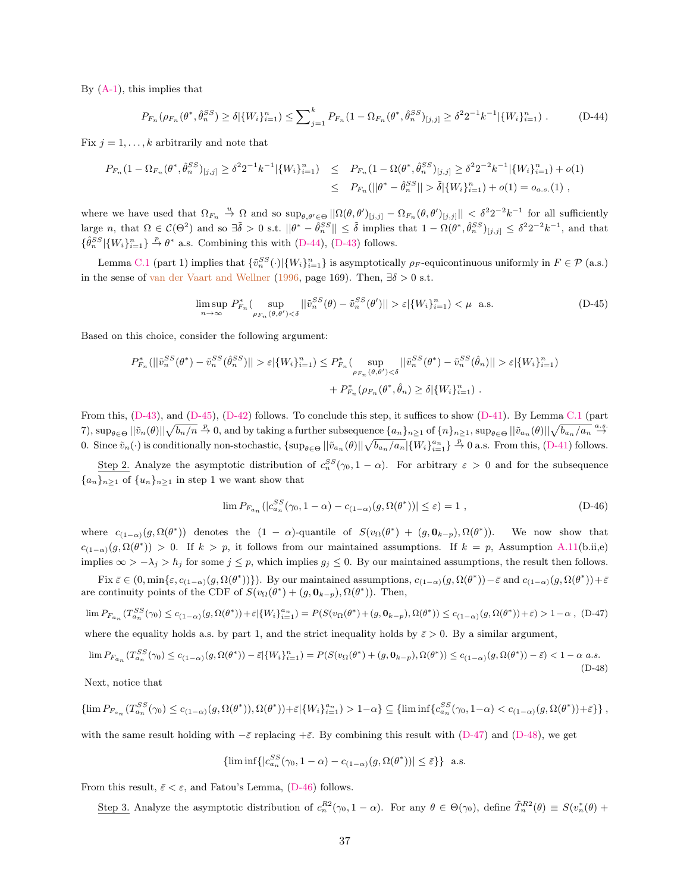By (A-1), this implies that

$$P_{F_n}(\rho_{F_n}(\theta^*, \hat{\theta}_n^{SS}) \geq \delta | \{W_i\}_{i=1}^n) \leq \sum\nolimits_{j=1}^k P_{F_n}(1 - \Omega_{F_n}(\theta^*, \hat{\theta}_n^{SS})_{[j,j]} \geq \delta^2 2^{-1} k^{-1} | \{W_i\}_{i=1}^n) \; . \tag{D-44}$$

Fix $j = 1, \ldots, k$ arbitrarily and note that

$$\begin{aligned} P_{F_n}(1 - \Omega_{F_n}(\theta^*, \hat{\theta}_n^{SS})_{[j,j]} \geq \delta^2 2^{-1} k^{-1} | \{W_i\}_{i=1}^n) &\leq P_{F_n}(1 - \Omega(\theta^*, \hat{\theta}_n^{SS})_{[j,j]} \geq \delta^2 2^{-2} k^{-1} | \{W_i\}_{i=1}^n) + o(1) \\ &\leq P_{F_n}(||\theta^* - \hat{\theta}_n^{SS}|| > \tilde{\delta} | \{W_i\}_{i=1}^n) + o(1) = o_{a.s.}(1) \; , \end{aligned}$$

where we have used that $\Omega_{F_n} \overset{u}{\to} \Omega$ and so $\sup_{\theta,\theta' \in \Theta} ||\Omega(\theta, \theta')_{[j,j]} - \Omega_{F_n}(\theta, \theta')_{[j,j]}|| < \delta^2 2^{-2} k^{-1}$ for all sufficiently large $n$, that $\Omega \in \mathcal{C}(\Theta^2)$ and so $\exists \tilde{\delta} > 0$ s.t. $||\theta^* - \hat{\theta}_n^{SS}|| \leq \tilde{\delta}$ implies that $1 - \Omega(\theta^*, \hat{\theta}_n^{SS})_{[j,j]} \leq \delta^2 2^{-2} k^{-1}$, and that $\{\hat{\theta}_n^{SS} | \{W_i\}_{i=1}^n\} \overset{p}{\to} \theta^*$ a.s. Combining this with (D-44), (D-43) follows.

Lemma C.1 (part 1) implies that $\{\tilde{v}_n^{SS}(\cdot) | \{W_i\}_{i=1}^n\}$ is asymptotically $\rho_F$-equicontinuous uniformly in $F \in \mathcal{P}$ (a.s.) in the sense of van der Vaart and Wellner (1996, page 169). Then, $\exists \delta > 0$ s.t.

$$\limsup_{n \to \infty} P_{F_n}^*(\sup_{\rho_{F_n}(\theta,\theta') < \delta} ||\tilde{v}_n^{SS}(\theta) - \tilde{v}_n^{SS}(\theta')|| > \varepsilon | \{W_i\}_{i=1}^n) < \mu \;\; \text{a.s.} \tag{D-45}$$

Based on this choice, consider the following argument:

$$\begin{aligned} P_{F_n}^*(||\tilde{v}_n^{SS}(\theta^*) - \tilde{v}_n^{SS}(\hat{\theta}_n^{SS})|| > \varepsilon | \{W_i\}_{i=1}^n) \leq\; & P_{F_n}^*(\sup_{\rho_{F_n}(\theta,\theta') < \delta} ||\tilde{v}_n^{SS}(\theta^*) - \tilde{v}_n^{SS}(\hat{\theta}_n)|| > \varepsilon | \{W_i\}_{i=1}^n) \\ &+ P_{F_n}^*(\rho_{F_n}(\theta^*, \hat{\theta}_n) \geq \delta | \{W_i\}_{i=1}^n) \; . \end{aligned}$$

From this, (D-43), and (D-45), (D-42) follows. To conclude this step, it suffices to show (D-41). By Lemma C.1 (part 7), $\sup_{\theta \in \Theta} ||\tilde{v}_n(\theta)|| \sqrt{b_n/n} \overset{p}{\to} 0$, and by taking a further subsequence $\{a_n\}_{n \geq 1}$ of $\{n\}_{n \geq 1}$, $\sup_{\theta \in \Theta} ||\tilde{v}_{a_n}(\theta)|| \sqrt{b_{a_n}/a_n} \overset{a.s.}{\to} 0$. Since $\tilde{v}_n(\cdot)$ is conditionally non-stochastic, $\{\sup_{\theta \in \Theta} ||\tilde{v}_{a_n}(\theta)|| \sqrt{b_{a_n}/a_n} | \{W_i\}_{i=1}^{a_n}\} \overset{p}{\to} 0$ a.s. From this, (D-41) follows.

<u>Step 2.</u> Analyze the asymptotic distribution of $c_n^{SS}(\gamma_0, 1-\alpha)$. For arbitrary $\varepsilon > 0$ and for the subsequence $\{a_n\}_{n \geq 1}$ of $\{u_n\}_{n \geq 1}$ in step 1 we want show that

$$\lim P_{F_{a_n}}(|c_{a_n}^{SS}(\gamma_0, 1-\alpha) - c_{(1-\alpha)}(g, \Omega(\theta^*))| \leq \varepsilon) = 1 \; , \tag{D-46}$$

where $c_{(1-\alpha)}(g, \Omega(\theta^*))$ denotes the $(1-\alpha)$-quantile of $S(v_\Omega(\theta^*) + (g, \mathbf{0}_{k-p}), \Omega(\theta^*))$. We now show that $c_{(1-\alpha)}(g, \Omega(\theta^*)) > 0$. If $k > p$, it follows from our maintained assumptions. If $k = p$, Assumption A.11(b.ii,e) implies $\infty > -\lambda_j > h_j$ for some $j \leq p$, which implies $g_j \leq 0$. By our maintained assumptions, the result then follows.

Fix $\bar{\varepsilon} \in (0, \min\{\varepsilon, c_{(1-\alpha)}(g, \Omega(\theta^*))\})$. By our maintained assumptions, $c_{(1-\alpha)}(g, \Omega(\theta^*)) - \bar{\varepsilon}$ and $c_{(1-\alpha)}(g, \Omega(\theta^*)) + \bar{\varepsilon}$ are continuity points of the CDF of $S(v_\Omega(\theta^*) + (g, \mathbf{0}_{k-p}), \Omega(\theta^*))$. Then,

$$\lim P_{F_{a_n}}(T_{a_n}^{SS}(\gamma_0) \leq c_{(1-\alpha)}(g, \Omega(\theta^*)) + \bar{\varepsilon} | \{W_i\}_{i=1}^{a_n}) = P(S(v_\Omega(\theta^*) + (g, \mathbf{0}_{k-p}), \Omega(\theta^*)) \leq c_{(1-\alpha)}(g, \Omega(\theta^*)) + \bar{\varepsilon}) > 1 - \alpha \; , \tag{D-47}$$

where the equality holds a.s. by part 1, and the strict inequality holds by $\bar{\varepsilon} > 0$. By a similar argument,

$$\lim P_{F_{a_n}}(T_{a_n}^{SS}(\gamma_0) \leq c_{(1-\alpha)}(g, \Omega(\theta^*)) - \bar{\varepsilon} | \{W_i\}_{i=1}^{n}) = P(S(v_\Omega(\theta^*) + (g, \mathbf{0}_{k-p}), \Omega(\theta^*)) \leq c_{(1-\alpha)}(g, \Omega(\theta^*)) - \bar{\varepsilon}) < 1 - \alpha \;\; a.s. \tag{D-48}$$

Next, notice that

$$\{\lim P_{F_{a_n}}(T_{a_n}^{SS}(\gamma_0) \leq c_{(1-\alpha)}(g, \Omega(\theta^*)), \Omega(\theta^*)) + \bar{\varepsilon} | \{W_i\}_{i=1}^{a_n}) > 1 - \alpha\} \subseteq \{\liminf\{c_{a_n}^{SS}(\gamma_0, 1-\alpha) < c_{(1-\alpha)}(g, \Omega(\theta^*)) + \bar{\varepsilon}\}\} \; ,$$

with the same result holding with $-\bar{\varepsilon}$ replacing $+\bar{\varepsilon}$. By combining this result with (D-47) and (D-48), we get

$$\{\liminf\{|c_{a_n}^{SS}(\gamma_0, 1-\alpha) - c_{(1-\alpha)}(g, \Omega(\theta^*))| \leq \bar{\varepsilon}\}\} \;\; \text{a.s.}$$

From this result, $\bar{\varepsilon} < \varepsilon$, and Fatou's Lemma, (D-46) follows.

<u>Step 3.</u> Analyze the asymptotic distribution of $c_n^{R2}(\gamma_0, 1-\alpha)$. For any $\theta \in \Theta(\gamma_0)$, define $\tilde{T}_n^{R2}(\theta) \equiv S(v_n^*(\theta) +$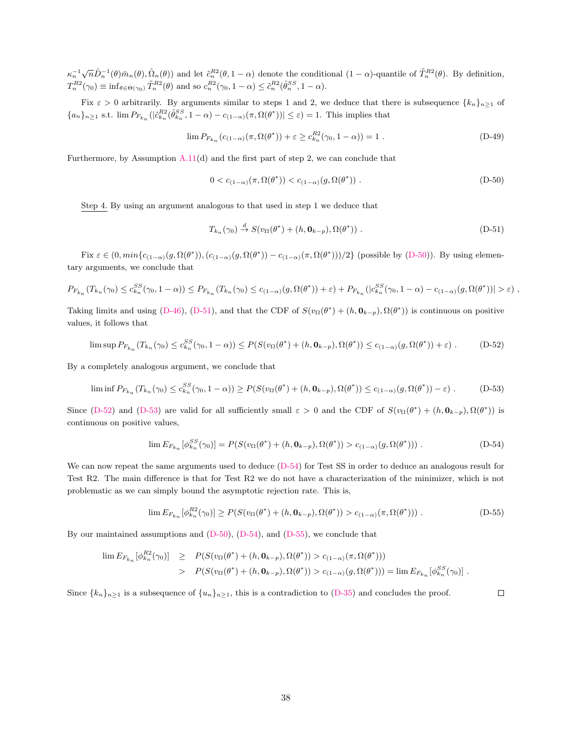$\kappa_n^{-1}\sqrt{n}\hat{D}_n^{-1}(\theta)\bar{m}_n(\theta), \hat{\Omega}_n(\theta))$ and let $\tilde{c}_n^{R2}(\theta, 1-\alpha)$ denote the conditional $(1-\alpha)$-quantile of $\tilde{T}_n^{R2}(\theta)$. By definition, $T_n^{R2}(\gamma_0) \equiv \inf_{\theta \in \Theta(\gamma_0)} \tilde{T}_n^{R2}(\theta)$ and so $c_n^{R2}(\gamma_0, 1-\alpha) \leq \tilde{c}_n^{R2}(\hat{\theta}_n^{SS}, 1-\alpha)$.

Fix $\varepsilon > 0$ arbitrarily. By arguments similar to steps 1 and 2, we deduce that there is subsequence $\{k_n\}_{n\geq 1}$ of $\{a_n\}_{n\geq 1}$ s.t. $\lim P_{F_{k_n}}(|\tilde{c}_{k_n}^{R2}(\hat{\theta}_{k_n}^{SS}, 1-\alpha) - c_{(1-\alpha)}(\pi, \Omega(\theta^*))| \leq \varepsilon) = 1$. This implies that

$$\lim P_{F_{k_n}}(c_{(1-\alpha)}(\pi, \Omega(\theta^*)) + \varepsilon \geq c_{k_n}^{R2}(\gamma_0, 1-\alpha)) = 1 \ . \tag{D-49}$$

Furthermore, by Assumption A.11(d) and the first part of step 2, we can conclude that

$$0 < c_{(1-\alpha)}(\pi, \Omega(\theta^*)) < c_{(1-\alpha)}(g, \Omega(\theta^*)) \ . \tag{D-50}$$

Step 4. By using an argument analogous to that used in step 1 we deduce that

$$T_{k_n}(\gamma_0) \xrightarrow{d} S(v_\Omega(\theta^*) + (h, \mathbf{0}_{k-p}), \Omega(\theta^*)) \ . \tag{D-51}$$

Fix $\varepsilon \in (0, min\{c_{(1-\alpha)}(g, \Omega(\theta^*)), (c_{(1-\alpha)}(g, \Omega(\theta^*)) - c_{(1-\alpha)}(\pi, \Omega(\theta^*)))/2\}$ (possible by (D-50)). By using elementary arguments, we conclude that

$$P_{F_{k_n}}(T_{k_n}(\gamma_0) \leq c_{k_n}^{SS}(\gamma_0, 1-\alpha)) \leq P_{F_{k_n}}(T_{k_n}(\gamma_0) \leq c_{(1-\alpha)}(g, \Omega(\theta^*)) + \varepsilon) + P_{F_{k_n}}(|c_{k_n}^{SS}(\gamma_0, 1-\alpha) - c_{(1-\alpha)}(g, \Omega(\theta^*))| > \varepsilon) \ ,$$

Taking limits and using (D-46), (D-51), and that the CDF of $S(v_\Omega(\theta^*) + (h, \mathbf{0}_{k-p}), \Omega(\theta^*))$ is continuous on positive values, it follows that

$$\limsup P_{F_{k_n}}(T_{k_n}(\gamma_0) \leq c_{k_n}^{SS}(\gamma_0, 1-\alpha)) \leq P(S(v_\Omega(\theta^*) + (h, \mathbf{0}_{k-p}), \Omega(\theta^*)) \leq c_{(1-\alpha)}(g, \Omega(\theta^*)) + \varepsilon) \ . \tag{D-52}$$

By a completely analogous argument, we conclude that

$$\liminf P_{F_{k_n}}(T_{k_n}(\gamma_0) \leq c_{k_n}^{SS}(\gamma_0, 1-\alpha)) \geq P(S(v_\Omega(\theta^*) + (h, \mathbf{0}_{k-p}), \Omega(\theta^*)) \leq c_{(1-\alpha)}(g, \Omega(\theta^*)) - \varepsilon) \ . \tag{D-53}$$

Since (D-52) and (D-53) are valid for all sufficiently small $\varepsilon > 0$ and the CDF of $S(v_\Omega(\theta^*) + (h, \mathbf{0}_{k-p}), \Omega(\theta^*))$ is continuous on positive values,

$$\lim E_{F_{k_n}}[\phi_{k_n}^{SS}(\gamma_0)] = P(S(v_\Omega(\theta^*) + (h, \mathbf{0}_{k-p}), \Omega(\theta^*)) > c_{(1-\alpha)}(g, \Omega(\theta^*))) \ . \tag{D-54}$$

We can now repeat the same arguments used to deduce (D-54) for Test SS in order to deduce an analogous result for Test R2. The main difference is that for Test R2 we do not have a characterization of the minimizer, which is not problematic as we can simply bound the asymptotic rejection rate. This is,

$$\lim E_{F_{k_n}}[\phi_{k_n}^{R2}(\gamma_0)] \geq P(S(v_\Omega(\theta^*) + (h, \mathbf{0}_{k-p}), \Omega(\theta^*)) > c_{(1-\alpha)}(\pi, \Omega(\theta^*))) \ . \tag{D-55}$$

By our maintained assumptions and (D-50), (D-54), and (D-55), we conclude that

$$\begin{aligned}
\lim E_{F_{k_n}}[\phi_{k_n}^{R2}(\gamma_0)] &\geq P(S(v_\Omega(\theta^*) + (h, \mathbf{0}_{k-p}), \Omega(\theta^*)) > c_{(1-\alpha)}(\pi, \Omega(\theta^*))) \\
&> P(S(v_\Omega(\theta^*) + (h, \mathbf{0}_{k-p}), \Omega(\theta^*)) > c_{(1-\alpha)}(g, \Omega(\theta^*))) = \lim E_{F_{k_n}}[\phi_{k_n}^{SS}(\gamma_0)] \ .
\end{aligned}$$

Since $\{k_n\}_{n\geq 1}$ is a subsequence of $\{u_n\}_{n\geq 1}$, this is a contradiction to (D-35) and concludes the proof. $\square$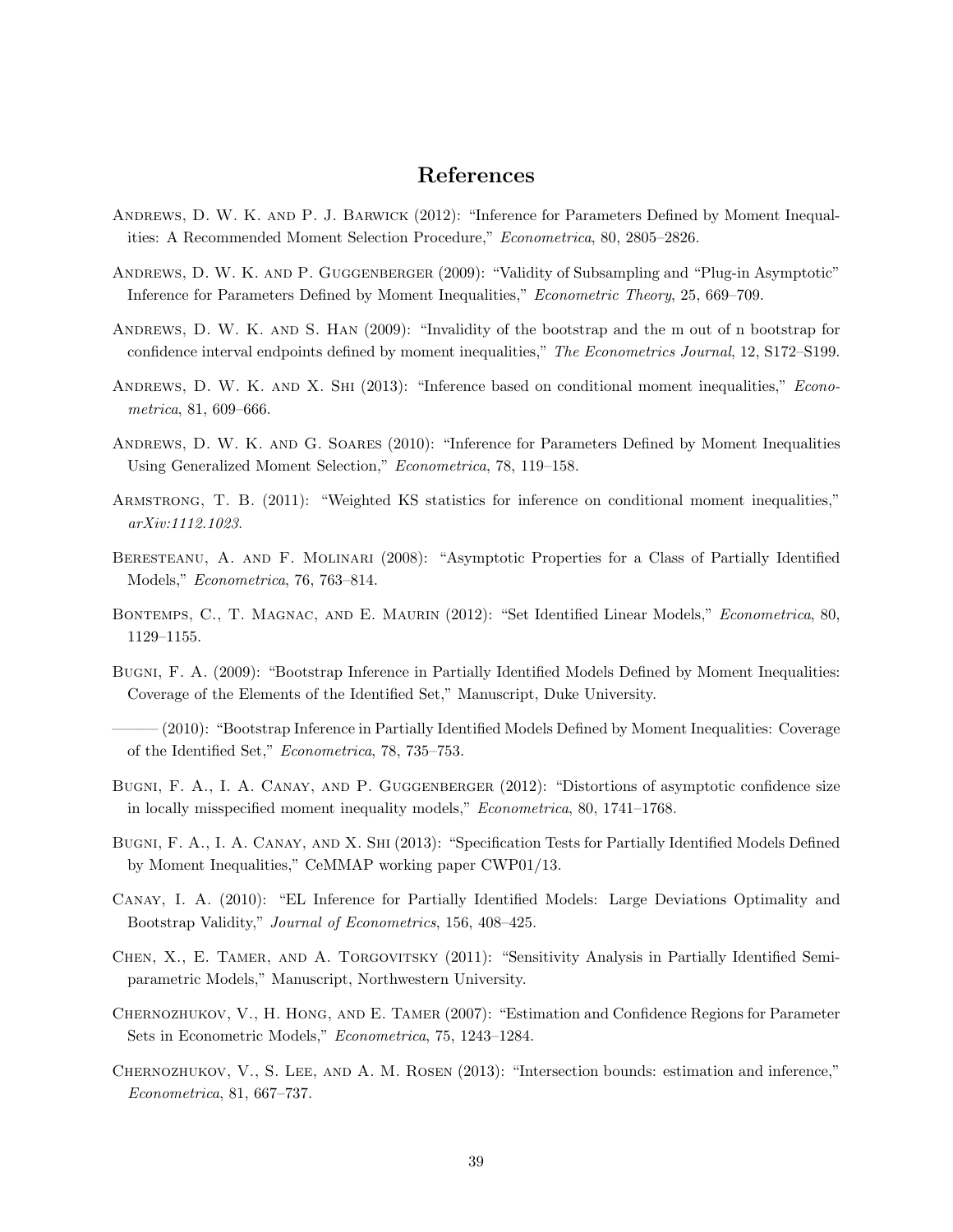# References

Andrews, D. W. K. and P. J. Barwick (2012): "Inference for Parameters Defined by Moment Inequalities: A Recommended Moment Selection Procedure," *Econometrica*, 80, 2805–2826.

Andrews, D. W. K. and P. Guggenberger (2009): "Validity of Subsampling and "Plug-in Asymptotic" Inference for Parameters Defined by Moment Inequalities," *Econometric Theory*, 25, 669–709.

Andrews, D. W. K. and S. Han (2009): "Invalidity of the bootstrap and the m out of n bootstrap for confidence interval endpoints defined by moment inequalities," *The Econometrics Journal*, 12, S172–S199.

Andrews, D. W. K. and X. Shi (2013): "Inference based on conditional moment inequalities," *Econometrica*, 81, 609–666.

Andrews, D. W. K. and G. Soares (2010): "Inference for Parameters Defined by Moment Inequalities Using Generalized Moment Selection," *Econometrica*, 78, 119–158.

Armstrong, T. B. (2011): "Weighted KS statistics for inference on conditional moment inequalities," *arXiv:1112.1023*.

Beresteanu, A. and F. Molinari (2008): "Asymptotic Properties for a Class of Partially Identified Models," *Econometrica*, 76, 763–814.

Bontemps, C., T. Magnac, and E. Maurin (2012): "Set Identified Linear Models," *Econometrica*, 80, 1129–1155.

Bugni, F. A. (2009): "Bootstrap Inference in Partially Identified Models Defined by Moment Inequalities: Coverage of the Elements of the Identified Set," Manuscript, Duke University.

——— (2010): "Bootstrap Inference in Partially Identified Models Defined by Moment Inequalities: Coverage of the Identified Set," *Econometrica*, 78, 735–753.

Bugni, F. A., I. A. Canay, and P. Guggenberger (2012): "Distortions of asymptotic confidence size in locally misspecified moment inequality models," *Econometrica*, 80, 1741–1768.

Bugni, F. A., I. A. Canay, and X. Shi (2013): "Specification Tests for Partially Identified Models Defined by Moment Inequalities," CeMMAP working paper CWP01/13.

Canay, I. A. (2010): "EL Inference for Partially Identified Models: Large Deviations Optimality and Bootstrap Validity," *Journal of Econometrics*, 156, 408–425.

Chen, X., E. Tamer, and A. Torgovitsky (2011): "Sensitivity Analysis in Partially Identified Semiparametric Models," Manuscript, Northwestern University.

Chernozhukov, V., H. Hong, and E. Tamer (2007): "Estimation and Confidence Regions for Parameter Sets in Econometric Models," *Econometrica*, 75, 1243–1284.

Chernozhukov, V., S. Lee, and A. M. Rosen (2013): "Intersection bounds: estimation and inference," *Econometrica*, 81, 667–737.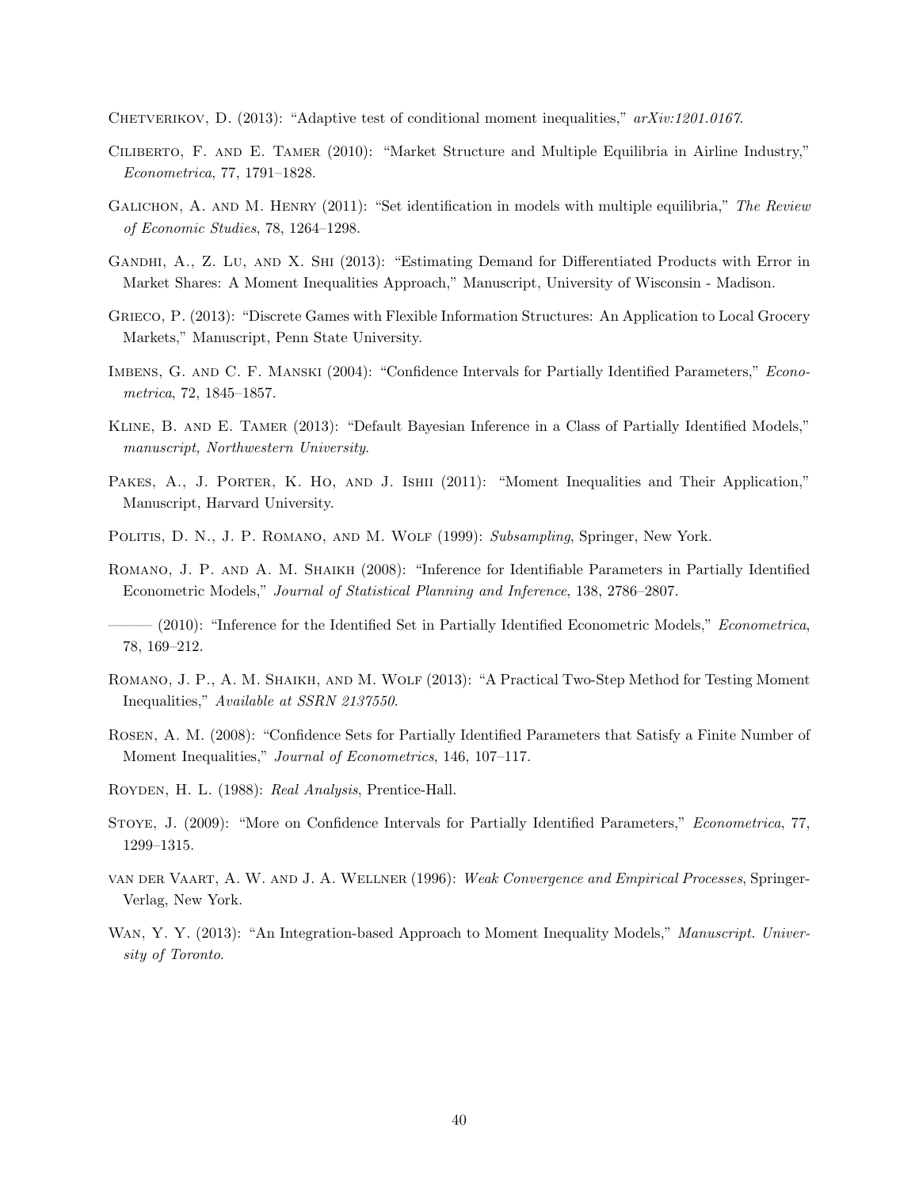Chetverikov, D. (2013): "Adaptive test of conditional moment inequalities," *arXiv:1201.0167*.

Ciliberto, F. and E. Tamer (2010): "Market Structure and Multiple Equilibria in Airline Industry," *Econometrica*, 77, 1791–1828.

Galichon, A. and M. Henry (2011): "Set identification in models with multiple equilibria," *The Review of Economic Studies*, 78, 1264–1298.

Gandhi, A., Z. Lu, and X. Shi (2013): "Estimating Demand for Differentiated Products with Error in Market Shares: A Moment Inequalities Approach," Manuscript, University of Wisconsin - Madison.

Grieco, P. (2013): "Discrete Games with Flexible Information Structures: An Application to Local Grocery Markets," Manuscript, Penn State University.

Imbens, G. and C. F. Manski (2004): "Confidence Intervals for Partially Identified Parameters," *Econometrica*, 72, 1845–1857.

Kline, B. and E. Tamer (2013): "Default Bayesian Inference in a Class of Partially Identified Models," *manuscript, Northwestern University*.

Pakes, A., J. Porter, K. Ho, and J. Ishii (2011): "Moment Inequalities and Their Application," Manuscript, Harvard University.

Politis, D. N., J. P. Romano, and M. Wolf (1999): *Subsampling*, Springer, New York.

Romano, J. P. and A. M. Shaikh (2008): "Inference for Identifiable Parameters in Partially Identified Econometric Models," *Journal of Statistical Planning and Inference*, 138, 2786–2807.

——— (2010): "Inference for the Identified Set in Partially Identified Econometric Models," *Econometrica*, 78, 169–212.

Romano, J. P., A. M. Shaikh, and M. Wolf (2013): "A Practical Two-Step Method for Testing Moment Inequalities," *Available at SSRN 2137550*.

Rosen, A. M. (2008): "Confidence Sets for Partially Identified Parameters that Satisfy a Finite Number of Moment Inequalities," *Journal of Econometrics*, 146, 107–117.

Royden, H. L. (1988): *Real Analysis*, Prentice-Hall.

Stoye, J. (2009): "More on Confidence Intervals for Partially Identified Parameters," *Econometrica*, 77, 1299–1315.

van der Vaart, A. W. and J. A. Wellner (1996): *Weak Convergence and Empirical Processes*, Springer-Verlag, New York.

Wan, Y. Y. (2013): "An Integration-based Approach to Moment Inequality Models," *Manuscript. University of Toronto*.